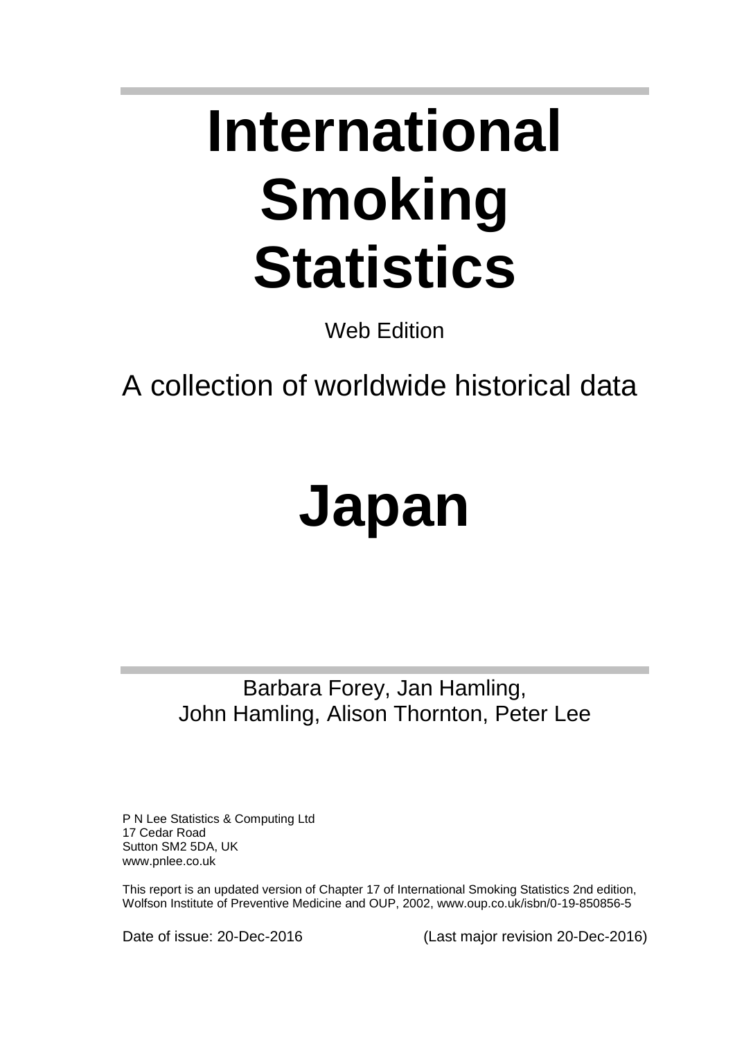# International Smoking Statistics

Web Edition

A collection of worldwide historical data

# Japan

Barbara Forey, Jan Hamling,
John Hamling, Alison Thornton, Peter Lee

P N Lee Statistics & Computing Ltd
17 Cedar Road
Sutton SM2 5DA, UK
www.pnlee.co.uk

This report is an updated version of Chapter 17 of International Smoking Statistics 2nd edition, Wolfson Institute of Preventive Medicine and OUP, 2002, www.oup.co.uk/isbn/0-19-850856-5

Date of issue: 20-Dec-2016 (Last major revision 20-Dec-2016)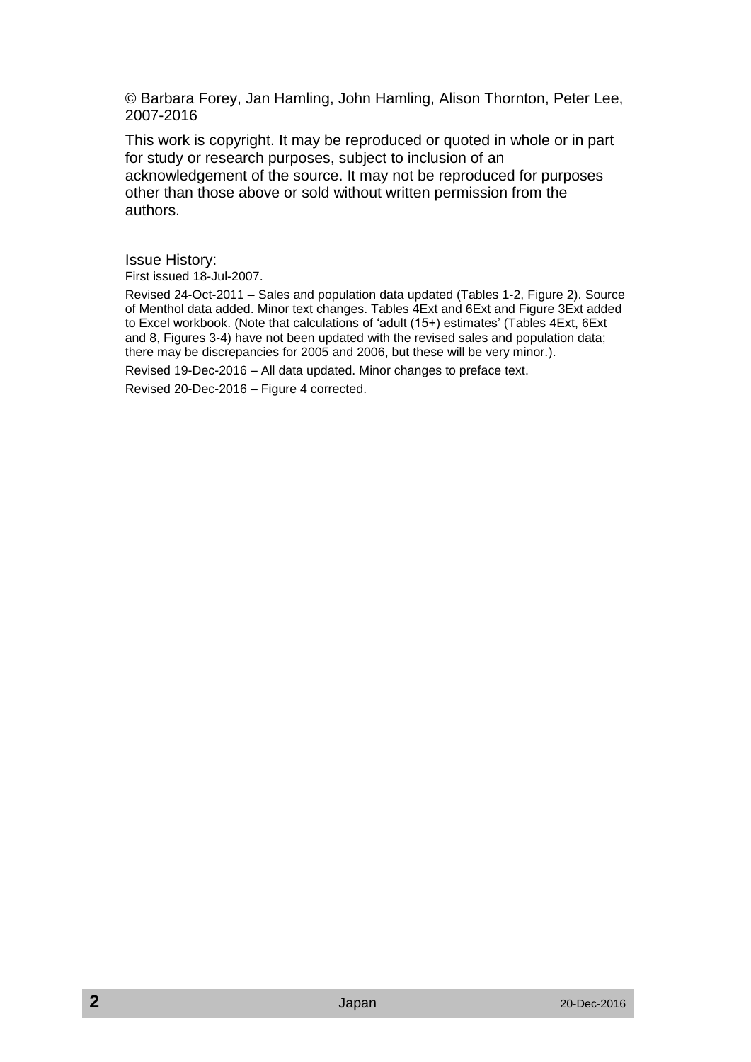© Barbara Forey, Jan Hamling, John Hamling, Alison Thornton, Peter Lee, 2007-2016

This work is copyright. It may be reproduced or quoted in whole or in part for study or research purposes, subject to inclusion of an acknowledgement of the source. It may not be reproduced for purposes other than those above or sold without written permission from the authors.

Issue History:

First issued 18-Jul-2007.

Revised 24-Oct-2011 – Sales and population data updated (Tables 1-2, Figure 2). Source of Menthol data added. Minor text changes. Tables 4Ext and 6Ext and Figure 3Ext added to Excel workbook. (Note that calculations of 'adult (15+) estimates' (Tables 4Ext, 6Ext and 8, Figures 3-4) have not been updated with the revised sales and population data; there may be discrepancies for 2005 and 2006, but these will be very minor.).

Revised 19-Dec-2016 – All data updated. Minor changes to preface text.

Revised 20-Dec-2016 – Figure 4 corrected.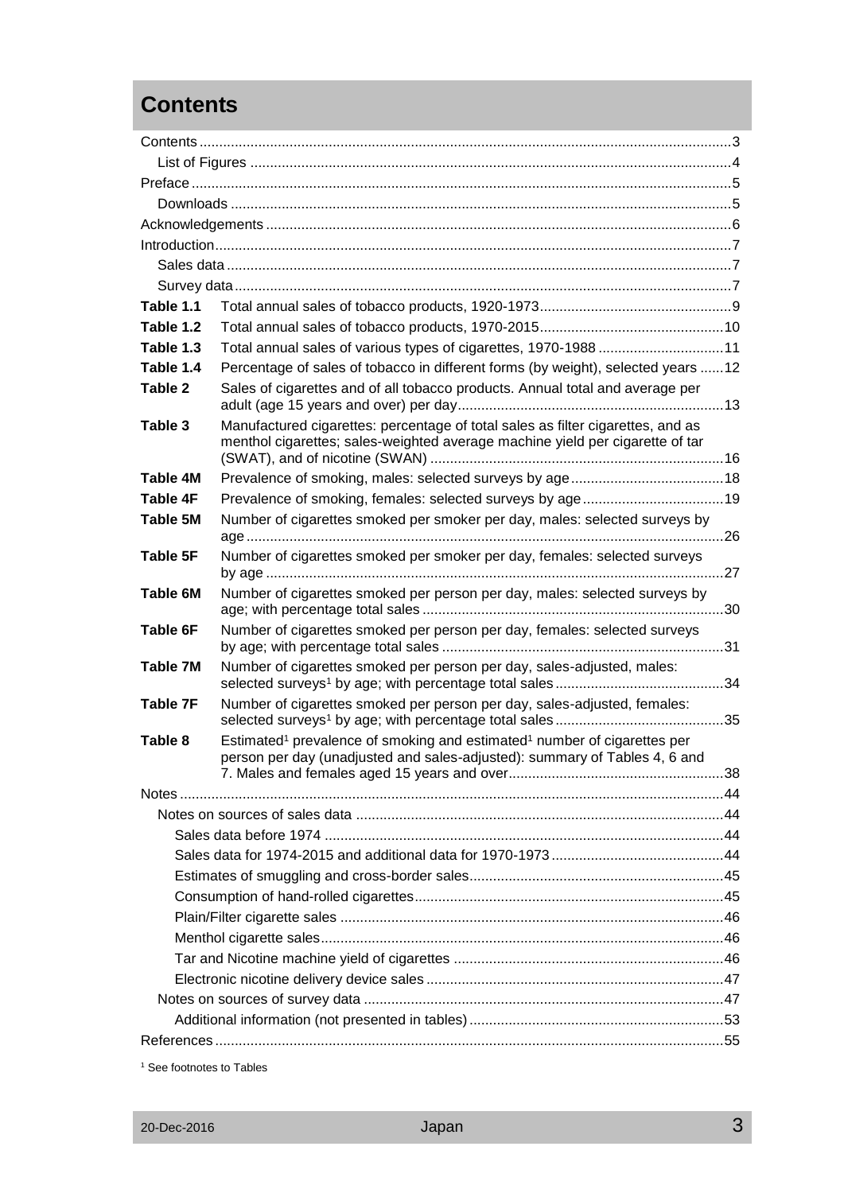# Contents

Contents ....................................................................................................................................3

List of Figures ..........................................................................................................................4

Preface .........................................................................................................................................5

Downloads ..............................................................................................................................5

Acknowledgements .....................................................................................................................6

Introduction ..................................................................................................................................7

Sales data ................................................................................................................................7

Survey data .............................................................................................................................7

| | | |
|---|---|---|
| **Table 1.1** | Total annual sales of tobacco products, 1920-1973 | 9 |
| **Table 1.2** | Total annual sales of tobacco products, 1970-2015 | 10 |
| **Table 1.3** | Total annual sales of various types of cigarettes, 1970-1988 | 11 |
| **Table 1.4** | Percentage of sales of tobacco in different forms (by weight), selected years | 12 |
| **Table 2** | Sales of cigarettes and of all tobacco products. Annual total and average per adult (age 15 years and over) per day | 13 |
| **Table 3** | Manufactured cigarettes: percentage of total sales as filter cigarettes, and as menthol cigarettes; sales-weighted average machine yield per cigarette of tar (SWAT), and of nicotine (SWAN) | 16 |
| **Table 4M** | Prevalence of smoking, males: selected surveys by age | 18 |
| **Table 4F** | Prevalence of smoking, females: selected surveys by age | 19 |
| **Table 5M** | Number of cigarettes smoked per smoker per day, males: selected surveys by age | 26 |
| **Table 5F** | Number of cigarettes smoked per smoker per day, females: selected surveys by age | 27 |
| **Table 6M** | Number of cigarettes smoked per person per day, males: selected surveys by age; with percentage total sales | 30 |
| **Table 6F** | Number of cigarettes smoked per person per day, females: selected surveys by age; with percentage total sales | 31 |
| **Table 7M** | Number of cigarettes smoked per person per day, sales-adjusted, males: selected surveys[1] by age; with percentage total sales | 34 |
| **Table 7F** | Number of cigarettes smoked per person per day, sales-adjusted, females: selected surveys[1] by age; with percentage total sales | 35 |
| **Table 8** | Estimated[1] prevalence of smoking and estimated[1] number of cigarettes per person per day (unadjusted and sales-adjusted): summary of Tables 4, 6 and 7. Males and females aged 15 years and over | 38 |

Notes .........................................................................................................................................44

Notes on sources of sales data .............................................................................................44

Sales data before 1974 .....................................................................................................44

Sales data for 1974-2015 and additional data for 1970-1973 ............................................44

Estimates of smuggling and cross-border sales.................................................................45

Consumption of hand-rolled cigarettes...............................................................................45

Plain/Filter cigarette sales .................................................................................................46

Menthol cigarette sales......................................................................................................46

Tar and Nicotine machine yield of cigarettes .....................................................................46

Electronic nicotine delivery device sales ............................................................................47

Notes on sources of survey data ...........................................................................................47

Additional information (not presented in tables) .................................................................53

References .................................................................................................................................55

[1] See footnotes to Tables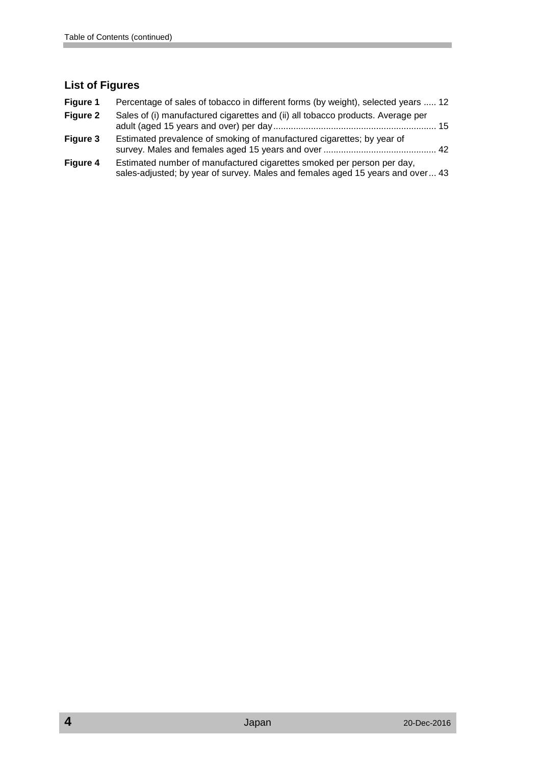## List of Figures

**Figure 1** Percentage of sales of tobacco in different forms (by weight), selected years ..... 12

**Figure 2** Sales of (i) manufactured cigarettes and (ii) all tobacco products. Average per adult (aged 15 years and over) per day ................................................................ 15

**Figure 3** Estimated prevalence of smoking of manufactured cigarettes; by year of survey. Males and females aged 15 years and over ............................................ 42

**Figure 4** Estimated number of manufactured cigarettes smoked per person per day, sales-adjusted; by year of survey. Males and females aged 15 years and over ... 43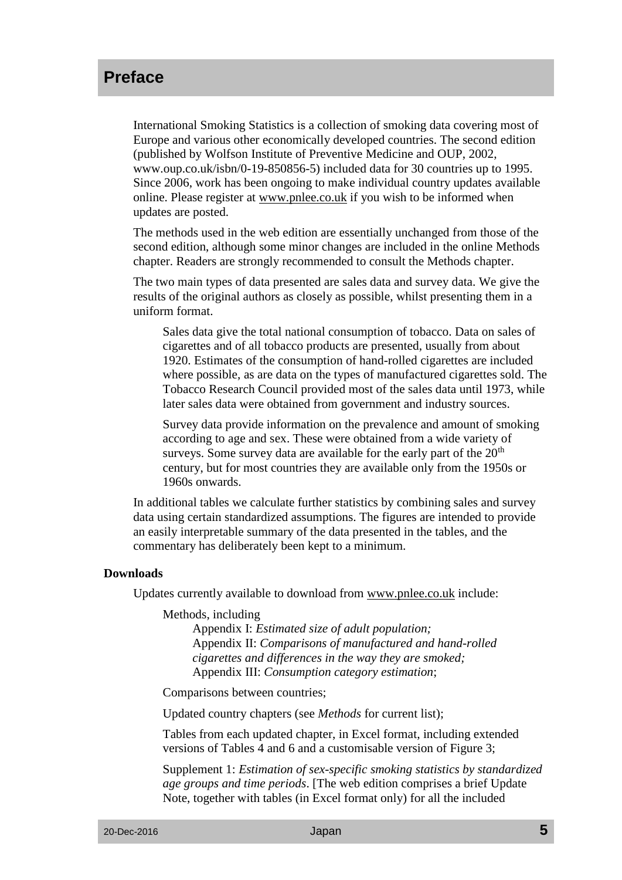# Preface

International Smoking Statistics is a collection of smoking data covering most of Europe and various other economically developed countries. The second edition (published by Wolfson Institute of Preventive Medicine and OUP, 2002, www.oup.co.uk/isbn/0-19-850856-5) included data for 30 countries up to 1995. Since 2006, work has been ongoing to make individual country updates available online. Please register at www.pnlee.co.uk if you wish to be informed when updates are posted.

The methods used in the web edition are essentially unchanged from those of the second edition, although some minor changes are included in the online Methods chapter. Readers are strongly recommended to consult the Methods chapter.

The two main types of data presented are sales data and survey data. We give the results of the original authors as closely as possible, whilst presenting them in a uniform format.

> Sales data give the total national consumption of tobacco. Data on sales of cigarettes and of all tobacco products are presented, usually from about 1920. Estimates of the consumption of hand-rolled cigarettes are included where possible, as are data on the types of manufactured cigarettes sold. The Tobacco Research Council provided most of the sales data until 1973, while later sales data were obtained from government and industry sources.
>
> Survey data provide information on the prevalence and amount of smoking according to age and sex. These were obtained from a wide variety of surveys. Some survey data are available for the early part of the 20th century, but for most countries they are available only from the 1950s or 1960s onwards.

In additional tables we calculate further statistics by combining sales and survey data using certain standardized assumptions. The figures are intended to provide an easily interpretable summary of the data presented in the tables, and the commentary has deliberately been kept to a minimum.

**Downloads**

Updates currently available to download from www.pnlee.co.uk include:

- Methods, including
  - Appendix I: *Estimated size of adult population;*
  - Appendix II: *Comparisons of manufactured and hand-rolled cigarettes and differences in the way they are smoked;*
  - Appendix III: *Consumption category estimation*;
- Comparisons between countries;
- Updated country chapters (see *Methods* for current list);
- Tables from each updated chapter, in Excel format, including extended versions of Tables 4 and 6 and a customisable version of Figure 3;
- Supplement 1: *Estimation of sex-specific smoking statistics by standardized age groups and time periods*. [The web edition comprises a brief Update Note, together with tables (in Excel format only) for all the included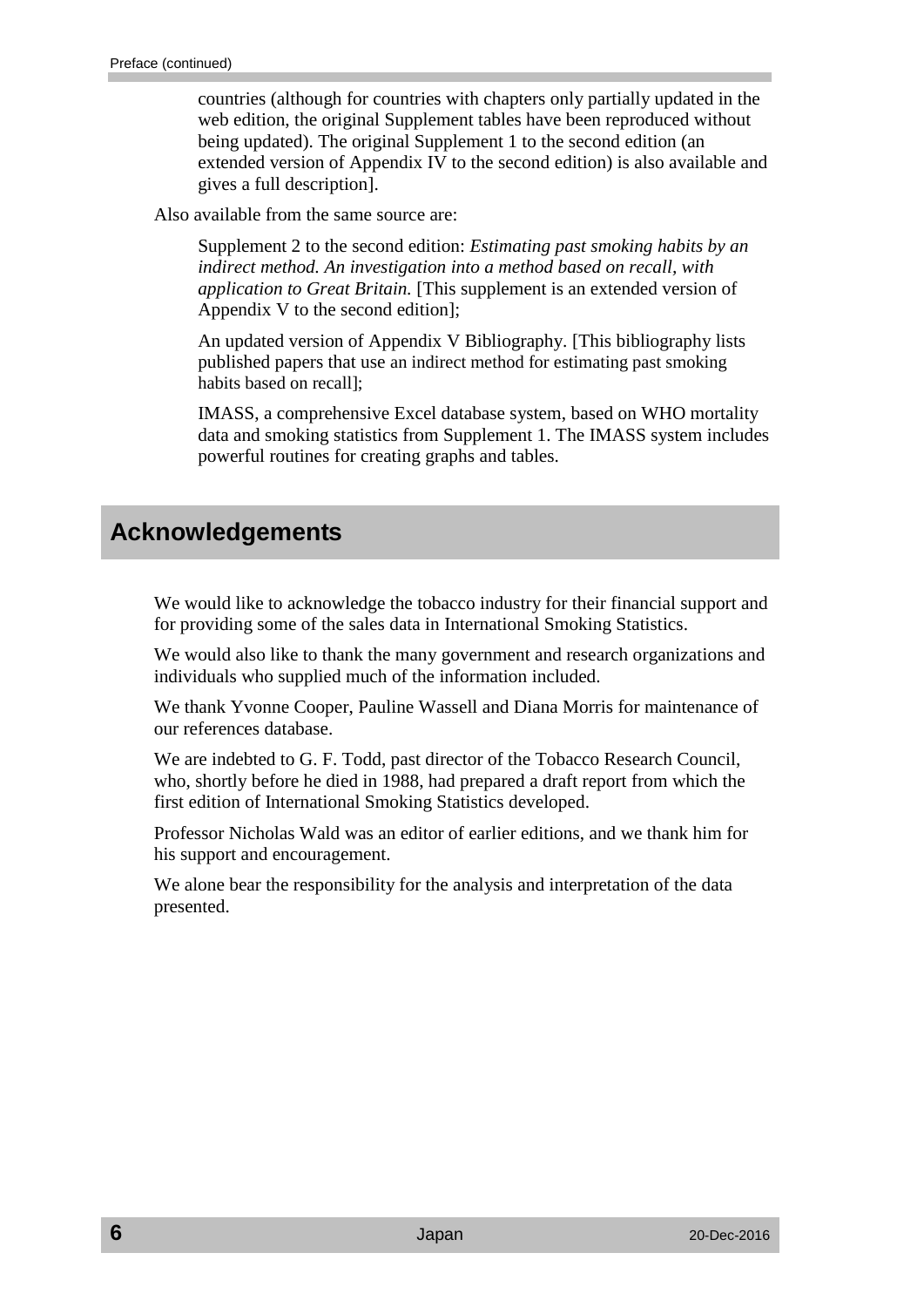countries (although for countries with chapters only partially updated in the web edition, the original Supplement tables have been reproduced without being updated). The original Supplement 1 to the second edition (an extended version of Appendix IV to the second edition) is also available and gives a full description].

Also available from the same source are:

Supplement 2 to the second edition: *Estimating past smoking habits by an indirect method. An investigation into a method based on recall, with application to Great Britain.* [This supplement is an extended version of Appendix V to the second edition];

An updated version of Appendix V Bibliography. [This bibliography lists published papers that use an indirect method for estimating past smoking habits based on recall];

IMASS, a comprehensive Excel database system, based on WHO mortality data and smoking statistics from Supplement 1. The IMASS system includes powerful routines for creating graphs and tables.

## Acknowledgements

We would like to acknowledge the tobacco industry for their financial support and for providing some of the sales data in International Smoking Statistics.

We would also like to thank the many government and research organizations and individuals who supplied much of the information included.

We thank Yvonne Cooper, Pauline Wassell and Diana Morris for maintenance of our references database.

We are indebted to G. F. Todd, past director of the Tobacco Research Council, who, shortly before he died in 1988, had prepared a draft report from which the first edition of International Smoking Statistics developed.

Professor Nicholas Wald was an editor of earlier editions, and we thank him for his support and encouragement.

We alone bear the responsibility for the analysis and interpretation of the data presented.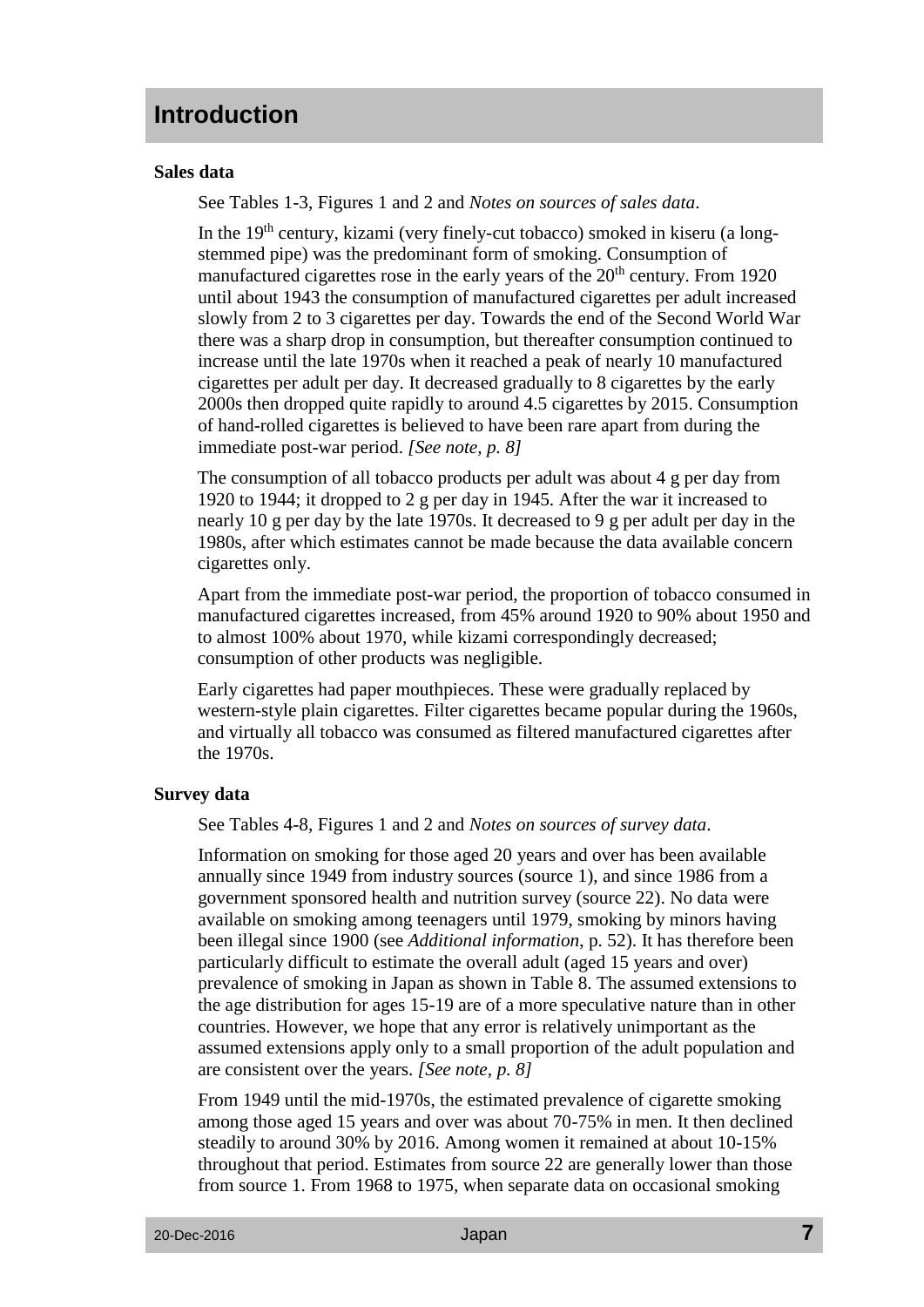# Introduction

**Sales data**

See Tables 1-3, Figures 1 and 2 and *Notes on sources of sales data*.

In the 19th century, kizami (very finely-cut tobacco) smoked in kiseru (a long-stemmed pipe) was the predominant form of smoking. Consumption of manufactured cigarettes rose in the early years of the 20th century. From 1920 until about 1943 the consumption of manufactured cigarettes per adult increased slowly from 2 to 3 cigarettes per day. Towards the end of the Second World War there was a sharp drop in consumption, but thereafter consumption continued to increase until the late 1970s when it reached a peak of nearly 10 manufactured cigarettes per adult per day. It decreased gradually to 8 cigarettes by the early 2000s then dropped quite rapidly to around 4.5 cigarettes by 2015. Consumption of hand-rolled cigarettes is believed to have been rare apart from during the immediate post-war period. *[See note, p. 8]*

The consumption of all tobacco products per adult was about 4 g per day from 1920 to 1944; it dropped to 2 g per day in 1945. After the war it increased to nearly 10 g per day by the late 1970s. It decreased to 9 g per adult per day in the 1980s, after which estimates cannot be made because the data available concern cigarettes only.

Apart from the immediate post-war period, the proportion of tobacco consumed in manufactured cigarettes increased, from 45% around 1920 to 90% about 1950 and to almost 100% about 1970, while kizami correspondingly decreased; consumption of other products was negligible.

Early cigarettes had paper mouthpieces. These were gradually replaced by western-style plain cigarettes. Filter cigarettes became popular during the 1960s, and virtually all tobacco was consumed as filtered manufactured cigarettes after the 1970s.

**Survey data**

See Tables 4-8, Figures 1 and 2 and *Notes on sources of survey data*.

Information on smoking for those aged 20 years and over has been available annually since 1949 from industry sources (source 1), and since 1986 from a government sponsored health and nutrition survey (source 22). No data were available on smoking among teenagers until 1979, smoking by minors having been illegal since 1900 (see *Additional information*, p. 52). It has therefore been particularly difficult to estimate the overall adult (aged 15 years and over) prevalence of smoking in Japan as shown in Table 8. The assumed extensions to the age distribution for ages 15-19 are of a more speculative nature than in other countries. However, we hope that any error is relatively unimportant as the assumed extensions apply only to a small proportion of the adult population and are consistent over the years. *[See note, p. 8]*

From 1949 until the mid-1970s, the estimated prevalence of cigarette smoking among those aged 15 years and over was about 70-75% in men. It then declined steadily to around 30% by 2016. Among women it remained at about 10-15% throughout that period. Estimates from source 22 are generally lower than those from source 1. From 1968 to 1975, when separate data on occasional smoking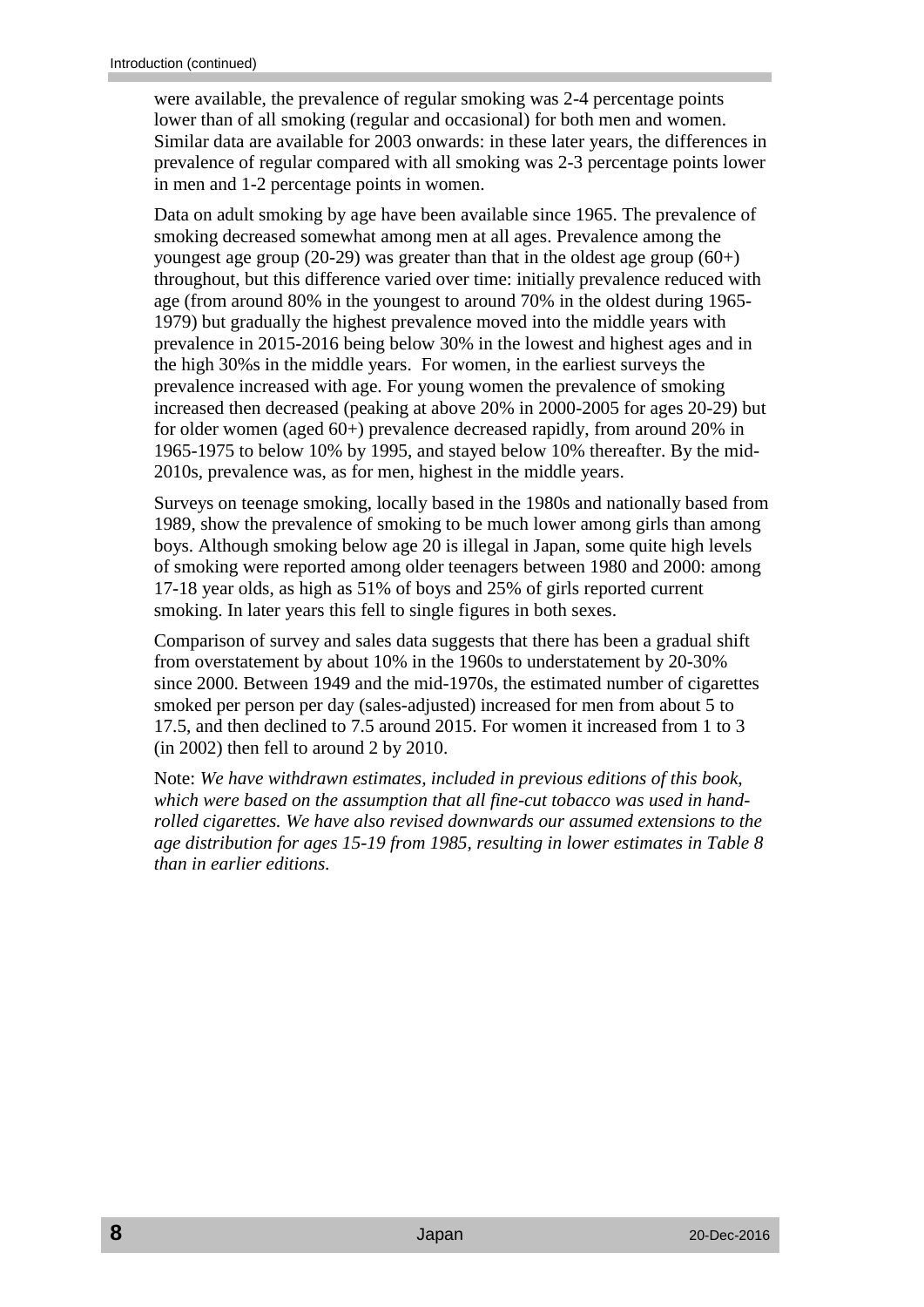were available, the prevalence of regular smoking was 2-4 percentage points lower than of all smoking (regular and occasional) for both men and women. Similar data are available for 2003 onwards: in these later years, the differences in prevalence of regular compared with all smoking was 2-3 percentage points lower in men and 1-2 percentage points in women.

Data on adult smoking by age have been available since 1965. The prevalence of smoking decreased somewhat among men at all ages. Prevalence among the youngest age group (20-29) was greater than that in the oldest age group (60+) throughout, but this difference varied over time: initially prevalence reduced with age (from around 80% in the youngest to around 70% in the oldest during 1965-1979) but gradually the highest prevalence moved into the middle years with prevalence in 2015-2016 being below 30% in the lowest and highest ages and in the high 30%s in the middle years. For women, in the earliest surveys the prevalence increased with age. For young women the prevalence of smoking increased then decreased (peaking at above 20% in 2000-2005 for ages 20-29) but for older women (aged 60+) prevalence decreased rapidly, from around 20% in 1965-1975 to below 10% by 1995, and stayed below 10% thereafter. By the mid-2010s, prevalence was, as for men, highest in the middle years.

Surveys on teenage smoking, locally based in the 1980s and nationally based from 1989, show the prevalence of smoking to be much lower among girls than among boys. Although smoking below age 20 is illegal in Japan, some quite high levels of smoking were reported among older teenagers between 1980 and 2000: among 17-18 year olds, as high as 51% of boys and 25% of girls reported current smoking. In later years this fell to single figures in both sexes.

Comparison of survey and sales data suggests that there has been a gradual shift from overstatement by about 10% in the 1960s to understatement by 20-30% since 2000. Between 1949 and the mid-1970s, the estimated number of cigarettes smoked per person per day (sales-adjusted) increased for men from about 5 to 17.5, and then declined to 7.5 around 2015. For women it increased from 1 to 3 (in 2002) then fell to around 2 by 2010.

Note: *We have withdrawn estimates, included in previous editions of this book, which were based on the assumption that all fine-cut tobacco was used in hand-rolled cigarettes. We have also revised downwards our assumed extensions to the age distribution for ages 15-19 from 1985, resulting in lower estimates in Table 8 than in earlier editions.*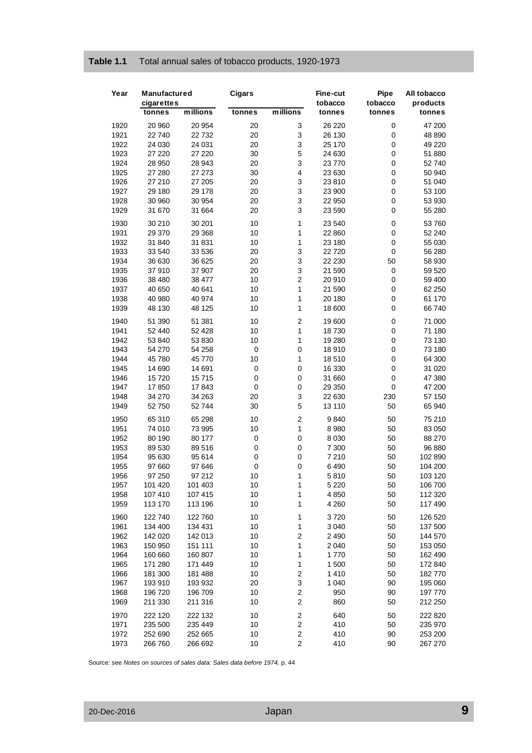**Table 1.1** Total annual sales of tobacco products, 1920-1973

| Year | Manufactured cigarettes | | Cigars | | Fine-cut tobacco | Pipe tobacco | All tobacco products |
|---|---|---|---|---|---|---|---|
| | tonnes | millions | tonnes | millions | tonnes | tonnes | tonnes |
| 1920 | 20 960 | 20 954 | 20 | 3 | 26 220 | 0 | 47 200 |
| 1921 | 22 740 | 22 732 | 20 | 3 | 26 130 | 0 | 48 890 |
| 1922 | 24 030 | 24 031 | 20 | 3 | 25 170 | 0 | 49 220 |
| 1923 | 27 220 | 27 220 | 30 | 5 | 24 630 | 0 | 51 880 |
| 1924 | 28 950 | 28 943 | 20 | 3 | 23 770 | 0 | 52 740 |
| 1925 | 27 280 | 27 273 | 30 | 4 | 23 630 | 0 | 50 940 |
| 1926 | 27 210 | 27 205 | 20 | 3 | 23 810 | 0 | 51 040 |
| 1927 | 29 180 | 29 178 | 20 | 3 | 23 900 | 0 | 53 100 |
| 1928 | 30 960 | 30 954 | 20 | 3 | 22 950 | 0 | 53 930 |
| 1929 | 31 670 | 31 664 | 20 | 3 | 23 590 | 0 | 55 280 |
| 1930 | 30 210 | 30 201 | 10 | 1 | 23 540 | 0 | 53 760 |
| 1931 | 29 370 | 29 368 | 10 | 1 | 22 860 | 0 | 52 240 |
| 1932 | 31 840 | 31 831 | 10 | 1 | 23 180 | 0 | 55 030 |
| 1933 | 33 540 | 33 536 | 20 | 3 | 22 720 | 0 | 56 280 |
| 1934 | 36 630 | 36 625 | 20 | 3 | 22 230 | 50 | 58 930 |
| 1935 | 37 910 | 37 907 | 20 | 3 | 21 590 | 0 | 59 520 |
| 1936 | 38 480 | 38 477 | 10 | 2 | 20 910 | 0 | 59 400 |
| 1937 | 40 650 | 40 641 | 10 | 1 | 21 590 | 0 | 62 250 |
| 1938 | 40 980 | 40 974 | 10 | 1 | 20 180 | 0 | 61 170 |
| 1939 | 48 130 | 48 125 | 10 | 1 | 18 600 | 0 | 66 740 |
| 1940 | 51 390 | 51 381 | 10 | 2 | 19 600 | 0 | 71 000 |
| 1941 | 52 440 | 52 428 | 10 | 1 | 18 730 | 0 | 71 180 |
| 1942 | 53 840 | 53 830 | 10 | 1 | 19 280 | 0 | 73 130 |
| 1943 | 54 270 | 54 258 | 0 | 0 | 18 910 | 0 | 73 180 |
| 1944 | 45 780 | 45 770 | 10 | 1 | 18 510 | 0 | 64 300 |
| 1945 | 14 690 | 14 691 | 0 | 0 | 16 330 | 0 | 31 020 |
| 1946 | 15 720 | 15 715 | 0 | 0 | 31 660 | 0 | 47 380 |
| 1947 | 17 850 | 17 843 | 0 | 0 | 29 350 | 0 | 47 200 |
| 1948 | 34 270 | 34 263 | 20 | 3 | 22 630 | 230 | 57 150 |
| 1949 | 52 750 | 52 744 | 30 | 5 | 13 110 | 50 | 65 940 |
| 1950 | 65 310 | 65 298 | 10 | 2 | 9 840 | 50 | 75 210 |
| 1951 | 74 010 | 73 995 | 10 | 1 | 8 980 | 50 | 83 050 |
| 1952 | 80 190 | 80 177 | 0 | 0 | 8 030 | 50 | 88 270 |
| 1953 | 89 530 | 89 516 | 0 | 0 | 7 300 | 50 | 96 880 |
| 1954 | 95 630 | 95 614 | 0 | 0 | 7 210 | 50 | 102 890 |
| 1955 | 97 660 | 97 646 | 0 | 0 | 6 490 | 50 | 104 200 |
| 1956 | 97 250 | 97 212 | 10 | 1 | 5 810 | 50 | 103 120 |
| 1957 | 101 420 | 101 403 | 10 | 1 | 5 220 | 50 | 106 700 |
| 1958 | 107 410 | 107 415 | 10 | 1 | 4 850 | 50 | 112 320 |
| 1959 | 113 170 | 113 196 | 10 | 1 | 4 260 | 50 | 117 490 |
| 1960 | 122 740 | 122 760 | 10 | 1 | 3 720 | 50 | 126 520 |
| 1961 | 134 400 | 134 431 | 10 | 1 | 3 040 | 50 | 137 500 |
| 1962 | 142 020 | 142 013 | 10 | 2 | 2 490 | 50 | 144 570 |
| 1963 | 150 950 | 151 111 | 10 | 1 | 2 040 | 50 | 153 050 |
| 1964 | 160 660 | 160 807 | 10 | 1 | 1 770 | 50 | 162 490 |
| 1965 | 171 280 | 171 449 | 10 | 1 | 1 500 | 50 | 172 840 |
| 1966 | 181 300 | 181 488 | 10 | 2 | 1 410 | 50 | 182 770 |
| 1967 | 193 910 | 193 932 | 20 | 3 | 1 040 | 90 | 195 060 |
| 1968 | 196 720 | 196 709 | 10 | 2 | 950 | 90 | 197 770 |
| 1969 | 211 330 | 211 316 | 10 | 2 | 860 | 50 | 212 250 |
| 1970 | 222 120 | 222 132 | 10 | 2 | 640 | 50 | 222 820 |
| 1971 | 235 500 | 235 449 | 10 | 2 | 410 | 50 | 235 970 |
| 1972 | 252 690 | 252 665 | 10 | 2 | 410 | 90 | 253 200 |
| 1973 | 266 760 | 266 692 | 10 | 2 | 410 | 90 | 267 270 |

Source: see *Notes on sources of sales data: Sales data before 1974,* p. 44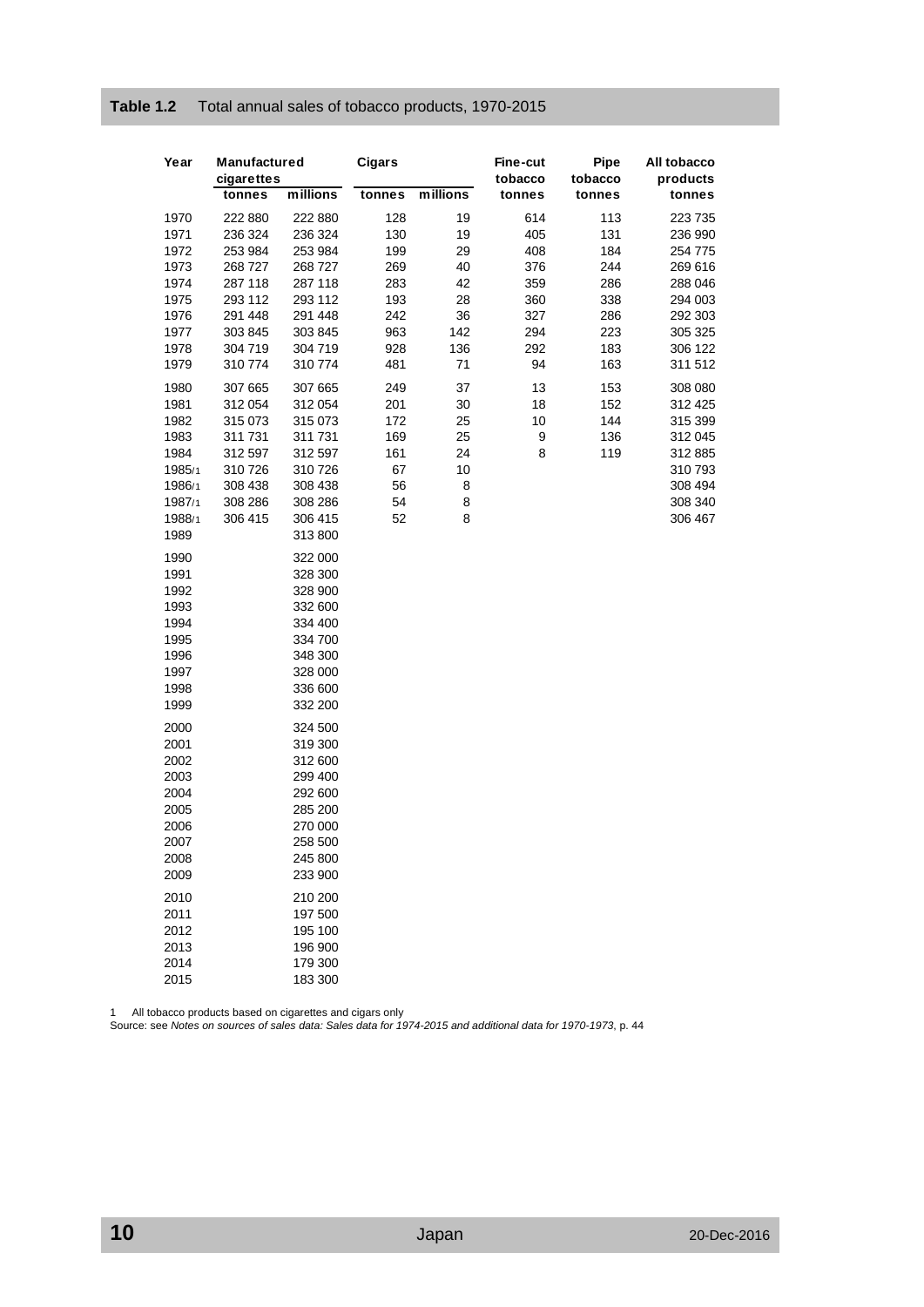## Table 1.2 Total annual sales of tobacco products, 1970-2015

| Year | Manufactured cigarettes | | Cigars | | Fine-cut tobacco | Pipe tobacco | All tobacco products |
|---|---|---|---|---|---|---|---|
| | tonnes | millions | tonnes | millions | tonnes | tonnes | tonnes |
| 1970 | 222 880 | 222 880 | 128 | 19 | 614 | 113 | 223 735 |
| 1971 | 236 324 | 236 324 | 130 | 19 | 405 | 131 | 236 990 |
| 1972 | 253 984 | 253 984 | 199 | 29 | 408 | 184 | 254 775 |
| 1973 | 268 727 | 268 727 | 269 | 40 | 376 | 244 | 269 616 |
| 1974 | 287 118 | 287 118 | 283 | 42 | 359 | 286 | 288 046 |
| 1975 | 293 112 | 293 112 | 193 | 28 | 360 | 338 | 294 003 |
| 1976 | 291 448 | 291 448 | 242 | 36 | 327 | 286 | 292 303 |
| 1977 | 303 845 | 303 845 | 963 | 142 | 294 | 223 | 305 325 |
| 1978 | 304 719 | 304 719 | 928 | 136 | 292 | 183 | 306 122 |
| 1979 | 310 774 | 310 774 | 481 | 71 | 94 | 163 | 311 512 |
| 1980 | 307 665 | 307 665 | 249 | 37 | 13 | 153 | 308 080 |
| 1981 | 312 054 | 312 054 | 201 | 30 | 18 | 152 | 312 425 |
| 1982 | 315 073 | 315 073 | 172 | 25 | 10 | 144 | 315 399 |
| 1983 | 311 731 | 311 731 | 169 | 25 | 9 | 136 | 312 045 |
| 1984 | 312 597 | 312 597 | 161 | 24 | 8 | 119 | 312 885 |
| 1985/1 | 310 726 | 310 726 | 67 | 10 | | | 310 793 |
| 1986/1 | 308 438 | 308 438 | 56 | 8 | | | 308 494 |
| 1987/1 | 308 286 | 308 286 | 54 | 8 | | | 308 340 |
| 1988/1 | 306 415 | 306 415 | 52 | 8 | | | 306 467 |
| 1989 | | 313 800 | | | | | |
| 1990 | | 322 000 | | | | | |
| 1991 | | 328 300 | | | | | |
| 1992 | | 328 900 | | | | | |
| 1993 | | 332 600 | | | | | |
| 1994 | | 334 400 | | | | | |
| 1995 | | 334 700 | | | | | |
| 1996 | | 348 300 | | | | | |
| 1997 | | 328 000 | | | | | |
| 1998 | | 336 600 | | | | | |
| 1999 | | 332 200 | | | | | |
| 2000 | | 324 500 | | | | | |
| 2001 | | 319 300 | | | | | |
| 2002 | | 312 600 | | | | | |
| 2003 | | 299 400 | | | | | |
| 2004 | | 292 600 | | | | | |
| 2005 | | 285 200 | | | | | |
| 2006 | | 270 000 | | | | | |
| 2007 | | 258 500 | | | | | |
| 2008 | | 245 800 | | | | | |
| 2009 | | 233 900 | | | | | |
| 2010 | | 210 200 | | | | | |
| 2011 | | 197 500 | | | | | |
| 2012 | | 195 100 | | | | | |
| 2013 | | 196 900 | | | | | |
| 2014 | | 179 300 | | | | | |
| 2015 | | 183 300 | | | | | |

1 All tobacco products based on cigarettes and cigars only

Source: see *Notes on sources of sales data: Sales data for 1974-2015 and additional data for 1970-1973*, p. 44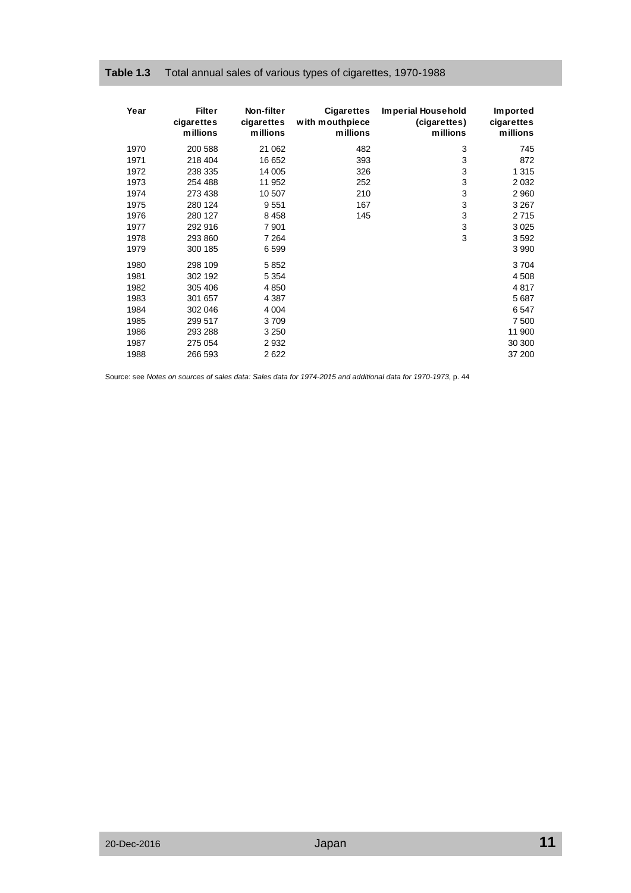**Table 1.3** Total annual sales of various types of cigarettes, 1970-1988

| Year | Filter cigarettes millions | Non-filter cigarettes millions | Cigarettes with mouthpiece millions | Imperial Household (cigarettes) millions | Imported cigarettes millions |
|---|---|---|---|---|---|
| 1970 | 200 588 | 21 062 | 482 | 3 | 745 |
| 1971 | 218 404 | 16 652 | 393 | 3 | 872 |
| 1972 | 238 335 | 14 005 | 326 | 3 | 1 315 |
| 1973 | 254 488 | 11 952 | 252 | 3 | 2 032 |
| 1974 | 273 438 | 10 507 | 210 | 3 | 2 960 |
| 1975 | 280 124 | 9 551 | 167 | 3 | 3 267 |
| 1976 | 280 127 | 8 458 | 145 | 3 | 2 715 |
| 1977 | 292 916 | 7 901 | | 3 | 3 025 |
| 1978 | 293 860 | 7 264 | | 3 | 3 592 |
| 1979 | 300 185 | 6 599 | | | 3 990 |
| 1980 | 298 109 | 5 852 | | | 3 704 |
| 1981 | 302 192 | 5 354 | | | 4 508 |
| 1982 | 305 406 | 4 850 | | | 4 817 |
| 1983 | 301 657 | 4 387 | | | 5 687 |
| 1984 | 302 046 | 4 004 | | | 6 547 |
| 1985 | 299 517 | 3 709 | | | 7 500 |
| 1986 | 293 288 | 3 250 | | | 11 900 |
| 1987 | 275 054 | 2 932 | | | 30 300 |
| 1988 | 266 593 | 2 622 | | | 37 200 |

Source: see *Notes on sources of sales data: Sales data for 1974-2015 and additional data for 1970-1973*, p. 44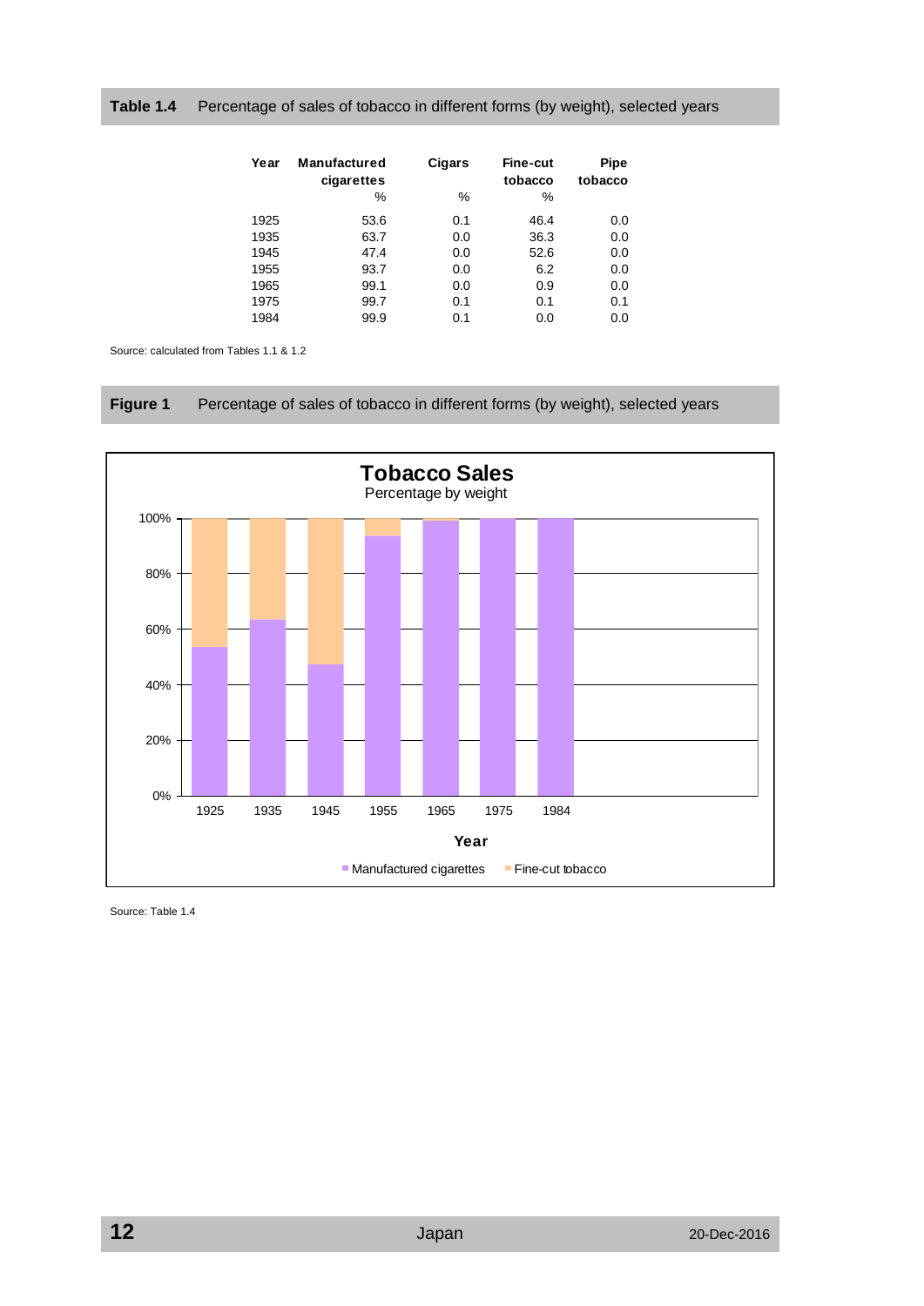**Table 1.4** Percentage of sales of tobacco in different forms (by weight), selected years

| Year | Manufactured cigarettes | Cigars | Fine-cut tobacco | Pipe tobacco |
|---|---|---|---|---|
| | % | % | % | |
| 1925 | 53.6 | 0.1 | 46.4 | 0.0 |
| 1935 | 63.7 | 0.0 | 36.3 | 0.0 |
| 1945 | 47.4 | 0.0 | 52.6 | 0.0 |
| 1955 | 93.7 | 0.0 | 6.2 | 0.0 |
| 1965 | 99.1 | 0.0 | 0.9 | 0.0 |
| 1975 | 99.7 | 0.1 | 0.1 | 0.1 |
| 1984 | 99.9 | 0.1 | 0.0 | 0.0 |

Source: calculated from Tables 1.1 & 1.2

**Figure 1** Percentage of sales of tobacco in different forms (by weight), selected years

**Tobacco Sales**
Percentage by weight

| Year | Manufactured cigarettes | Fine-cut tobacco |
|---|---|---|
| 1925 | 53.6 | 46.4 |
| 1935 | 63.7 | 36.3 |
| 1945 | 47.4 | 52.6 |
| 1955 | 93.7 | 6.2 |
| 1965 | 99.1 | 0.9 |
| 1975 | 99.7 | 0.1 |
| 1984 | 99.9 | 0.0 |

Source: Table 1.4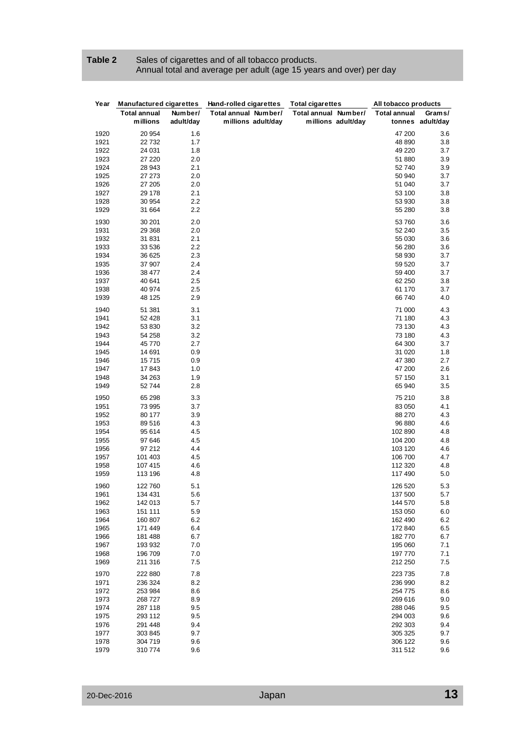**Table 2** Sales of cigarettes and of all tobacco products.
Annual total and average per adult (age 15 years and over) per day

| Year | Manufactured cigarettes | | Hand-rolled cigarettes | | Total cigarettes | | All tobacco products | |
|---|---|---|---|---|---|---|---|---|
| | Total annual millions | Number/ adult/day | Total annual millions | Number/ adult/day | Total annual millions | Number/ adult/day | Total annual tonnes | Grams/ adult/day |
| 1920 | 20 954 | 1.6 | | | | | 47 200 | 3.6 |
| 1921 | 22 732 | 1.7 | | | | | 48 890 | 3.8 |
| 1922 | 24 031 | 1.8 | | | | | 49 220 | 3.7 |
| 1923 | 27 220 | 2.0 | | | | | 51 880 | 3.9 |
| 1924 | 28 943 | 2.1 | | | | | 52 740 | 3.9 |
| 1925 | 27 273 | 2.0 | | | | | 50 940 | 3.7 |
| 1926 | 27 205 | 2.0 | | | | | 51 040 | 3.7 |
| 1927 | 29 178 | 2.1 | | | | | 53 100 | 3.8 |
| 1928 | 30 954 | 2.2 | | | | | 53 930 | 3.8 |
| 1929 | 31 664 | 2.2 | | | | | 55 280 | 3.8 |
| 1930 | 30 201 | 2.0 | | | | | 53 760 | 3.6 |
| 1931 | 29 368 | 2.0 | | | | | 52 240 | 3.5 |
| 1932 | 31 831 | 2.1 | | | | | 55 030 | 3.6 |
| 1933 | 33 536 | 2.2 | | | | | 56 280 | 3.6 |
| 1934 | 36 625 | 2.3 | | | | | 58 930 | 3.7 |
| 1935 | 37 907 | 2.4 | | | | | 59 520 | 3.7 |
| 1936 | 38 477 | 2.4 | | | | | 59 400 | 3.7 |
| 1937 | 40 641 | 2.5 | | | | | 62 250 | 3.8 |
| 1938 | 40 974 | 2.5 | | | | | 61 170 | 3.7 |
| 1939 | 48 125 | 2.9 | | | | | 66 740 | 4.0 |
| 1940 | 51 381 | 3.1 | | | | | 71 000 | 4.3 |
| 1941 | 52 428 | 3.1 | | | | | 71 180 | 4.3 |
| 1942 | 53 830 | 3.2 | | | | | 73 130 | 4.3 |
| 1943 | 54 258 | 3.2 | | | | | 73 180 | 4.3 |
| 1944 | 45 770 | 2.7 | | | | | 64 300 | 3.7 |
| 1945 | 14 691 | 0.9 | | | | | 31 020 | 1.8 |
| 1946 | 15 715 | 0.9 | | | | | 47 380 | 2.7 |
| 1947 | 17 843 | 1.0 | | | | | 47 200 | 2.6 |
| 1948 | 34 263 | 1.9 | | | | | 57 150 | 3.1 |
| 1949 | 52 744 | 2.8 | | | | | 65 940 | 3.5 |
| 1950 | 65 298 | 3.3 | | | | | 75 210 | 3.8 |
| 1951 | 73 995 | 3.7 | | | | | 83 050 | 4.1 |
| 1952 | 80 177 | 3.9 | | | | | 88 270 | 4.3 |
| 1953 | 89 516 | 4.3 | | | | | 96 880 | 4.6 |
| 1954 | 95 614 | 4.5 | | | | | 102 890 | 4.8 |
| 1955 | 97 646 | 4.5 | | | | | 104 200 | 4.8 |
| 1956 | 97 212 | 4.4 | | | | | 103 120 | 4.6 |
| 1957 | 101 403 | 4.5 | | | | | 106 700 | 4.7 |
| 1958 | 107 415 | 4.6 | | | | | 112 320 | 4.8 |
| 1959 | 113 196 | 4.8 | | | | | 117 490 | 5.0 |
| 1960 | 122 760 | 5.1 | | | | | 126 520 | 5.3 |
| 1961 | 134 431 | 5.6 | | | | | 137 500 | 5.7 |
| 1962 | 142 013 | 5.7 | | | | | 144 570 | 5.8 |
| 1963 | 151 111 | 5.9 | | | | | 153 050 | 6.0 |
| 1964 | 160 807 | 6.2 | | | | | 162 490 | 6.2 |
| 1965 | 171 449 | 6.4 | | | | | 172 840 | 6.5 |
| 1966 | 181 488 | 6.7 | | | | | 182 770 | 6.7 |
| 1967 | 193 932 | 7.0 | | | | | 195 060 | 7.1 |
| 1968 | 196 709 | 7.0 | | | | | 197 770 | 7.1 |
| 1969 | 211 316 | 7.5 | | | | | 212 250 | 7.5 |
| 1970 | 222 880 | 7.8 | | | | | 223 735 | 7.8 |
| 1971 | 236 324 | 8.2 | | | | | 236 990 | 8.2 |
| 1972 | 253 984 | 8.6 | | | | | 254 775 | 8.6 |
| 1973 | 268 727 | 8.9 | | | | | 269 616 | 9.0 |
| 1974 | 287 118 | 9.5 | | | | | 288 046 | 9.5 |
| 1975 | 293 112 | 9.5 | | | | | 294 003 | 9.6 |
| 1976 | 291 448 | 9.4 | | | | | 292 303 | 9.4 |
| 1977 | 303 845 | 9.7 | | | | | 305 325 | 9.7 |
| 1978 | 304 719 | 9.6 | | | | | 306 122 | 9.6 |
| 1979 | 310 774 | 9.6 | | | | | 311 512 | 9.6 |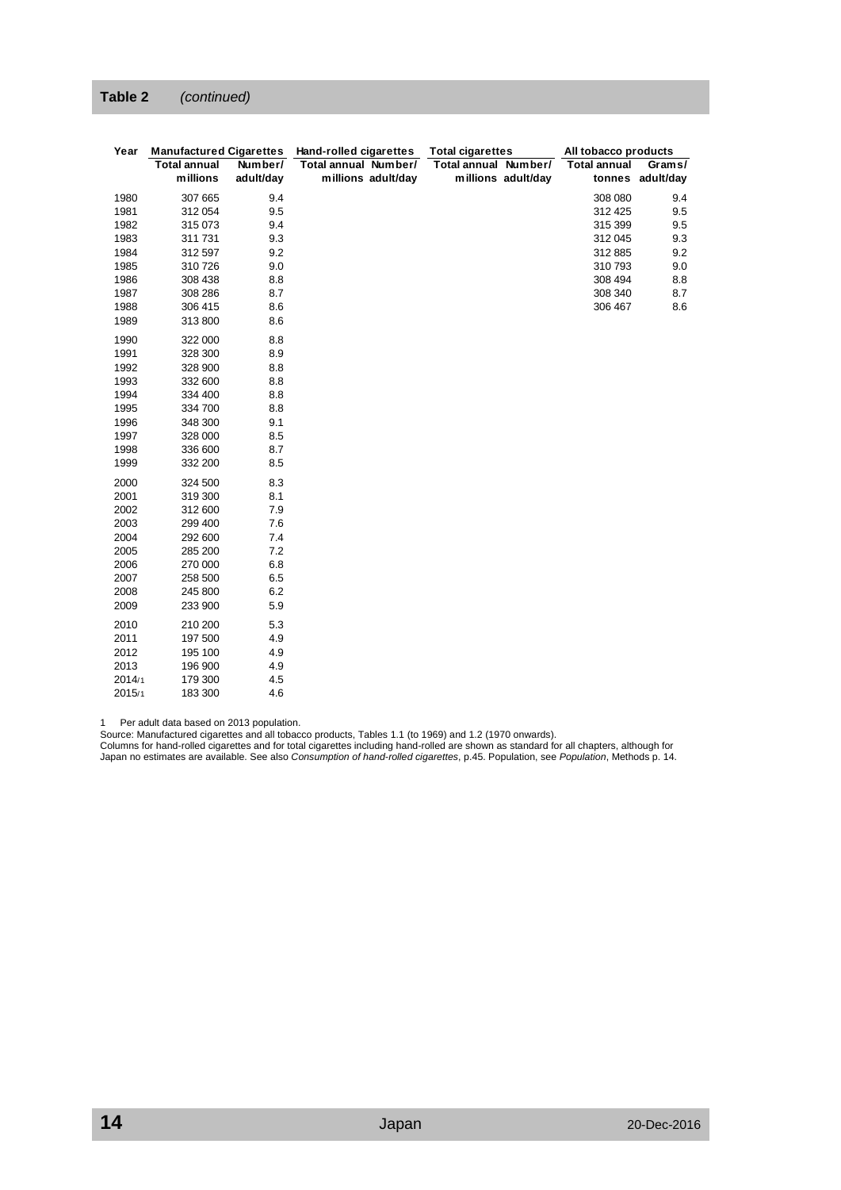## Table 2 *(continued)*

| Year | Manufactured Cigarettes | | Hand-rolled cigarettes | | Total cigarettes | | All tobacco products | |
|---|---|---|---|---|---|---|---|---|
| | Total annual millions | Number/ adult/day | Total annual millions | Number/ adult/day | Total annual millions | Number/ adult/day | Total annual tonnes | Grams/ adult/day |
| 1980 | 307 665 | 9.4 | | | | | 308 080 | 9.4 |
| 1981 | 312 054 | 9.5 | | | | | 312 425 | 9.5 |
| 1982 | 315 073 | 9.4 | | | | | 315 399 | 9.5 |
| 1983 | 311 731 | 9.3 | | | | | 312 045 | 9.3 |
| 1984 | 312 597 | 9.2 | | | | | 312 885 | 9.2 |
| 1985 | 310 726 | 9.0 | | | | | 310 793 | 9.0 |
| 1986 | 308 438 | 8.8 | | | | | 308 494 | 8.8 |
| 1987 | 308 286 | 8.7 | | | | | 308 340 | 8.7 |
| 1988 | 306 415 | 8.6 | | | | | 306 467 | 8.6 |
| 1989 | 313 800 | 8.6 | | | | | | |
| 1990 | 322 000 | 8.8 | | | | | | |
| 1991 | 328 300 | 8.9 | | | | | | |
| 1992 | 328 900 | 8.8 | | | | | | |
| 1993 | 332 600 | 8.8 | | | | | | |
| 1994 | 334 400 | 8.8 | | | | | | |
| 1995 | 334 700 | 8.8 | | | | | | |
| 1996 | 348 300 | 9.1 | | | | | | |
| 1997 | 328 000 | 8.5 | | | | | | |
| 1998 | 336 600 | 8.7 | | | | | | |
| 1999 | 332 200 | 8.5 | | | | | | |
| 2000 | 324 500 | 8.3 | | | | | | |
| 2001 | 319 300 | 8.1 | | | | | | |
| 2002 | 312 600 | 7.9 | | | | | | |
| 2003 | 299 400 | 7.6 | | | | | | |
| 2004 | 292 600 | 7.4 | | | | | | |
| 2005 | 285 200 | 7.2 | | | | | | |
| 2006 | 270 000 | 6.8 | | | | | | |
| 2007 | 258 500 | 6.5 | | | | | | |
| 2008 | 245 800 | 6.2 | | | | | | |
| 2009 | 233 900 | 5.9 | | | | | | |
| 2010 | 210 200 | 5.3 | | | | | | |
| 2011 | 197 500 | 4.9 | | | | | | |
| 2012 | 195 100 | 4.9 | | | | | | |
| 2013 | 196 900 | 4.9 | | | | | | |
| 2014/1 | 179 300 | 4.5 | | | | | | |
| 2015/1 | 183 300 | 4.6 | | | | | | |

1 Per adult data based on 2013 population.
Source: Manufactured cigarettes and all tobacco products, Tables 1.1 (to 1969) and 1.2 (1970 onwards).
Columns for hand-rolled cigarettes and for total cigarettes including hand-rolled are shown as standard for all chapters, although for Japan no estimates are available. See also *Consumption of hand-rolled cigarettes*, p.45. Population, see *Population*, Methods p. 14.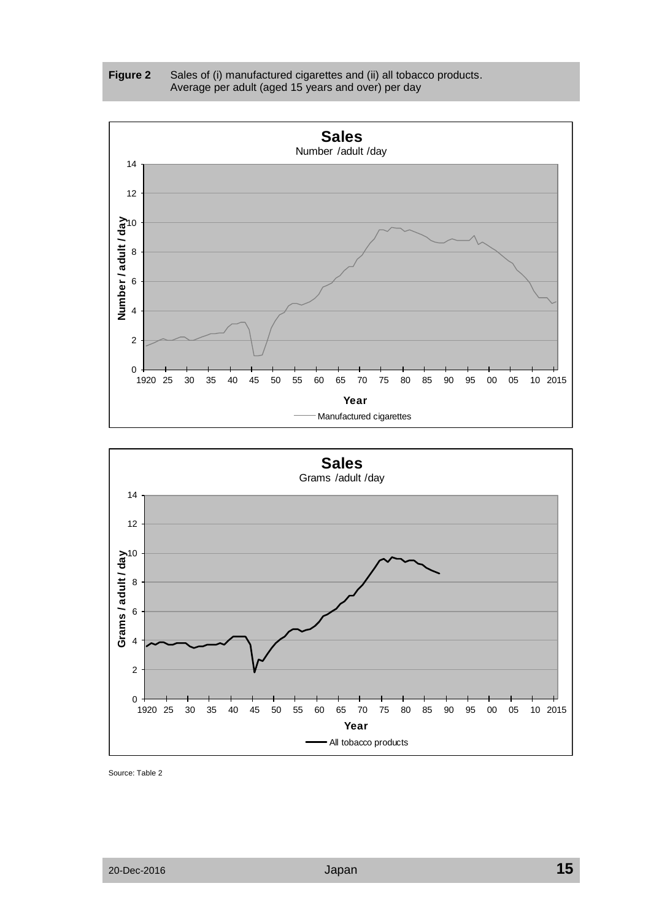**Figure 2** Sales of (i) manufactured cigarettes and (ii) all tobacco products. Average per adult (aged 15 years and over) per day

**Sales**
Number /adult /day

Number / adult / day

0
2
4
6
8
10
12
14

1920 25 30 35 40 45 50 55 60 65 70 75 80 85 90 95 00 05 10 2015

Year

Manufactured cigarettes

**Sales**
Grams /adult /day

Grams / adult / day

0
2
4
6
8
10
12
14

1920 25 30 35 40 45 50 55 60 65 70 75 80 85 90 95 00 05 10 2015

Year

All tobacco products

Source: Table 2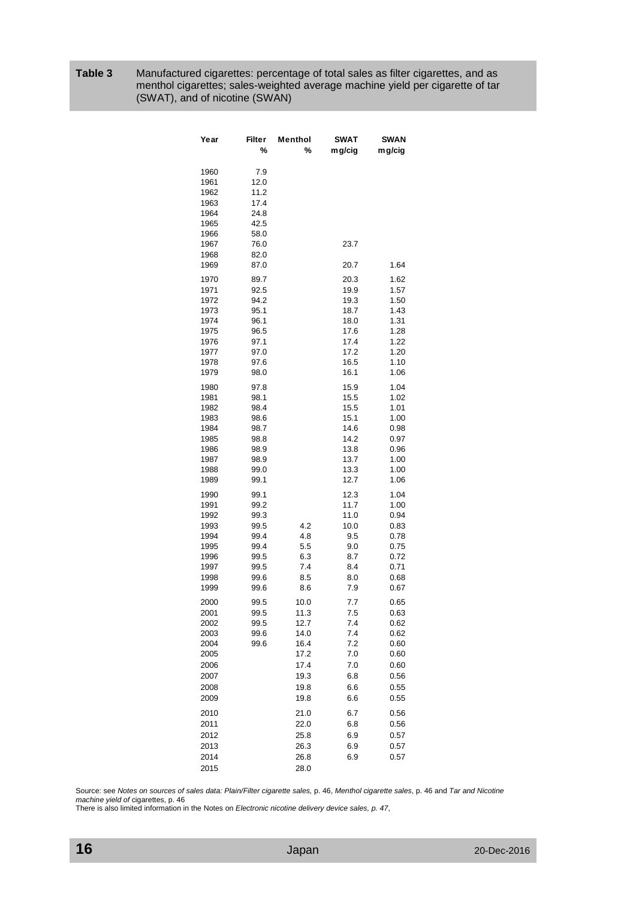**Table 3** Manufactured cigarettes: percentage of total sales as filter cigarettes, and as menthol cigarettes; sales-weighted average machine yield per cigarette of tar (SWAT), and of nicotine (SWAN)

| Year | Filter % | Menthol % | SWAT mg/cig | SWAN mg/cig |
|---|---|---|---|---|
| 1960 | 7.9 | | | |
| 1961 | 12.0 | | | |
| 1962 | 11.2 | | | |
| 1963 | 17.4 | | | |
| 1964 | 24.8 | | | |
| 1965 | 42.5 | | | |
| 1966 | 58.0 | | | |
| 1967 | 76.0 | | 23.7 | |
| 1968 | 82.0 | | | |
| 1969 | 87.0 | | 20.7 | 1.64 |
| 1970 | 89.7 | | 20.3 | 1.62 |
| 1971 | 92.5 | | 19.9 | 1.57 |
| 1972 | 94.2 | | 19.3 | 1.50 |
| 1973 | 95.1 | | 18.7 | 1.43 |
| 1974 | 96.1 | | 18.0 | 1.31 |
| 1975 | 96.5 | | 17.6 | 1.28 |
| 1976 | 97.1 | | 17.4 | 1.22 |
| 1977 | 97.0 | | 17.2 | 1.20 |
| 1978 | 97.6 | | 16.5 | 1.10 |
| 1979 | 98.0 | | 16.1 | 1.06 |
| 1980 | 97.8 | | 15.9 | 1.04 |
| 1981 | 98.1 | | 15.5 | 1.02 |
| 1982 | 98.4 | | 15.5 | 1.01 |
| 1983 | 98.6 | | 15.1 | 1.00 |
| 1984 | 98.7 | | 14.6 | 0.98 |
| 1985 | 98.8 | | 14.2 | 0.97 |
| 1986 | 98.9 | | 13.8 | 0.96 |
| 1987 | 98.9 | | 13.7 | 1.00 |
| 1988 | 99.0 | | 13.3 | 1.00 |
| 1989 | 99.1 | | 12.7 | 1.06 |
| 1990 | 99.1 | | 12.3 | 1.04 |
| 1991 | 99.2 | | 11.7 | 1.00 |
| 1992 | 99.3 | | 11.0 | 0.94 |
| 1993 | 99.5 | 4.2 | 10.0 | 0.83 |
| 1994 | 99.4 | 4.8 | 9.5 | 0.78 |
| 1995 | 99.4 | 5.5 | 9.0 | 0.75 |
| 1996 | 99.5 | 6.3 | 8.7 | 0.72 |
| 1997 | 99.5 | 7.4 | 8.4 | 0.71 |
| 1998 | 99.6 | 8.5 | 8.0 | 0.68 |
| 1999 | 99.6 | 8.6 | 7.9 | 0.67 |
| 2000 | 99.5 | 10.0 | 7.7 | 0.65 |
| 2001 | 99.5 | 11.3 | 7.5 | 0.63 |
| 2002 | 99.5 | 12.7 | 7.4 | 0.62 |
| 2003 | 99.6 | 14.0 | 7.4 | 0.62 |
| 2004 | 99.6 | 16.4 | 7.2 | 0.60 |
| 2005 | | 17.2 | 7.0 | 0.60 |
| 2006 | | 17.4 | 7.0 | 0.60 |
| 2007 | | 19.3 | 6.8 | 0.56 |
| 2008 | | 19.8 | 6.6 | 0.55 |
| 2009 | | 19.8 | 6.6 | 0.55 |
| 2010 | | 21.0 | 6.7 | 0.56 |
| 2011 | | 22.0 | 6.8 | 0.56 |
| 2012 | | 25.8 | 6.9 | 0.57 |
| 2013 | | 26.3 | 6.9 | 0.57 |
| 2014 | | 26.8 | 6.9 | 0.57 |
| 2015 | | 28.0 | | |

Source: see *Notes on sources of sales data: Plain/Filter cigarette sales,* p. 46, *Menthol cigarette sales*, p. 46 and *Tar and Nicotine machine yield of* cigarettes, p. 46
There is also limited information in the Notes on *Electronic nicotine delivery device sales, p. 47*,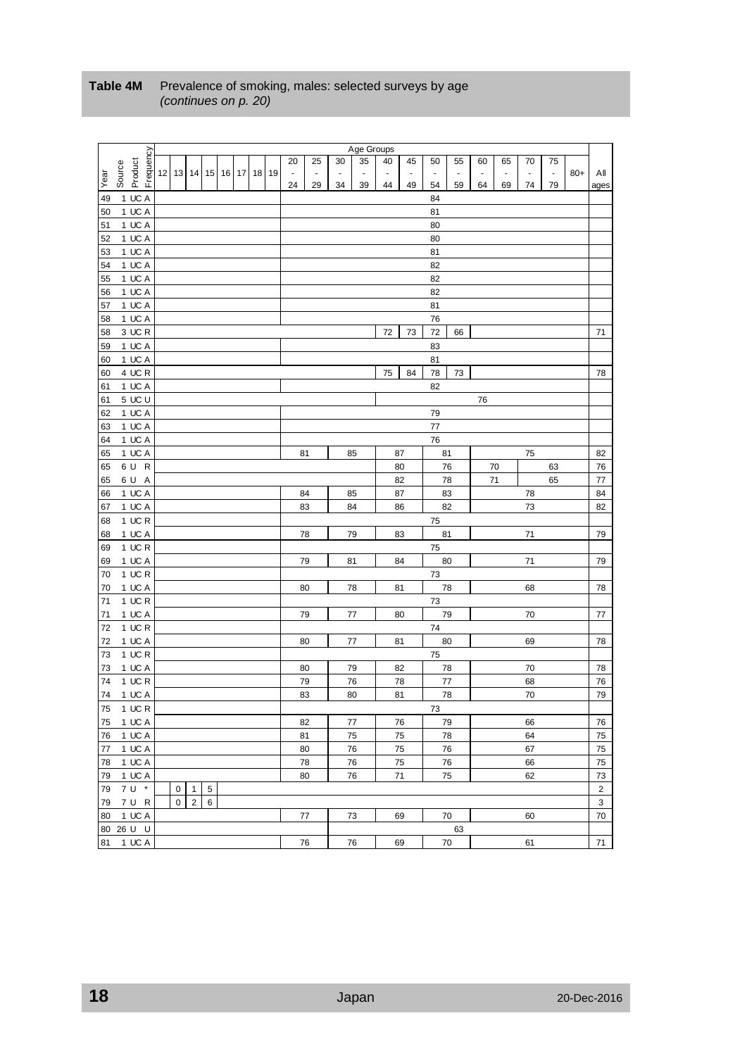**Table 4M** Prevalence of smoking, males: selected surveys by age
*(continues on p. 20)*

| Year | Source | Product | Frequency | 12 | 13 | 14 | 15 | 16 | 17 | 18 | 19 | 20 - 24 | 25 - 29 | 30 - 34 | 35 - 39 | 40 - 44 | 45 - 49 | 50 - 54 | 55 - 59 | 60 - 64 | 65 - 69 | 70 - 74 | 75 - 79 | 80+ | All ages |
|---|---|---|---|---|---|---|---|---|---|---|---|---|---|---|---|---|---|---|---|---|---|---|---|---|---|
| 49 | 1 | UC | A | | | | | | | | | | | | | | | 84 | | | | | | | |
| 50 | 1 | UC | A | | | | | | | | | | | | | | | 81 | | | | | | | |
| 51 | 1 | UC | A | | | | | | | | | | | | | | | 80 | | | | | | | |
| 52 | 1 | UC | A | | | | | | | | | | | | | | | 80 | | | | | | | |
| 53 | 1 | UC | A | | | | | | | | | | | | | | | 81 | | | | | | | |
| 54 | 1 | UC | A | | | | | | | | | | | | | | | 82 | | | | | | | |
| 55 | 1 | UC | A | | | | | | | | | | | | | | | 82 | | | | | | | |
| 56 | 1 | UC | A | | | | | | | | | | | | | | | 82 | | | | | | | |
| 57 | 1 | UC | A | | | | | | | | | | | | | | | 81 | | | | | | | |
| 58 | 1 | UC | A | | | | | | | | | | | | | | | 76 | | | | | | | |
| 58 | 3 | UC | R | | | | | | | | | | | | | 72 | 73 | 72 | 66 | | | | | | 71 |
| 59 | 1 | UC | A | | | | | | | | | | | | | | | 83 | | | | | | | |
| 60 | 1 | UC | A | | | | | | | | | | | | | | | 81 | | | | | | | |
| 60 | 4 | UC | R | | | | | | | | | | | | | 75 | 84 | 78 | 73 | | | | | | 78 |
| 61 | 1 | UC | A | | | | | | | | | | | | | | | 82 | | | | | | | |
| 61 | 5 | UC | U | | | | | | | | | | | | | | | | | 76 | | | | | |
| 62 | 1 | UC | A | | | | | | | | | | | | | | | 79 | | | | | | | |
| 63 | 1 | UC | A | | | | | | | | | | | | | | | 77 | | | | | | | |
| 64 | 1 | UC | A | | | | | | | | | | | | | | | 76 | | | | | | | |
| 65 | 1 | UC | A | | | | | | | | | | 81 | | 85 | | 87 | | 81 | | | 75 | | | 82 |
| 65 | 6 | U | R | | | | | | | | | | | | | | 80 | | 76 | | 70 | | 63 | | 76 |
| 65 | 6 | U | A | | | | | | | | | | | | | | 82 | | 78 | | 71 | | 65 | | 77 |
| 66 | 1 | UC | A | | | | | | | | | | 84 | | 85 | | 87 | | 83 | | | 78 | | | 84 |
| 67 | 1 | UC | A | | | | | | | | | | 83 | | 84 | | 86 | | 82 | | | 73 | | | 82 |
| 68 | 1 | UC | R | | | | | | | | | | | | | | | 75 | | | | | | | |
| 68 | 1 | UC | A | | | | | | | | | | 78 | | 79 | | 83 | | 81 | | | 71 | | | 79 |
| 69 | 1 | UC | R | | | | | | | | | | | | | | | 75 | | | | | | | |
| 69 | 1 | UC | A | | | | | | | | | | 79 | | 81 | | 84 | | 80 | | | 71 | | | 79 |
| 70 | 1 | UC | R | | | | | | | | | | | | | | | 73 | | | | | | | |
| 70 | 1 | UC | A | | | | | | | | | | 80 | | 78 | | 81 | | 78 | | | 68 | | | 78 |
| 71 | 1 | UC | R | | | | | | | | | | | | | | | 73 | | | | | | | |
| 71 | 1 | UC | A | | | | | | | | | | 79 | | 77 | | 80 | | 79 | | | 70 | | | 77 |
| 72 | 1 | UC | R | | | | | | | | | | | | | | | 74 | | | | | | | |
| 72 | 1 | UC | A | | | | | | | | | | 80 | | 77 | | 81 | | 80 | | | 69 | | | 78 |
| 73 | 1 | UC | R | | | | | | | | | | | | | | | 75 | | | | | | | |
| 73 | 1 | UC | A | | | | | | | | | | 80 | | 79 | | 82 | | 78 | | | 70 | | | 78 |
| 74 | 1 | UC | R | | | | | | | | | | 79 | | 76 | | 78 | | 77 | | | 68 | | | 76 |
| 74 | 1 | UC | A | | | | | | | | | | 83 | | 80 | | 81 | | 78 | | | 70 | | | 79 |
| 75 | 1 | UC | R | | | | | | | | | | | | | | | 73 | | | | | | | |
| 75 | 1 | UC | A | | | | | | | | | | 82 | | 77 | | 76 | | 79 | | | 66 | | | 76 |
| 76 | 1 | UC | A | | | | | | | | | | 81 | | 75 | | 75 | | 78 | | | 64 | | | 75 |
| 77 | 1 | UC | A | | | | | | | | | | 80 | | 76 | | 75 | | 76 | | | 67 | | | 75 |
| 78 | 1 | UC | A | | | | | | | | | | 78 | | 76 | | 75 | | 76 | | | 66 | | | 75 |
| 79 | 1 | UC | A | | | | | | | | | | 80 | | 76 | | 71 | | 75 | | | 62 | | | 73 |
| 79 | 7 | U | * | | 0 | 1 | 5 | | | | | | | | | | | | | | | | | | 2 |
| 79 | 7 | U | R | | 0 | 2 | 6 | | | | | | | | | | | | | | | | | | 3 |
| 80 | 1 | UC | A | | | | | | | | | | 77 | | 73 | | 69 | | 70 | | | 60 | | | 70 |
| 80 | 26 | U | U | | | | | | | | | | | | | | | | 63 | | | | | | |
| 81 | 1 | UC | A | | | | | | | | | | 76 | | 76 | | 69 | | 70 | | | 61 | | | 71 |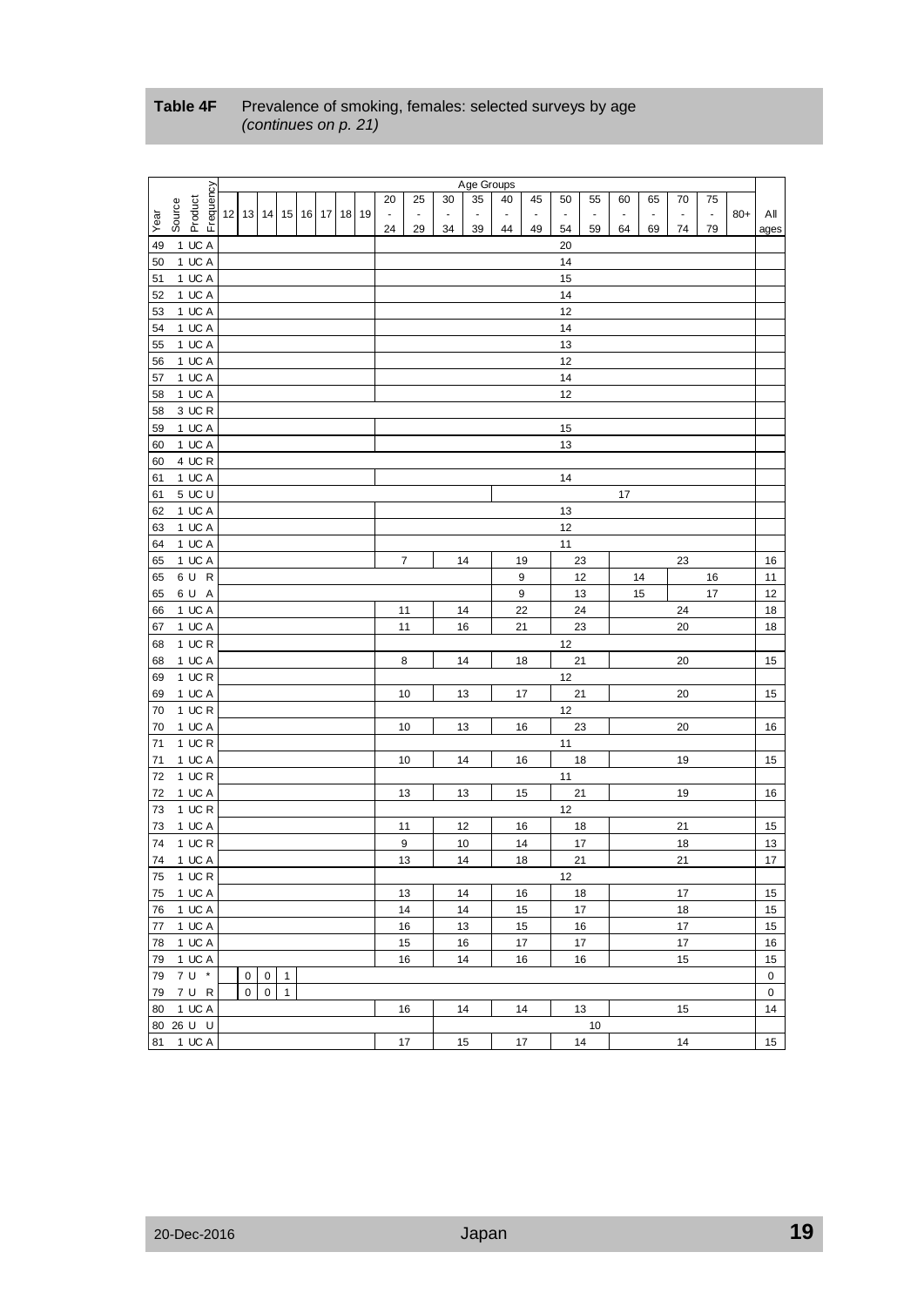**Table 4F** Prevalence of smoking, females: selected surveys by age *(continues on p. 21)*

| Year | Source | Product | Frequency | 12 | 13 | 14 | 15 | 16 | 17 | 18 | 19 | 20 - 24 | 25 - 29 | 30 - 34 | 35 - 39 | 40 - 44 | 45 - 49 | 50 - 54 | 55 - 59 | 60 - 64 | 65 - 69 | 70 - 74 | 75 - 79 | 80+ | All ages |
|---|---|---|---|---|---|---|---|---|---|---|---|---|---|---|---|---|---|---|---|---|---|---|---|---|---|
| 49 | 1 | UC | A | | | | | | | | | | | | | | | 20 | | | | | | | |
| 50 | 1 | UC | A | | | | | | | | | | | | | | | 14 | | | | | | | |
| 51 | 1 | UC | A | | | | | | | | | | | | | | | 15 | | | | | | | |
| 52 | 1 | UC | A | | | | | | | | | | | | | | | 14 | | | | | | | |
| 53 | 1 | UC | A | | | | | | | | | | | | | | | 12 | | | | | | | |
| 54 | 1 | UC | A | | | | | | | | | | | | | | | 14 | | | | | | | |
| 55 | 1 | UC | A | | | | | | | | | | | | | | | 13 | | | | | | | |
| 56 | 1 | UC | A | | | | | | | | | | | | | | | 12 | | | | | | | |
| 57 | 1 | UC | A | | | | | | | | | | | | | | | 14 | | | | | | | |
| 58 | 1 | UC | A | | | | | | | | | | | | | | | 12 | | | | | | | |
| 58 | 3 | UC | R | | | | | | | | | | | | | | | | | | | | | | |
| 59 | 1 | UC | A | | | | | | | | | | | | | | | 15 | | | | | | | |
| 60 | 1 | UC | A | | | | | | | | | | | | | | | 13 | | | | | | | |
| 60 | 4 | UC | R | | | | | | | | | | | | | | | | | | | | | | |
| 61 | 1 | UC | A | | | | | | | | | | | | | | | 14 | | | | | | | |
| 61 | 5 | UC | U | | | | | | | | | | | | | | | | | 17 | | | | | |
| 62 | 1 | UC | A | | | | | | | | | | | | | | | 13 | | | | | | | |
| 63 | 1 | UC | A | | | | | | | | | | | | | | | 12 | | | | | | | |
| 64 | 1 | UC | A | | | | | | | | | | | | | | | 11 | | | | | | | |
| 65 | 1 | UC | A | | | | | | | | | 7 | | 14 | | 19 | | 23 | | 23 | | | | | 16 |
| 65 | 6 | U | R | | | | | | | | | | | | | 9 | | 12 | | 14 | | 16 | | | 11 |
| 65 | 6 | U | A | | | | | | | | | | | | | 9 | | 13 | | 15 | | 17 | | | 12 |
| 66 | 1 | UC | A | | | | | | | | | 11 | | 14 | | 22 | | 24 | | 24 | | | | | 18 |
| 67 | 1 | UC | A | | | | | | | | | 11 | | 16 | | 21 | | 23 | | 20 | | | | | 18 |
| 68 | 1 | UC | R | | | | | | | | | | | | | | | 12 | | | | | | | |
| 68 | 1 | UC | A | | | | | | | | | 8 | | 14 | | 18 | | 21 | | 20 | | | | | 15 |
| 69 | 1 | UC | R | | | | | | | | | | | | | | | 12 | | | | | | | |
| 69 | 1 | UC | A | | | | | | | | | 10 | | 13 | | 17 | | 21 | | 20 | | | | | 15 |
| 70 | 1 | UC | R | | | | | | | | | | | | | | | 12 | | | | | | | |
| 70 | 1 | UC | A | | | | | | | | | 10 | | 13 | | 16 | | 23 | | 20 | | | | | 16 |
| 71 | 1 | UC | R | | | | | | | | | | | | | | | 11 | | | | | | | |
| 71 | 1 | UC | A | | | | | | | | | 10 | | 14 | | 16 | | 18 | | 19 | | | | | 15 |
| 72 | 1 | UC | R | | | | | | | | | | | | | | | 11 | | | | | | | |
| 72 | 1 | UC | A | | | | | | | | | 13 | | 13 | | 15 | | 21 | | 19 | | | | | 16 |
| 73 | 1 | UC | R | | | | | | | | | | | | | | | 12 | | | | | | | |
| 73 | 1 | UC | A | | | | | | | | | 11 | | 12 | | 16 | | 18 | | 21 | | | | | 15 |
| 74 | 1 | UC | R | | | | | | | | | 9 | | 10 | | 14 | | 17 | | 18 | | | | | 13 |
| 74 | 1 | UC | A | | | | | | | | | 13 | | 14 | | 18 | | 21 | | 21 | | | | | 17 |
| 75 | 1 | UC | R | | | | | | | | | | | | | | | 12 | | | | | | | |
| 75 | 1 | UC | A | | | | | | | | | 13 | | 14 | | 16 | | 18 | | 17 | | | | | 15 |
| 76 | 1 | UC | A | | | | | | | | | 14 | | 14 | | 15 | | 17 | | 18 | | | | | 15 |
| 77 | 1 | UC | A | | | | | | | | | 16 | | 13 | | 15 | | 16 | | 17 | | | | | 15 |
| 78 | 1 | UC | A | | | | | | | | | 15 | | 16 | | 17 | | 17 | | 17 | | | | | 16 |
| 79 | 1 | UC | A | | | | | | | | | 16 | | 14 | | 16 | | 16 | | 15 | | | | | 15 |
| 79 | 7 | U | * | | 0 | 0 | 1 | | | | | | | | | | | | | | | | | | 0 |
| 79 | 7 | U | R | | 0 | 0 | 1 | | | | | | | | | | | | | | | | | | 0 |
| 80 | 1 | UC | A | | | | | | | | | 16 | | 14 | | 14 | | 13 | | 15 | | | | | 14 |
| 80 | 26 | U | U | | | | | | | | | | | | | | | | 10 | | | | | | |
| 81 | 1 | UC | A | | | | | | | | | 17 | | 15 | | 17 | | 14 | | 14 | | | | | 15 |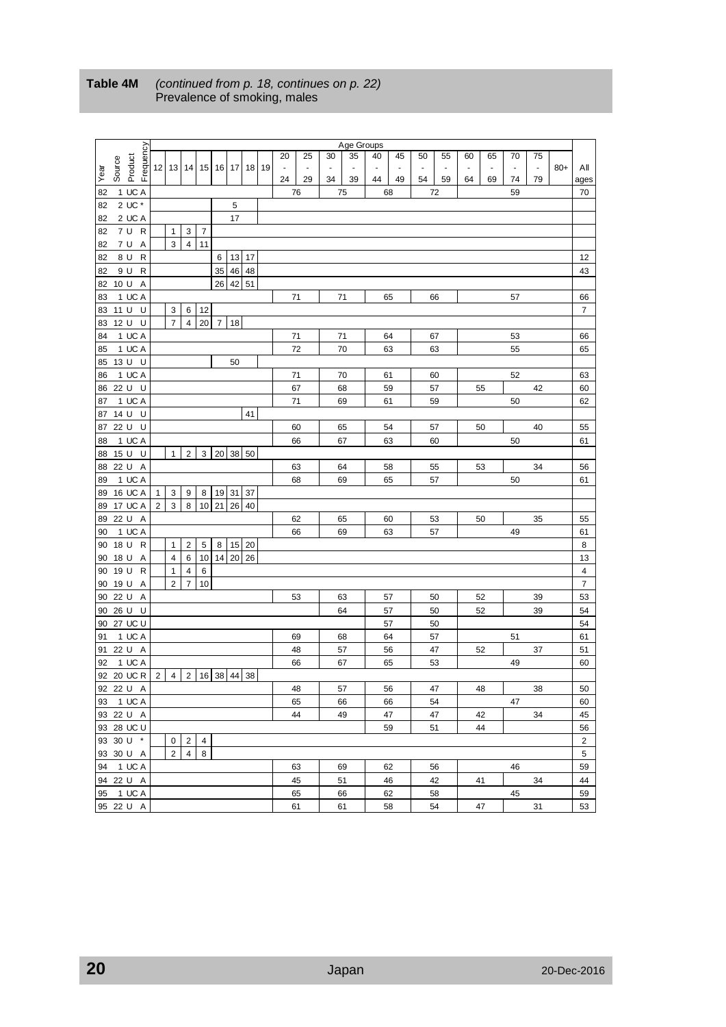**Table 4M** *(continued from p. 18, continues on p. 22)*
Prevalence of smoking, males

| Year | Source | Product | Frequency | 12 | 13 | 14 | 15 | 16 | 17 | 18 | 19 | 20-24 | 25-29 | 30-34 | 35-39 | 40-44 | 45-49 | 50-54 | 55-59 | 60-64 | 65-69 | 70-74 | 75-79 | 80+ | All ages |
|---|---|---|---|---|---|---|---|---|---|---|---|---|---|---|---|---|---|---|---|---|---|---|---|---|---|
| 82 | 1 | UC | A | | | | | | | | | 76 | | 75 | | 68 | | 72 | | | | 59 | | | 70 |
| 82 | 2 | UC | * | | | | | | 5 | | | | | | | | | | | | | | | | |
| 82 | 2 | UC | A | | | | | | 17 | | | | | | | | | | | | | | | | |
| 82 | 7 | U | R | | 1 | 3 | 7 | | | | | | | | | | | | | | | | | | |
| 82 | 7 | U | A | | 3 | 4 | 11 | | | | | | | | | | | | | | | | | | |
| 82 | 8 | U | R | | | | | 6 | 13 | 17 | | | | | | | | | | | | | | | 12 |
| 82 | 9 | U | R | | | | | 35 | 46 | 48 | | | | | | | | | | | | | | | 43 |
| 82 | 10 | U | A | | | | | 26 | 42 | 51 | | | | | | | | | | | | | | | |
| 83 | 1 | UC | A | | | | | | | | | 71 | | 71 | | 65 | | 66 | | | | 57 | | | 66 |
| 83 | 11 | U | U | | 3 | 6 | 12 | | | | | | | | | | | | | | | | | | 7 |
| 83 | 12 | U | U | | 7 | 4 | 20 | 7 | 18 | | | | | | | | | | | | | | | | |
| 84 | 1 | UC | A | | | | | | | | | 71 | | 71 | | 64 | | 67 | | | | 53 | | | 66 |
| 85 | 1 | UC | A | | | | | | | | | 72 | | 70 | | 63 | | 63 | | | | 55 | | | 65 |
| 85 | 13 | U | U | | | | | | 50 | | | | | | | | | | | | | | | | |
| 86 | 1 | UC | A | | | | | | | | | 71 | | 70 | | 61 | | 60 | | | | 52 | | | 63 |
| 86 | 22 | U | U | | | | | | | | | 67 | | 68 | | 59 | | 57 | | 55 | | | 42 | | 60 |
| 87 | 1 | UC | A | | | | | | | | | 71 | | 69 | | 61 | | 59 | | | | 50 | | | 62 |
| 87 | 14 | U | U | | | | | | | 41 | | | | | | | | | | | | | | | |
| 87 | 22 | U | U | | | | | | | | | 60 | | 65 | | 54 | | 57 | | 50 | | | 40 | | 55 |
| 88 | 1 | UC | A | | | | | | | | | 66 | | 67 | | 63 | | 60 | | | | 50 | | | 61 |
| 88 | 15 | U | U | | 1 | 2 | 3 | 20 | 38 | 50 | | | | | | | | | | | | | | | |
| 88 | 22 | U | A | | | | | | | | | 63 | | 64 | | 58 | | 55 | | 53 | | | 34 | | 56 |
| 89 | 1 | UC | A | | | | | | | | | 68 | | 69 | | 65 | | 57 | | | | 50 | | | 61 |
| 89 | 16 | UC | A | 1 | 3 | 9 | 8 | 19 | 31 | 37 | | | | | | | | | | | | | | | |
| 89 | 17 | UC | A | 2 | 3 | 8 | 10 | 21 | 26 | 40 | | | | | | | | | | | | | | | |
| 89 | 22 | U | A | | | | | | | | | 62 | | 65 | | 60 | | 53 | | 50 | | | 35 | | 55 |
| 90 | 1 | UC | A | | | | | | | | | 66 | | 69 | | 63 | | 57 | | | | 49 | | | 61 |
| 90 | 18 | U | R | | 1 | 2 | 5 | 8 | 15 | 20 | | | | | | | | | | | | | | | 8 |
| 90 | 18 | U | A | | 4 | 6 | 10 | 14 | 20 | 26 | | | | | | | | | | | | | | | 13 |
| 90 | 19 | U | R | | 1 | 4 | 6 | | | | | | | | | | | | | | | | | | 4 |
| 90 | 19 | U | A | | 2 | 7 | 10 | | | | | | | | | | | | | | | | | | 7 |
| 90 | 22 | U | A | | | | | | | | | 53 | | 63 | | 57 | | 50 | | 52 | | | 39 | | 53 |
| 90 | 26 | U | U | | | | | | | | | | | 64 | | 57 | | 50 | | 52 | | | 39 | | 54 |
| 90 | 27 | UC | U | | | | | | | | | | | | | 57 | | 50 | | | | | | | 54 |
| 91 | 1 | UC | A | | | | | | | | | 69 | | 68 | | 64 | | 57 | | | | 51 | | | 61 |
| 91 | 22 | U | A | | | | | | | | | 48 | | 57 | | 56 | | 47 | | 52 | | | 37 | | 51 |
| 92 | 1 | UC | A | | | | | | | | | 66 | | 67 | | 65 | | 53 | | | | 49 | | | 60 |
| 92 | 20 | UC | R | 2 | 4 | 2 | 16 | 38 | 44 | 38 | | | | | | | | | | | | | | | |
| 92 | 22 | U | A | | | | | | | | | 48 | | 57 | | 56 | | 47 | | 48 | | | 38 | | 50 |
| 93 | 1 | UC | A | | | | | | | | | 65 | | 66 | | 66 | | 54 | | | | 47 | | | 60 |
| 93 | 22 | U | A | | | | | | | | | 44 | | 49 | | 47 | | 47 | | 42 | | | 34 | | 45 |
| 93 | 28 | UC | U | | | | | | | | | | | | | 59 | | 51 | | 44 | | | | | 56 |
| 93 | 30 | U | * | | 0 | 2 | 4 | | | | | | | | | | | | | | | | | | 2 |
| 93 | 30 | U | A | | 2 | 4 | 8 | | | | | | | | | | | | | | | | | | 5 |
| 94 | 1 | UC | A | | | | | | | | | 63 | | 69 | | 62 | | 56 | | | | 46 | | | 59 |
| 94 | 22 | U | A | | | | | | | | | 45 | | 51 | | 46 | | 42 | | 41 | | | 34 | | 44 |
| 95 | 1 | UC | A | | | | | | | | | 65 | | 66 | | 62 | | 58 | | | | 45 | | | 59 |
| 95 | 22 | U | A | | | | | | | | | 61 | | 61 | | 58 | | 54 | | 47 | | | 31 | | 53 |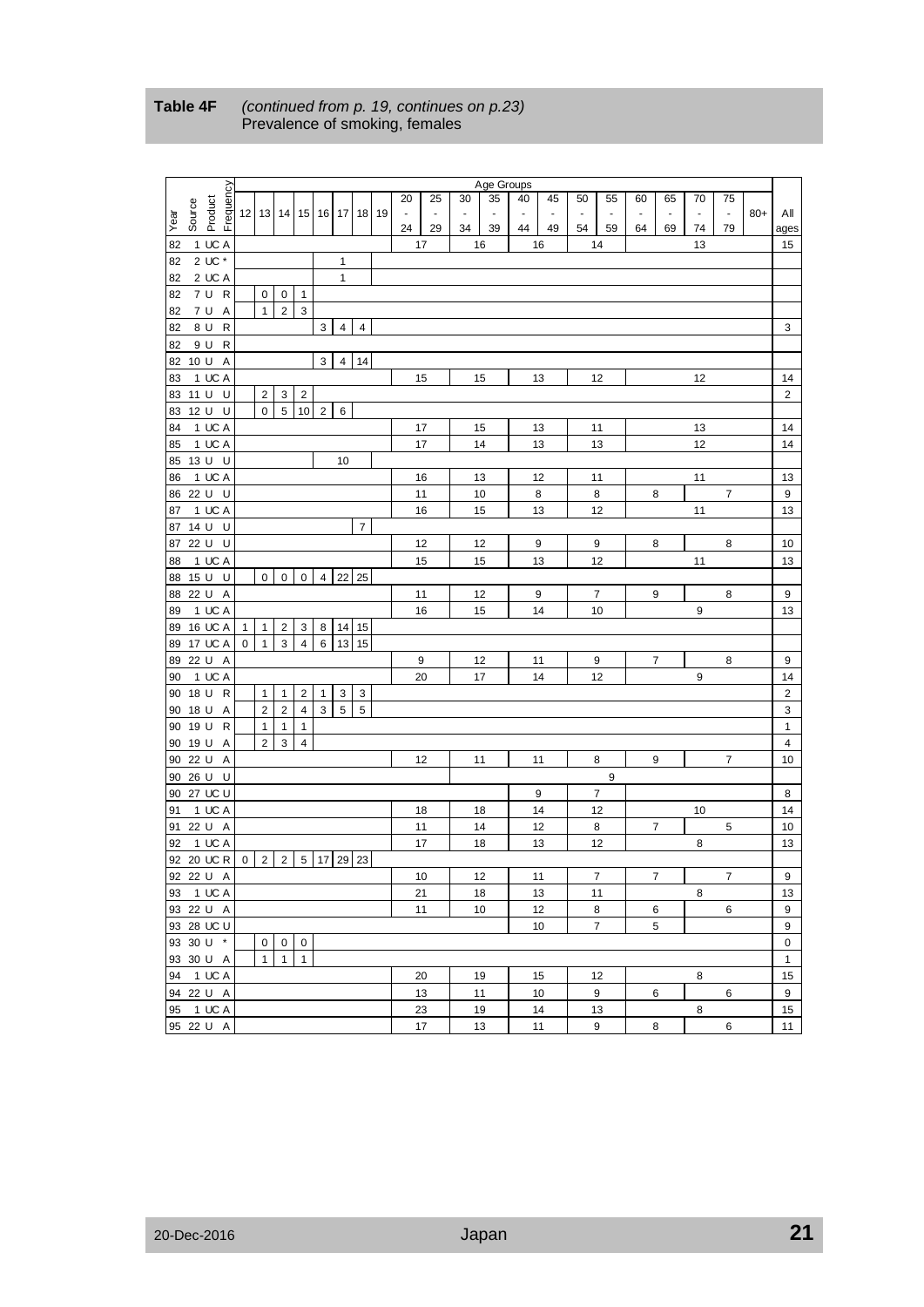**Table 4F** *(continued from p. 19, continues on p.23)*
Prevalence of smoking, females

| Year | Source | Product | Frequency | 12 | 13 | 14 | 15 | 16 | 17 | 18 | 19 | 20-24 | 25-29 | 30-34 | 35-39 | 40-44 | 45-49 | 50-54 | 55-59 | 60-64 | 65-69 | 70-74 | 75-79 | 80+ | All ages |
|---|---|---|---|---|---|---|---|---|---|---|---|---|---|---|---|---|---|---|---|---|---|---|---|---|---|
| 82 | 1 | UC | A | | | | | | | | | 17 | | 16 | | 16 | | 14 | | 13 | | | | | 15 |
| 82 | 2 | UC | * | | | | | | 1 | | | | | | | | | | | | | | | | |
| 82 | 2 | UC | A | | | | | | 1 | | | | | | | | | | | | | | | | |
| 82 | 7 | U | R | | 0 | 0 | 1 | | | | | | | | | | | | | | | | | | |
| 82 | 7 | U | A | | 1 | 2 | 3 | | | | | | | | | | | | | | | | | | |
| 82 | 8 | U | R | | | | | 3 | 4 | 4 | | | | | | | | | | | | | | | 3 |
| 82 | 9 | U | R | | | | | | | | | | | | | | | | | | | | | | |
| 82 | 10 | U | A | | | | | 3 | 4 | 14 | | | | | | | | | | | | | | | |
| 83 | 1 | UC | A | | | | | | | | | 15 | | 15 | | 13 | | 12 | | 12 | | | | | 14 |
| 83 | 11 | U | U | | 2 | 3 | 2 | | | | | | | | | | | | | | | | | | 2 |
| 83 | 12 | U | U | | 0 | 5 | 10 | 2 | 6 | | | | | | | | | | | | | | | | |
| 84 | 1 | UC | A | | | | | | | | | 17 | | 15 | | 13 | | 11 | | 13 | | | | | 14 |
| 85 | 1 | UC | A | | | | | | | | | 17 | | 14 | | 13 | | 13 | | 12 | | | | | 14 |
| 85 | 13 | U | U | | | | | | 10 | | | | | | | | | | | | | | | | |
| 86 | 1 | UC | A | | | | | | | | | 16 | | 13 | | 12 | | 11 | | 11 | | | | | 13 |
| 86 | 22 | U | U | | | | | | | | | 11 | | 10 | | 8 | | 8 | | 8 | | 7 | | | 9 |
| 87 | 1 | UC | A | | | | | | | | | 16 | | 15 | | 13 | | 12 | | 11 | | | | | 13 |
| 87 | 14 | U | U | | | | | | | 7 | | | | | | | | | | | | | | | |
| 87 | 22 | U | U | | | | | | | | | 12 | | 12 | | 9 | | 9 | | 8 | | 8 | | | 10 |
| 88 | 1 | UC | A | | | | | | | | | 15 | | 15 | | 13 | | 12 | | 11 | | | | | 13 |
| 88 | 15 | U | U | | 0 | 0 | 0 | 4 | 22 | 25 | | | | | | | | | | | | | | | |
| 88 | 22 | U | A | | | | | | | | | 11 | | 12 | | 9 | | 7 | | 9 | | 8 | | | 9 |
| 89 | 1 | UC | A | | | | | | | | | 16 | | 15 | | 14 | | 10 | | 9 | | | | | 13 |
| 89 | 16 | UC | A | 1 | 1 | 2 | 3 | 8 | 14 | 15 | | | | | | | | | | | | | | | |
| 89 | 17 | UC | A | 0 | 1 | 3 | 4 | 6 | 13 | 15 | | | | | | | | | | | | | | | |
| 89 | 22 | U | A | | | | | | | | | 9 | | 12 | | 11 | | 9 | | 7 | | 8 | | | 9 |
| 90 | 1 | UC | A | | | | | | | | | 20 | | 17 | | 14 | | 12 | | 9 | | | | | 14 |
| 90 | 18 | U | R | | 1 | 1 | 2 | 1 | 3 | 3 | | | | | | | | | | | | | | | 2 |
| 90 | 18 | U | A | | 2 | 2 | 4 | 3 | 5 | 5 | | | | | | | | | | | | | | | 3 |
| 90 | 19 | U | R | | 1 | 1 | 1 | | | | | | | | | | | | | | | | | | 1 |
| 90 | 19 | U | A | | 2 | 3 | 4 | | | | | | | | | | | | | | | | | | 4 |
| 90 | 22 | U | A | | | | | | | | | 12 | | 11 | | 11 | | 8 | | 9 | | 7 | | | 10 |
| 90 | 26 | U | U | | | | | | | | | | | 9 | | | | | | | | | | | |
| 90 | 27 | UC | U | | | | | | | | | | | | | 9 | | 7 | | | | | | | 8 |
| 91 | 1 | UC | A | | | | | | | | | 18 | | 18 | | 14 | | 12 | | 10 | | | | | 14 |
| 91 | 22 | U | A | | | | | | | | | 11 | | 14 | | 12 | | 8 | | 7 | | 5 | | | 10 |
| 92 | 1 | UC | A | | | | | | | | | 17 | | 18 | | 13 | | 12 | | 8 | | | | | 13 |
| 92 | 20 | UC | R | 0 | 2 | 2 | 5 | 17 | 29 | 23 | | | | | | | | | | | | | | | |
| 92 | 22 | U | A | | | | | | | | | 10 | | 12 | | 11 | | 7 | | 7 | | 7 | | | 9 |
| 93 | 1 | UC | A | | | | | | | | | 21 | | 18 | | 13 | | 11 | | 8 | | | | | 13 |
| 93 | 22 | U | A | | | | | | | | | 11 | | 10 | | 12 | | 8 | | 6 | | 6 | | | 9 |
| 93 | 28 | UC | U | | | | | | | | | | | | | 10 | | 7 | | 5 | | | | | 9 |
| 93 | 30 | U | * | | 0 | 0 | 0 | | | | | | | | | | | | | | | | | | 0 |
| 93 | 30 | U | A | | 1 | 1 | 1 | | | | | | | | | | | | | | | | | | 1 |
| 94 | 1 | UC | A | | | | | | | | | 20 | | 19 | | 15 | | 12 | | 8 | | | | | 15 |
| 94 | 22 | U | A | | | | | | | | | 13 | | 11 | | 10 | | 9 | | 6 | | 6 | | | 9 |
| 95 | 1 | UC | A | | | | | | | | | 23 | | 19 | | 14 | | 13 | | 8 | | | | | 15 |
| 95 | 22 | U | A | | | | | | | | | 17 | | 13 | | 11 | | 9 | | 8 | | 6 | | | 11 |

20-Dec-2016 Japan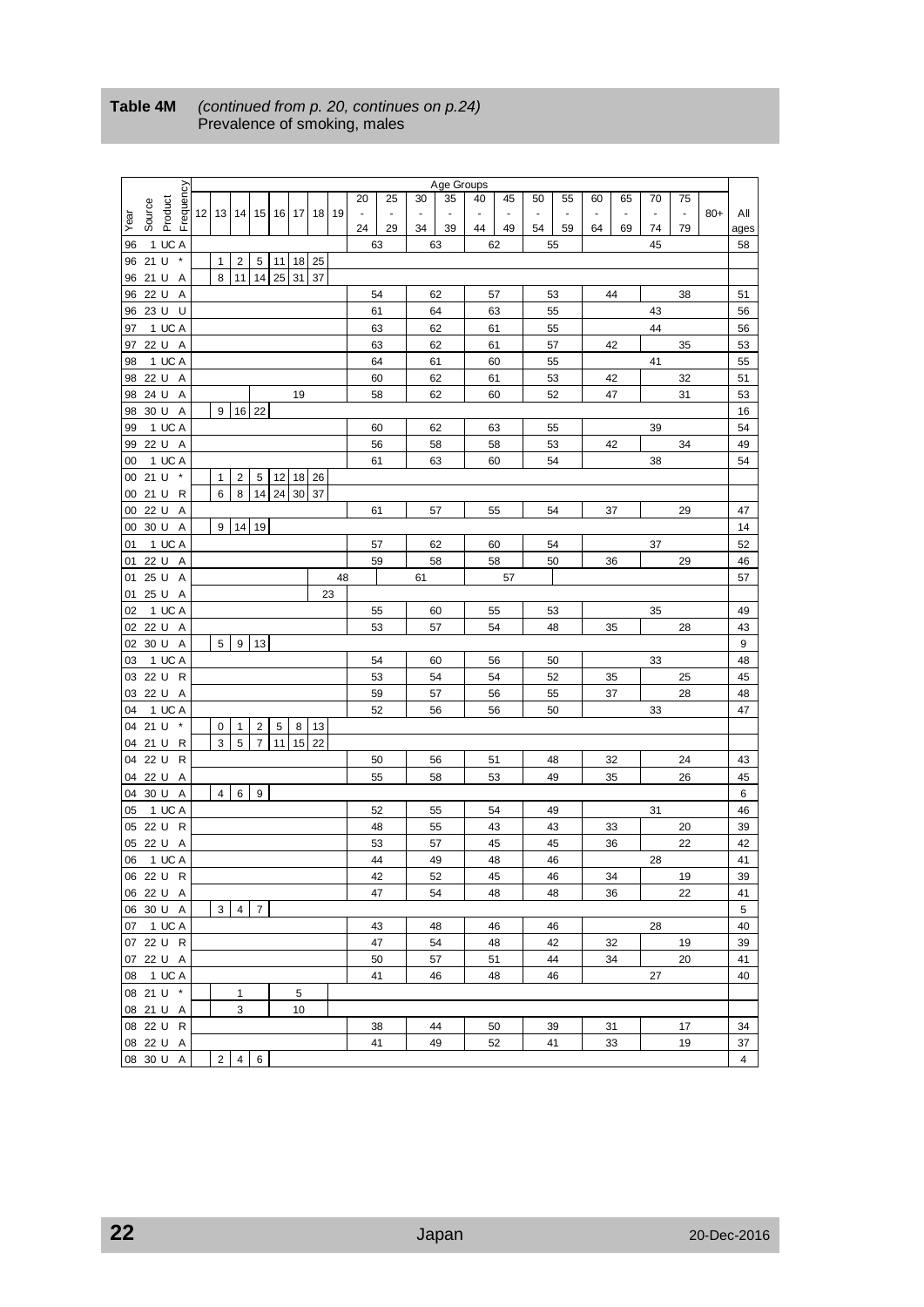**Table 4M** *(continued from p. 20, continues on p.24)*
Prevalence of smoking, males

| Year | Source | Product | Frequency | 12 | 13 | 14 | 15 | 16 | 17 | 18 | 19 | 20-24 | 25-29 | 30-34 | 35-39 | 40-44 | 45-49 | 50-54 | 55-59 | 60-64 | 65-69 | 70-74 | 75-79 | 80+ | All ages |
|---|---|---|---|---|---|---|---|---|---|---|---|---|---|---|---|---|---|---|---|---|---|---|---|---|---|
| 96 | 1 | UC | A | | | | | | | | | 63 | | 63 | | 62 | | 55 | | 45 | | | | | 58 |
| 96 | 21 | U | * | | 1 | 2 | 5 | 11 | 18 | 25 | | | | | | | | | | | | | | | |
| 96 | 21 | U | A | | 8 | 11 | 14 | 25 | 31 | 37 | | | | | | | | | | | | | | | |
| 96 | 22 | U | A | | | | | | | | | 54 | | 62 | | 57 | | 53 | | 44 | | 38 | | | 51 |
| 96 | 23 | U | U | | | | | | | | | 61 | | 64 | | 63 | | 55 | | 43 | | | | | 56 |
| 97 | 1 | UC | A | | | | | | | | | 63 | | 62 | | 61 | | 55 | | 44 | | | | | 56 |
| 97 | 22 | U | A | | | | | | | | | 63 | | 62 | | 61 | | 57 | | 42 | | 35 | | | 53 |
| 98 | 1 | UC | A | | | | | | | | | 64 | | 61 | | 60 | | 55 | | 41 | | | | | 55 |
| 98 | 22 | U | A | | | | | | | | | 60 | | 62 | | 61 | | 53 | | 42 | | 32 | | | 51 |
| 98 | 24 | U | A | | | | | | 19 | | | 58 | | 62 | | 60 | | 52 | | 47 | | 31 | | | 53 |
| 98 | 30 | U | A | | 9 | 16 | 22 | | | | | | | | | | | | | | | | | | 16 |
| 99 | 1 | UC | A | | | | | | | | | 60 | | 62 | | 63 | | 55 | | 39 | | | | | 54 |
| 99 | 22 | U | A | | | | | | | | | 56 | | 58 | | 58 | | 53 | | 42 | | 34 | | | 49 |
| 00 | 1 | UC | A | | | | | | | | | 61 | | 63 | | 60 | | 54 | | 38 | | | | | 54 |
| 00 | 21 | U | * | | 1 | 2 | 5 | 12 | 18 | 26 | | | | | | | | | | | | | | | |
| 00 | 21 | U | R | | 6 | 8 | 14 | 24 | 30 | 37 | | | | | | | | | | | | | | | |
| 00 | 22 | U | A | | | | | | | | | 61 | | 57 | | 55 | | 54 | | 37 | | 29 | | | 47 |
| 00 | 30 | U | A | | 9 | 14 | 19 | | | | | | | | | | | | | | | | | | 14 |
| 01 | 1 | UC | A | | | | | | | | | 57 | | 62 | | 60 | | 54 | | 37 | | | | | 52 |
| 01 | 22 | U | A | | | | | | | | | 59 | | 58 | | 58 | | 50 | | 36 | | 29 | | | 46 |
| 01 | 25 | U | A | | | | | | | | 48 | | | 61 | | | 57 | | | | | | | | 57 |
| 01 | 25 | U | A | | | | | | | 23 | | | | | | | | | | | | | | | |
| 02 | 1 | UC | A | | | | | | | | | 55 | | 60 | | 55 | | 53 | | 35 | | | | | 49 |
| 02 | 22 | U | A | | | | | | | | | 53 | | 57 | | 54 | | 48 | | 35 | | 28 | | | 43 |
| 02 | 30 | U | A | | 5 | 9 | 13 | | | | | | | | | | | | | | | | | | 9 |
| 03 | 1 | UC | A | | | | | | | | | 54 | | 60 | | 56 | | 50 | | 33 | | | | | 48 |
| 03 | 22 | U | R | | | | | | | | | 53 | | 54 | | 54 | | 52 | | 35 | | 25 | | | 45 |
| 03 | 22 | U | A | | | | | | | | | 59 | | 57 | | 56 | | 55 | | 37 | | 28 | | | 48 |
| 04 | 1 | UC | A | | | | | | | | | 52 | | 56 | | 56 | | 50 | | 33 | | | | | 47 |
| 04 | 21 | U | * | | 0 | 1 | 2 | 5 | 8 | 13 | | | | | | | | | | | | | | | |
| 04 | 21 | U | R | | 3 | 5 | 7 | 11 | 15 | 22 | | | | | | | | | | | | | | | |
| 04 | 22 | U | R | | | | | | | | | 50 | | 56 | | 51 | | 48 | | 32 | | 24 | | | 43 |
| 04 | 22 | U | A | | | | | | | | | 55 | | 58 | | 53 | | 49 | | 35 | | 26 | | | 45 |
| 04 | 30 | U | A | | 4 | 6 | 9 | | | | | | | | | | | | | | | | | | 6 |
| 05 | 1 | UC | A | | | | | | | | | 52 | | 55 | | 54 | | 49 | | 31 | | | | | 46 |
| 05 | 22 | U | R | | | | | | | | | 48 | | 55 | | 43 | | 43 | | 33 | | 20 | | | 39 |
| 05 | 22 | U | A | | | | | | | | | 53 | | 57 | | 45 | | 45 | | 36 | | 22 | | | 42 |
| 06 | 1 | UC | A | | | | | | | | | 44 | | 49 | | 48 | | 46 | | 28 | | | | | 41 |
| 06 | 22 | U | R | | | | | | | | | 42 | | 52 | | 45 | | 46 | | 34 | | 19 | | | 39 |
| 06 | 22 | U | A | | | | | | | | | 47 | | 54 | | 48 | | 48 | | 36 | | 22 | | | 41 |
| 06 | 30 | U | A | | 3 | 4 | 7 | | | | | | | | | | | | | | | | | | 5 |
| 07 | 1 | UC | A | | | | | | | | | 43 | | 48 | | 46 | | 46 | | 28 | | | | | 40 |
| 07 | 22 | U | R | | | | | | | | | 47 | | 54 | | 48 | | 42 | | 32 | | 19 | | | 39 |
| 07 | 22 | U | A | | | | | | | | | 50 | | 57 | | 51 | | 44 | | 34 | | 20 | | | 41 |
| 08 | 1 | UC | A | | | | | | | | | 41 | | 46 | | 48 | | 46 | | 27 | | | | | 40 |
| 08 | 21 | U | * | | | 1 | | | 5 | | | | | | | | | | | | | | | | |
| 08 | 21 | U | A | | | 3 | | | 10 | | | | | | | | | | | | | | | | |
| 08 | 22 | U | R | | | | | | | | | 38 | | 44 | | 50 | | 39 | | 31 | | 17 | | | 34 |
| 08 | 22 | U | A | | | | | | | | | 41 | | 49 | | 52 | | 41 | | 33 | | 19 | | | 37 |
| 08 | 30 | U | A | | 2 | 4 | 6 | | | | | | | | | | | | | | | | | | 4 |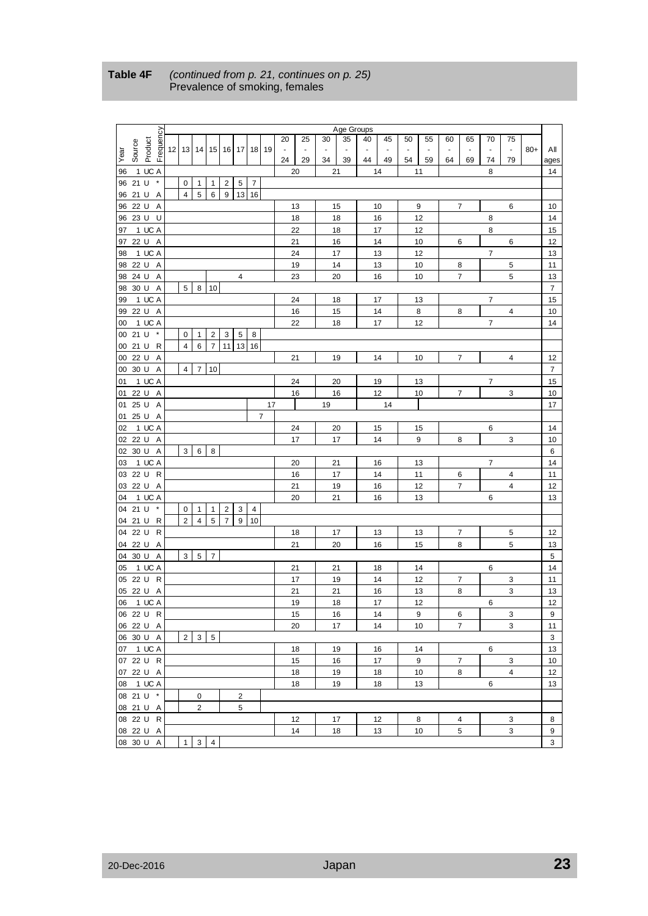**Table 4F** *(continued from p. 21, continues on p. 25)*
Prevalence of smoking, females

| Year | Source | Product | Frequency | 12 | 13 | 14 | 15 | 16 | 17 | 18 | 19 | 20 - 24 | 25 - 29 | 30 - 34 | 35 - 39 | 40 - 44 | 45 - 49 | 50 - 54 | 55 - 59 | 60 - 64 | 65 - 69 | 70 - 74 | 75 - 79 | 80+ | All ages |
|---|---|---|---|---|---|---|---|---|---|---|---|---|---|---|---|---|---|---|---|---|---|---|---|---|---|
| 96 | 1 | UC | A | | | | | | | | | 20 | | 21 | | 14 | | 11 | | | | 8 | | | 14 |
| 96 | 21 | U | * | | 0 | 1 | 1 | 2 | 5 | 7 | | | | | | | | | | | | | | | |
| 96 | 21 | U | A | | 4 | 5 | 6 | 9 | 13 | 16 | | | | | | | | | | | | | | | |
| 96 | 22 | U | A | | | | | | | | | 13 | | 15 | | 10 | | 9 | | 7 | | | 6 | | 10 |
| 96 | 23 | U | U | | | | | | | | | 18 | | 18 | | 16 | | 12 | | | | 8 | | | 14 |
| 97 | 1 | UC | A | | | | | | | | | 22 | | 18 | | 17 | | 12 | | | | 8 | | | 15 |
| 97 | 22 | U | A | | | | | | | | | 21 | | 16 | | 14 | | 10 | | 6 | | | 6 | | 12 |
| 98 | 1 | UC | A | | | | | | | | | 24 | | 17 | | 13 | | 12 | | | | 7 | | | 13 |
| 98 | 22 | U | A | | | | | | | | | 19 | | 14 | | 13 | | 10 | | 8 | | | 5 | | 11 |
| 98 | 24 | U | A | | | | | | 4 | | | 23 | | 20 | | 16 | | 10 | | 7 | | | 5 | | 13 |
| 98 | 30 | U | A | | 5 | 8 | 10 | | | | | | | | | | | | | | | | | | 7 |
| 99 | 1 | UC | A | | | | | | | | | 24 | | 18 | | 17 | | 13 | | | | 7 | | | 15 |
| 99 | 22 | U | A | | | | | | | | | 16 | | 15 | | 14 | | 8 | | 8 | | | 4 | | 10 |
| 00 | 1 | UC | A | | | | | | | | | 22 | | 18 | | 17 | | 12 | | | | 7 | | | 14 |
| 00 | 21 | U | * | | 0 | 1 | 2 | 3 | 5 | 8 | | | | | | | | | | | | | | | |
| 00 | 21 | U | R | | 4 | 6 | 7 | 11 | 13 | 16 | | | | | | | | | | | | | | | |
| 00 | 22 | U | A | | | | | | | | | 21 | | 19 | | 14 | | 10 | | 7 | | | 4 | | 12 |
| 00 | 30 | U | A | | 4 | 7 | 10 | | | | | | | | | | | | | | | | | | 7 |
| 01 | 1 | UC | A | | | | | | | | | 24 | | 20 | | 19 | | 13 | | | | 7 | | | 15 |
| 01 | 22 | U | A | | | | | | | | | 16 | | 16 | | 12 | | 10 | | 7 | | | 3 | | 10 |
| 01 | 25 | U | A | | | | | | | | 17 | | | 19 | | 14 | | | | | | | | | 17 |
| 01 | 25 | U | A | | | | | | | 7 | | | | | | | | | | | | | | | |
| 02 | 1 | UC | A | | | | | | | | | 24 | | 20 | | 15 | | 15 | | | | 6 | | | 14 |
| 02 | 22 | U | A | | | | | | | | | 17 | | 17 | | 14 | | 9 | | 8 | | | 3 | | 10 |
| 02 | 30 | U | A | | 3 | 6 | 8 | | | | | | | | | | | | | | | | | | 6 |
| 03 | 1 | UC | A | | | | | | | | | 20 | | 21 | | 16 | | 13 | | | | 7 | | | 14 |
| 03 | 22 | U | R | | | | | | | | | 16 | | 17 | | 14 | | 11 | | 6 | | | 4 | | 11 |
| 03 | 22 | U | A | | | | | | | | | 21 | | 19 | | 16 | | 12 | | 7 | | | 4 | | 12 |
| 04 | 1 | UC | A | | | | | | | | | 20 | | 21 | | 16 | | 13 | | | | 6 | | | 13 |
| 04 | 21 | U | * | | 0 | 1 | 1 | 2 | 3 | 4 | | | | | | | | | | | | | | | |
| 04 | 21 | U | R | | 2 | 4 | 5 | 7 | 9 | 10 | | | | | | | | | | | | | | | |
| 04 | 22 | U | R | | | | | | | | | 18 | | 17 | | 13 | | 13 | | 7 | | | 5 | | 12 |
| 04 | 22 | U | A | | | | | | | | | 21 | | 20 | | 16 | | 15 | | 8 | | | 5 | | 13 |
| 04 | 30 | U | A | | 3 | 5 | 7 | | | | | | | | | | | | | | | | | | 5 |
| 05 | 1 | UC | A | | | | | | | | | 21 | | 21 | | 18 | | 14 | | | | 6 | | | 14 |
| 05 | 22 | U | R | | | | | | | | | 17 | | 19 | | 14 | | 12 | | 7 | | | 3 | | 11 |
| 05 | 22 | U | A | | | | | | | | | 21 | | 21 | | 16 | | 13 | | 8 | | | 3 | | 13 |
| 06 | 1 | UC | A | | | | | | | | | 19 | | 18 | | 17 | | 12 | | | | 6 | | | 12 |
| 06 | 22 | U | R | | | | | | | | | 15 | | 16 | | 14 | | 9 | | 6 | | | 3 | | 9 |
| 06 | 22 | U | A | | | | | | | | | 20 | | 17 | | 14 | | 10 | | 7 | | | 3 | | 11 |
| 06 | 30 | U | A | | 2 | 3 | 5 | | | | | | | | | | | | | | | | | | 3 |
| 07 | 1 | UC | A | | | | | | | | | 18 | | 19 | | 16 | | 14 | | | | 6 | | | 13 |
| 07 | 22 | U | R | | | | | | | | | 15 | | 16 | | 17 | | 9 | | 7 | | | 3 | | 10 |
| 07 | 22 | U | A | | | | | | | | | 18 | | 19 | | 18 | | 10 | | 8 | | | 4 | | 12 |
| 08 | 1 | UC | A | | | | | | | | | 18 | | 19 | | 18 | | 13 | | | | 6 | | | 13 |
| 08 | 21 | U | * | | | 0 | | | 2 | | | | | | | | | | | | | | | | |
| 08 | 21 | U | A | | | 2 | | | 5 | | | | | | | | | | | | | | | | |
| 08 | 22 | U | R | | | | | | | | | 12 | | 17 | | 12 | | 8 | | 4 | | | 3 | | 8 |
| 08 | 22 | U | A | | | | | | | | | 14 | | 18 | | 13 | | 10 | | 5 | | | 3 | | 9 |
| 08 | 30 | U | A | | 1 | 3 | 4 | | | | | | | | | | | | | | | | | | 3 |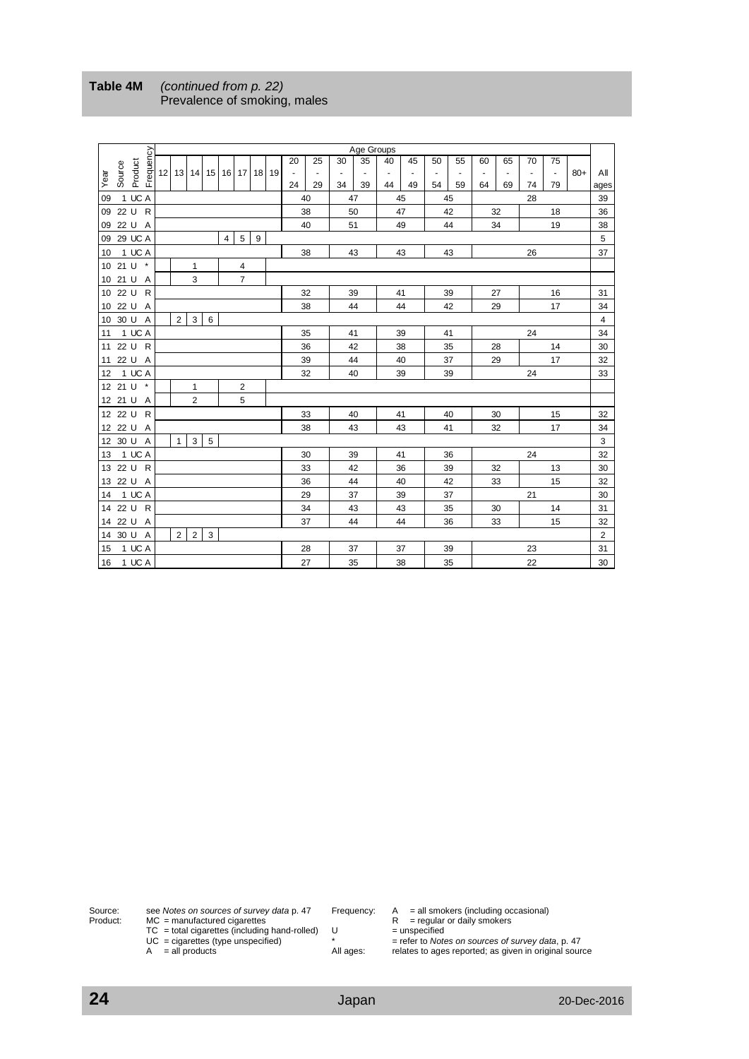**Table 4M** *(continued from p. 22)*
Prevalence of smoking, males

| Year | Source | Product | Frequency | 12 | 13 | 14 | 15 | 16 | 17 | 18 | 19 | 20 - 24 | 25 - 29 | 30 - 34 | 35 - 39 | 40 - 44 | 45 - 49 | 50 - 54 | 55 - 59 | 60 - 64 | 65 - 69 | 70 - 74 | 75 - 79 | 80+ | All ages |
|---|---|---|---|---|---|---|---|---|---|---|---|---|---|---|---|---|---|---|---|---|---|---|---|---|---|
| 09 | 1 | UC | A | | | | | | | | | 40 | | 47 | | 45 | | 45 | | 28 | | | | | 39 |
| 09 | 22 | U | R | | | | | | | | | 38 | | 50 | | 47 | | 42 | | 32 | | 18 | | | 36 |
| 09 | 22 | U | A | | | | | | | | | 40 | | 51 | | 49 | | 44 | | 34 | | 19 | | | 38 |
| 09 | 29 | UC | A | | | | | 4 | 5 | 9 | | | | | | | | | | | | | | | 5 |
| 10 | 1 | UC | A | | | | | | | | | 38 | | 43 | | 43 | | 43 | | 26 | | | | | 37 |
| 10 | 21 | U | * | | 1 | | | 4 | | | | | | | | | | | | | | | | | |
| 10 | 21 | U | A | | 3 | | | 7 | | | | | | | | | | | | | | | | | |
| 10 | 22 | U | R | | | | | | | | | 32 | | 39 | | 41 | | 39 | | 27 | | 16 | | | 31 |
| 10 | 22 | U | A | | | | | | | | | 38 | | 44 | | 44 | | 42 | | 29 | | 17 | | | 34 |
| 10 | 30 | U | A | | 2 | 3 | 6 | | | | | | | | | | | | | | | | | | 4 |
| 11 | 1 | UC | A | | | | | | | | | 35 | | 41 | | 39 | | 41 | | 24 | | | | | 34 |
| 11 | 22 | U | R | | | | | | | | | 36 | | 42 | | 38 | | 35 | | 28 | | 14 | | | 30 |
| 11 | 22 | U | A | | | | | | | | | 39 | | 44 | | 40 | | 37 | | 29 | | 17 | | | 32 |
| 12 | 1 | UC | A | | | | | | | | | 32 | | 40 | | 39 | | 39 | | 24 | | | | | 33 |
| 12 | 21 | U | * | | 1 | | | 2 | | | | | | | | | | | | | | | | | |
| 12 | 21 | U | A | | 2 | | | 5 | | | | | | | | | | | | | | | | | |
| 12 | 22 | U | R | | | | | | | | | 33 | | 40 | | 41 | | 40 | | 30 | | 15 | | | 32 |
| 12 | 22 | U | A | | | | | | | | | 38 | | 43 | | 43 | | 41 | | 32 | | 17 | | | 34 |
| 12 | 30 | U | A | | 1 | 3 | 5 | | | | | | | | | | | | | | | | | | 3 |
| 13 | 1 | UC | A | | | | | | | | | 30 | | 39 | | 41 | | 36 | | 24 | | | | | 32 |
| 13 | 22 | U | R | | | | | | | | | 33 | | 42 | | 36 | | 39 | | 32 | | 13 | | | 30 |
| 13 | 22 | U | A | | | | | | | | | 36 | | 44 | | 40 | | 42 | | 33 | | 15 | | | 32 |
| 14 | 1 | UC | A | | | | | | | | | 29 | | 37 | | 39 | | 37 | | 21 | | | | | 30 |
| 14 | 22 | U | R | | | | | | | | | 34 | | 43 | | 43 | | 35 | | 30 | | 14 | | | 31 |
| 14 | 22 | U | A | | | | | | | | | 37 | | 44 | | 44 | | 36 | | 33 | | 15 | | | 32 |
| 14 | 30 | U | A | | 2 | 2 | 3 | | | | | | | | | | | | | | | | | | 2 |
| 15 | 1 | UC | A | | | | | | | | | 28 | | 37 | | 37 | | 39 | | 23 | | | | | 31 |
| 16 | 1 | UC | A | | | | | | | | | 27 | | 35 | | 38 | | 35 | | 22 | | | | | 30 |

Source: see *Notes on sources of survey data* p. 47
Product: MC = manufactured cigarettes
TC = total cigarettes (including hand-rolled)
UC = cigarettes (type unspecified)
A = all products

Frequency: A = all smokers (including occasional)
R = regular or daily smokers
U = unspecified
\* = refer to *Notes on sources of survey data*, p. 47
All ages: relates to ages reported; as given in original source

Japan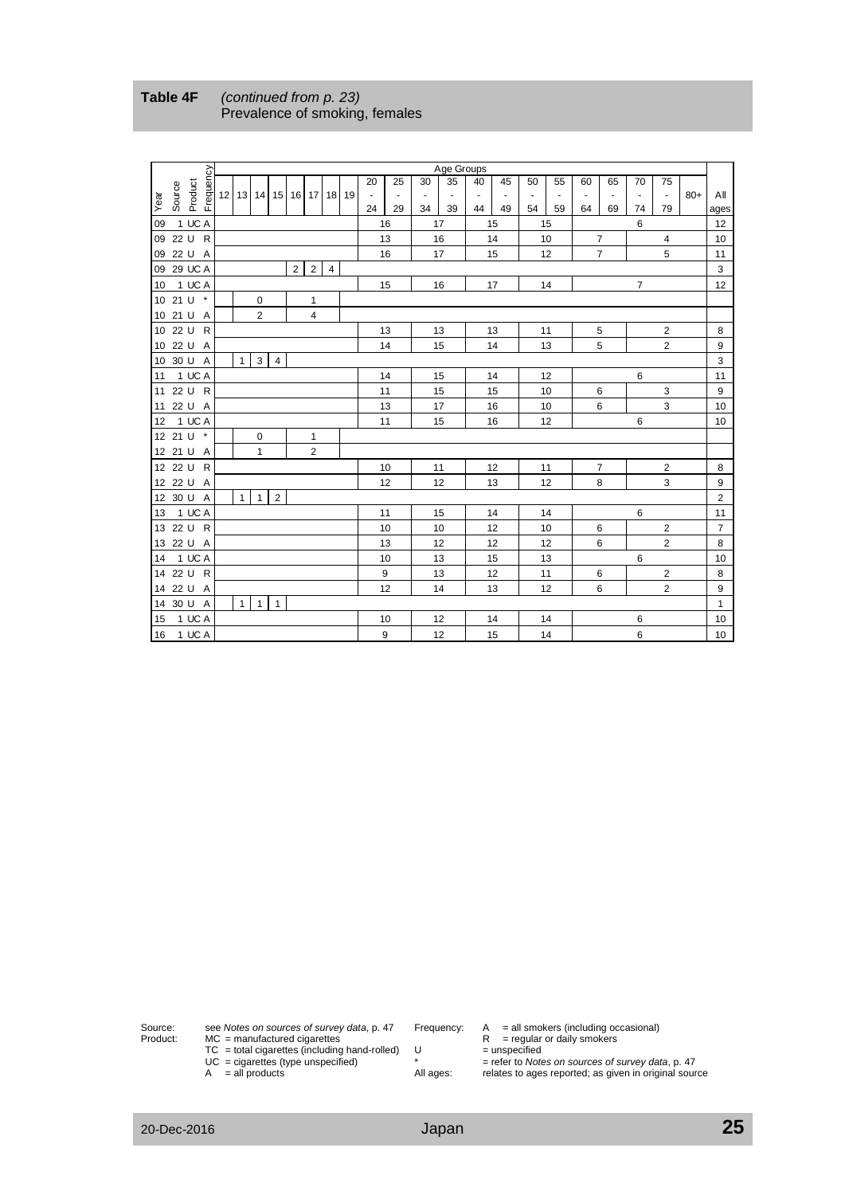**Table 4F** *(continued from p. 23)*
Prevalence of smoking, females

| Year | Source | Product | Frequency | 12 | 13 | 14 | 15 | 16 | 17 | 18 | 19 | 20 - 24 | 25 - 29 | 30 - 34 | 35 - 39 | 40 - 44 | 45 - 49 | 50 - 54 | 55 - 59 | 60 - 64 | 65 - 69 | 70 - 74 | 75 - 79 | 80+ | All ages |
|---|---|---|---|---|---|---|---|---|---|---|---|---|---|---|---|---|---|---|---|---|---|---|---|---|---|
| 09 | 1 | UC | A | | | | | | | | | 16 | | 17 | | 15 | | 15 | | 6 | | | | | 12 |
| 09 | 22 | U | R | | | | | | | | | 13 | | 16 | | 14 | | 10 | | 7 | | 4 | | | 10 |
| 09 | 22 | U | A | | | | | | | | | 16 | | 17 | | 15 | | 12 | | 7 | | 5 | | | 11 |
| 09 | 29 | UC | A | | | | | 2 | 2 | 4 | | | | | | | | | | | | | | | 3 |
| 10 | 1 | UC | A | | | | | | | | | 15 | | 16 | | 17 | | 14 | | 7 | | | | | 12 |
| 10 | 21 | U | * | | 0 | | | 1 | | | | | | | | | | | | | | | | | |
| 10 | 21 | U | A | | 2 | | | 4 | | | | | | | | | | | | | | | | | |
| 10 | 22 | U | R | | | | | | | | | 13 | | 13 | | 13 | | 11 | | 5 | | 2 | | | 8 |
| 10 | 22 | U | A | | | | | | | | | 14 | | 15 | | 14 | | 13 | | 5 | | 2 | | | 9 |
| 10 | 30 | U | A | | 1 | 3 | 4 | | | | | | | | | | | | | | | | | | 3 |
| 11 | 1 | UC | A | | | | | | | | | 14 | | 15 | | 14 | | 12 | | 6 | | | | | 11 |
| 11 | 22 | U | R | | | | | | | | | 11 | | 15 | | 15 | | 10 | | 6 | | 3 | | | 9 |
| 11 | 22 | U | A | | | | | | | | | 13 | | 17 | | 16 | | 10 | | 6 | | 3 | | | 10 |
| 12 | 1 | UC | A | | | | | | | | | 11 | | 15 | | 16 | | 12 | | 6 | | | | | 10 |
| 12 | 21 | U | * | | 0 | | | 1 | | | | | | | | | | | | | | | | | |
| 12 | 21 | U | A | | 1 | | | 2 | | | | | | | | | | | | | | | | | |
| 12 | 22 | U | R | | | | | | | | | 10 | | 11 | | 12 | | 11 | | 7 | | 2 | | | 8 |
| 12 | 22 | U | A | | | | | | | | | 12 | | 12 | | 13 | | 12 | | 8 | | 3 | | | 9 |
| 12 | 30 | U | A | | 1 | 1 | 2 | | | | | | | | | | | | | | | | | | 2 |
| 13 | 1 | UC | A | | | | | | | | | 11 | | 15 | | 14 | | 14 | | 6 | | | | | 11 |
| 13 | 22 | U | R | | | | | | | | | 10 | | 10 | | 12 | | 10 | | 6 | | 2 | | | 7 |
| 13 | 22 | U | A | | | | | | | | | 13 | | 12 | | 12 | | 12 | | 6 | | 2 | | | 8 |
| 14 | 1 | UC | A | | | | | | | | | 10 | | 13 | | 15 | | 13 | | 6 | | | | | 10 |
| 14 | 22 | U | R | | | | | | | | | 9 | | 13 | | 12 | | 11 | | 6 | | 2 | | | 8 |
| 14 | 22 | U | A | | | | | | | | | 12 | | 14 | | 13 | | 12 | | 6 | | 2 | | | 9 |
| 14 | 30 | U | A | | 1 | 1 | 1 | | | | | | | | | | | | | | | | | | 1 |
| 15 | 1 | UC | A | | | | | | | | | 10 | | 12 | | 14 | | 14 | | 6 | | | | | 10 |
| 16 | 1 | UC | A | | | | | | | | | 9 | | 12 | | 15 | | 14 | | 6 | | | | | 10 |

Source: see *Notes on sources of survey data*, p. 47
Product: MC = manufactured cigarettes
TC = total cigarettes (including hand-rolled)
UC = cigarettes (type unspecified)
A = all products

Frequency: A = all smokers (including occasional)
R = regular or daily smokers
U = unspecified
\* = refer to *Notes on sources of survey data*, p. 47
All ages: relates to ages reported; as given in original source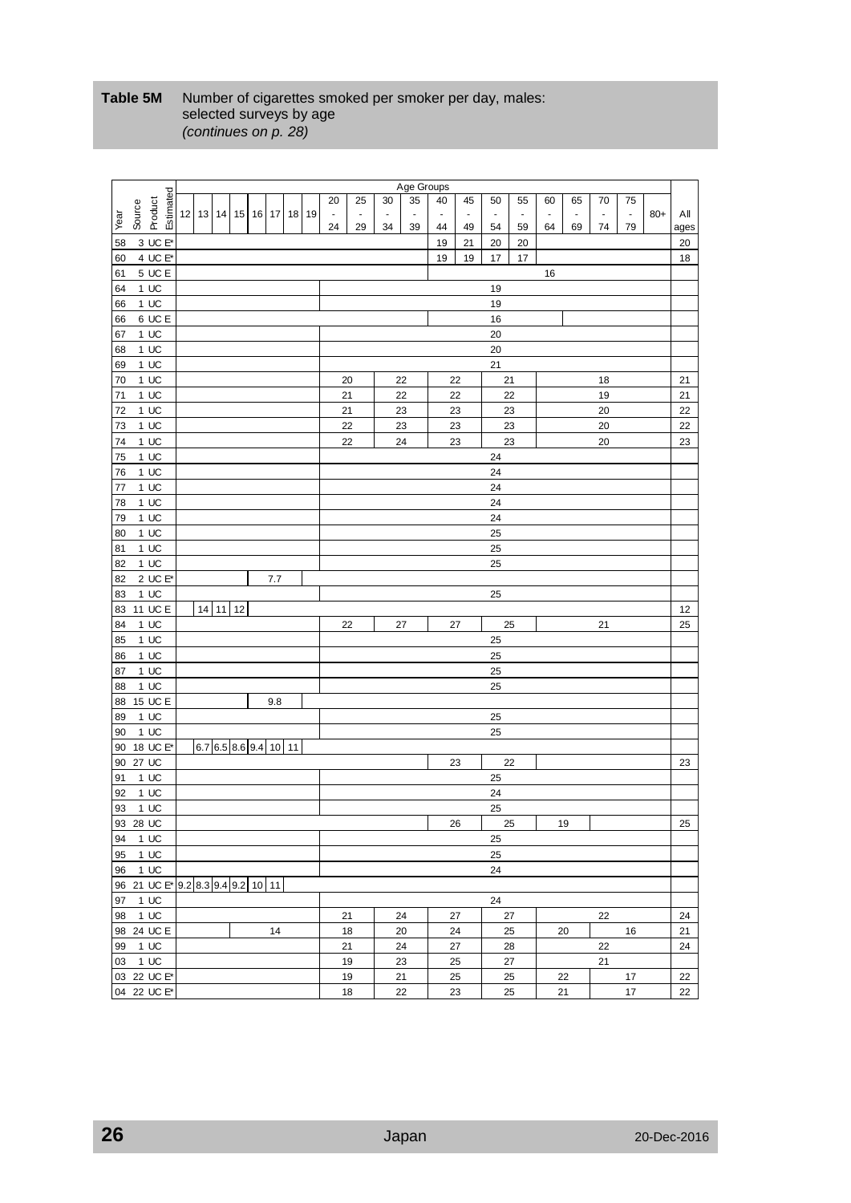**Table 5M** Number of cigarettes smoked per smoker per day, males: selected surveys by age
*(continues on p. 28)*

| | | | | Age Groups | | | | | | | | | | | | | | | | | | | | | |
|---|---|---|---|---|---|---|---|---|---|---|---|---|---|---|---|---|---|---|---|---|---|---|---|---|---|
| Year | Source | Product | Estimated | 12 | 13 | 14 | 15 | 16 | 17 | 18 | 19 | 20-24 | 25-29 | 30-34 | 35-39 | 40-44 | 45-49 | 50-54 | 55-59 | 60-64 | 65-69 | 70-74 | 75-79 | 80+ | All ages |
| 58 | 3 | UC | E* | | | | | | | | | | | | | 19 | 21 | 20 | 20 | | | | | | 20 |
| 60 | 4 | UC | E* | | | | | | | | | | | | | 19 | 19 | 17 | 17 | | | | | | 18 |
| 61 | 5 | UC | E | | | | | | | | | | | | | | | | | 16 | | | | | |
| 64 | 1 | UC | | | | | | | | | | | | | | | | 19 | | | | | | | |
| 66 | 1 | UC | | | | | | | | | | | | | | | | 19 | | | | | | | |
| 66 | 6 | UC | E | | | | | | | | | | | | | | | 16 | | | | | | | |
| 67 | 1 | UC | | | | | | | | | | | | | | | | 20 | | | | | | | |
| 68 | 1 | UC | | | | | | | | | | | | | | | | 20 | | | | | | | |
| 69 | 1 | UC | | | | | | | | | | | | | | | | 21 | | | | | | | |
| 70 | 1 | UC | | | | | | | | | | 20 | | 22 | | 22 | | 21 | | | | 18 | | | 21 |
| 71 | 1 | UC | | | | | | | | | | 21 | | 22 | | 22 | | 22 | | | | 19 | | | 21 |
| 72 | 1 | UC | | | | | | | | | | 21 | | 23 | | 23 | | 23 | | | | 20 | | | 22 |
| 73 | 1 | UC | | | | | | | | | | 22 | | 23 | | 23 | | 23 | | | | 20 | | | 22 |
| 74 | 1 | UC | | | | | | | | | | 22 | | 24 | | 23 | | 23 | | | | 20 | | | 23 |
| 75 | 1 | UC | | | | | | | | | | | | | | | | 24 | | | | | | | |
| 76 | 1 | UC | | | | | | | | | | | | | | | | 24 | | | | | | | |
| 77 | 1 | UC | | | | | | | | | | | | | | | | 24 | | | | | | | |
| 78 | 1 | UC | | | | | | | | | | | | | | | | 24 | | | | | | | |
| 79 | 1 | UC | | | | | | | | | | | | | | | | 24 | | | | | | | |
| 80 | 1 | UC | | | | | | | | | | | | | | | | 25 | | | | | | | |
| 81 | 1 | UC | | | | | | | | | | | | | | | | 25 | | | | | | | |
| 82 | 1 | UC | | | | | | | | | | | | | | | | 25 | | | | | | | |
| 82 | 2 | UC | E* | | | | | | 7.7 | | | | | | | | | | | | | | | | |
| 83 | 1 | UC | | | | | | | | | | | | | | | | 25 | | | | | | | |
| 83 | 11 | UC | E | | 14 | 11 | 12 | | | | | | | | | | | | | | | | | | 12 |
| 84 | 1 | UC | | | | | | | | | | 22 | | 27 | | 27 | | 25 | | | | 21 | | | 25 |
| 85 | 1 | UC | | | | | | | | | | | | | | | | 25 | | | | | | | |
| 86 | 1 | UC | | | | | | | | | | | | | | | | 25 | | | | | | | |
| 87 | 1 | UC | | | | | | | | | | | | | | | | 25 | | | | | | | |
| 88 | 1 | UC | | | | | | | | | | | | | | | | 25 | | | | | | | |
| 88 | 15 | UC | E | | | | | | 9.8 | | | | | | | | | | | | | | | | |
| 89 | 1 | UC | | | | | | | | | | | | | | | | 25 | | | | | | | |
| 90 | 1 | UC | | | | | | | | | | | | | | | | 25 | | | | | | | |
| 90 | 18 | UC | E* | | 6.7 | 6.5 | 8.6 | 9.4 | 10 | 11 | | | | | | | | | | | | | | | |
| 90 | 27 | UC | | | | | | | | | | | | | | 23 | | 22 | | | | | | | 23 |
| 91 | 1 | UC | | | | | | | | | | | | | | | | 25 | | | | | | | |
| 92 | 1 | UC | | | | | | | | | | | | | | | | 24 | | | | | | | |
| 93 | 1 | UC | | | | | | | | | | | | | | | | 25 | | | | | | | |
| 93 | 28 | UC | | | | | | | | | | | | | | 26 | | 25 | | 19 | | | | | 25 |
| 94 | 1 | UC | | | | | | | | | | | | | | | | 25 | | | | | | | |
| 95 | 1 | UC | | | | | | | | | | | | | | | | 25 | | | | | | | |
| 96 | 1 | UC | | | | | | | | | | | | | | | | 24 | | | | | | | |
| 96 | 21 | UC | E* | 9.2 | 8.3 | 9.4 | 9.2 | 10 | 11 | | | | | | | | | | | | | | | | |
| 97 | 1 | UC | | | | | | | | | | | | | | | | 24 | | | | | | | |
| 98 | 1 | UC | | | | | | | | | | 21 | | 24 | | 27 | | 27 | | | | 22 | | | 24 |
| 98 | 24 | UC | E | | | | | | 14 | | | 18 | | 20 | | 24 | | 25 | | 20 | | | 16 | | 21 |
| 99 | 1 | UC | | | | | | | | | | 21 | | 24 | | 27 | | 28 | | | | 22 | | | 24 |
| 03 | 1 | UC | | | | | | | | | | 19 | | 23 | | 25 | | 27 | | | | 21 | | | |
| 03 | 22 | UC | E* | | | | | | | | | 19 | | 21 | | 25 | | 25 | | 22 | | | 17 | | 22 |
| 04 | 22 | UC | E* | | | | | | | | | 18 | | 22 | | 23 | | 25 | | 21 | | | 17 | | 22 |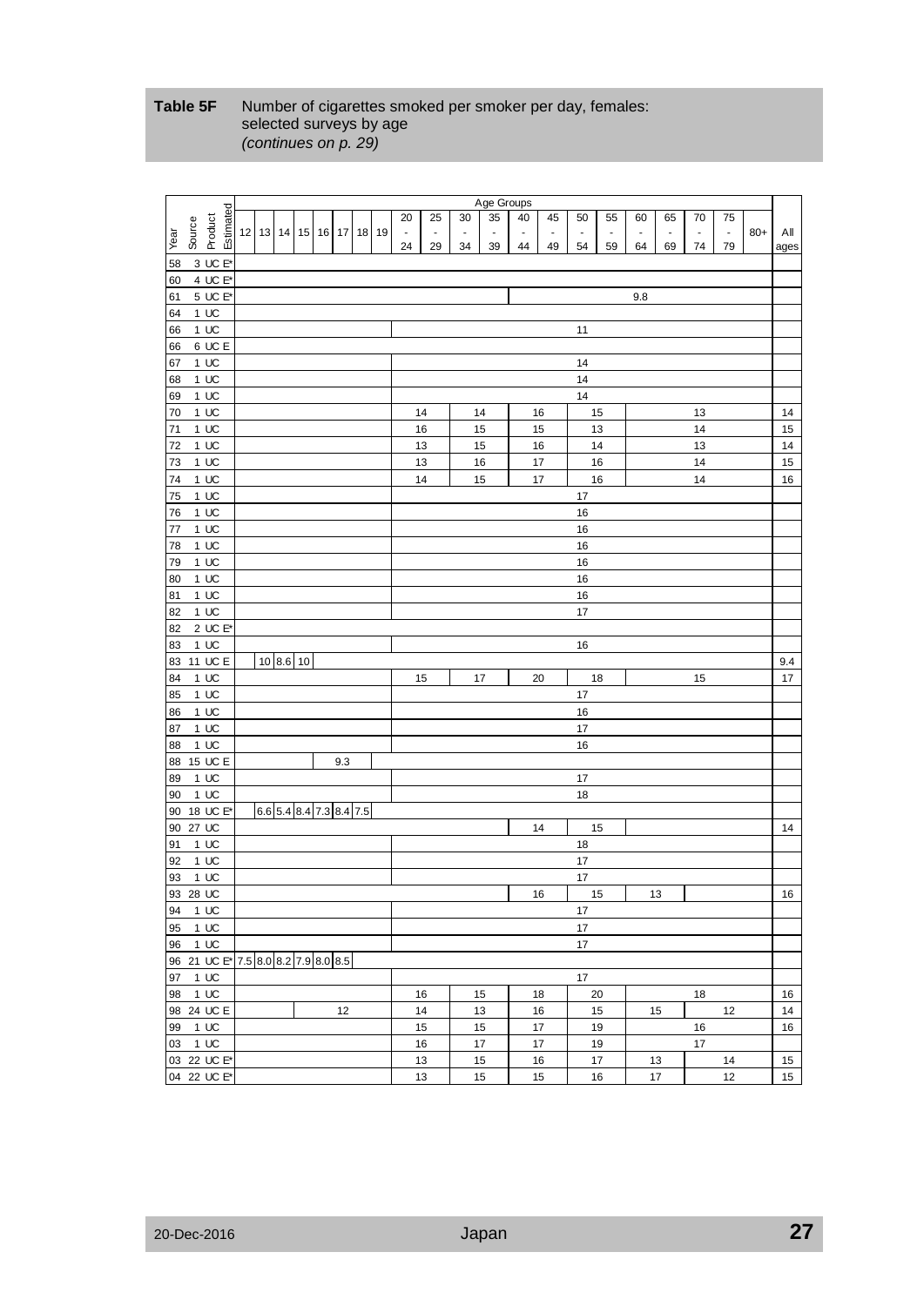**Table 5F** Number of cigarettes smoked per smoker per day, females: selected surveys by age
*(continues on p. 29)*

| Year | Source | Product | Estimated | Age Groups | | | | | | | | | | | | | | | | | | | | | |
|---|---|---|---|---|---|---|---|---|---|---|---|---|---|---|---|---|---|---|---|---|---|---|---|---|---|
| | | | | 12 | 13 | 14 | 15 | 16 | 17 | 18 | 19 | 20 - 24 | 25 - 29 | 30 - 34 | 35 - 39 | 40 - 44 | 45 - 49 | 50 - 54 | 55 - 59 | 60 - 64 | 65 - 69 | 70 - 74 | 75 - 79 | 80+ | All ages |
| 58 | 3 | UC | E* | | | | | | | | | | | | | | | | | | | | | | |
| 60 | 4 | UC | E* | | | | | | | | | | | | | | | | | | | | | | |
| 61 | 5 | UC | E* | | | | | | | | | | | | | 9.8 | | | | | | | | | |
| 64 | 1 | UC | | | | | | | | | | | | | | | | | | | | | | | |
| 66 | 1 | UC | | | | | | | | | | 11 | | | | | | | | | | | | | |
| 66 | 6 | UC | E | | | | | | | | | | | | | | | | | | | | | | |
| 67 | 1 | UC | | | | | | | | | | 14 | | | | | | | | | | | | | |
| 68 | 1 | UC | | | | | | | | | | 14 | | | | | | | | | | | | | |
| 69 | 1 | UC | | | | | | | | | | 14 | | | | | | | | | | | | | |
| 70 | 1 | UC | | | | | | | | | | 14 | | 14 | | 16 | | 15 | | 13 | | | | | 14 |
| 71 | 1 | UC | | | | | | | | | | 16 | | 15 | | 15 | | 13 | | 14 | | | | | 15 |
| 72 | 1 | UC | | | | | | | | | | 13 | | 15 | | 16 | | 14 | | 13 | | | | | 14 |
| 73 | 1 | UC | | | | | | | | | | 13 | | 16 | | 17 | | 16 | | 14 | | | | | 15 |
| 74 | 1 | UC | | | | | | | | | | 14 | | 15 | | 17 | | 16 | | 14 | | | | | 16 |
| 75 | 1 | UC | | | | | | | | | | 17 | | | | | | | | | | | | | |
| 76 | 1 | UC | | | | | | | | | | 16 | | | | | | | | | | | | | |
| 77 | 1 | UC | | | | | | | | | | 16 | | | | | | | | | | | | | |
| 78 | 1 | UC | | | | | | | | | | 16 | | | | | | | | | | | | | |
| 79 | 1 | UC | | | | | | | | | | 16 | | | | | | | | | | | | | |
| 80 | 1 | UC | | | | | | | | | | 16 | | | | | | | | | | | | | |
| 81 | 1 | UC | | | | | | | | | | 16 | | | | | | | | | | | | | |
| 82 | 1 | UC | | | | | | | | | | 17 | | | | | | | | | | | | | |
| 82 | 2 | UC | E* | | | | | | | | | | | | | | | | | | | | | | |
| 83 | 1 | UC | | | | | | | | | | 16 | | | | | | | | | | | | | |
| 83 | 11 | UC | E | | 10 | 8.6 | 10 | | | | | | | | | | | | | | | | | | 9.4 |
| 84 | 1 | UC | | | | | | | | | | 15 | | 17 | | 20 | | 18 | | 15 | | | | | 17 |
| 85 | 1 | UC | | | | | | | | | | 17 | | | | | | | | | | | | | |
| 86 | 1 | UC | | | | | | | | | | 16 | | | | | | | | | | | | | |
| 87 | 1 | UC | | | | | | | | | | 17 | | | | | | | | | | | | | |
| 88 | 1 | UC | | | | | | | | | | 16 | | | | | | | | | | | | | |
| 88 | 15 | UC | E | | | | | 9.3 | | | | | | | | | | | | | | | | | |
| 89 | 1 | UC | | | | | | | | | | 17 | | | | | | | | | | | | | |
| 90 | 1 | UC | | | | | | | | | | 18 | | | | | | | | | | | | | |
| 90 | 18 | UC | E* | | 6.6 | 5.4 | 8.4 | 7.3 | 8.4 | 7.5 | | | | | | | | | | | | | | | |
| 90 | 27 | UC | | | | | | | | | | | | | | 14 | | 15 | | | | | | | 14 |
| 91 | 1 | UC | | | | | | | | | | 18 | | | | | | | | | | | | | |
| 92 | 1 | UC | | | | | | | | | | 17 | | | | | | | | | | | | | |
| 93 | 1 | UC | | | | | | | | | | 17 | | | | | | | | | | | | | |
| 93 | 28 | UC | | | | | | | | | | | | | | 16 | | 15 | | 13 | | | | | 16 |
| 94 | 1 | UC | | | | | | | | | | 17 | | | | | | | | | | | | | |
| 95 | 1 | UC | | | | | | | | | | 17 | | | | | | | | | | | | | |
| 96 | 1 | UC | | | | | | | | | | 17 | | | | | | | | | | | | | |
| 96 | 21 | UC | E* | 7.5 | 8.0 | 8.2 | 7.9 | 8.0 | 8.5 | | | | | | | | | | | | | | | | |
| 97 | 1 | UC | | | | | | | | | | 17 | | | | | | | | | | | | | |
| 98 | 1 | UC | | | | | | | | | | 16 | | 15 | | 18 | | 20 | | 18 | | | | | 16 |
| 98 | 24 | UC | E | | | | 12 | | | | | 14 | | 13 | | 16 | | 15 | | 15 | | 12 | | | 14 |
| 99 | 1 | UC | | | | | | | | | | 15 | | 15 | | 17 | | 19 | | 16 | | | | | 16 |
| 03 | 1 | UC | | | | | | | | | | 16 | | 17 | | 17 | | 19 | | 17 | | | | | |
| 03 | 22 | UC | E* | | | | | | | | | 13 | | 15 | | 16 | | 17 | | 13 | | 14 | | | 15 |
| 04 | 22 | UC | E* | | | | | | | | | 13 | | 15 | | 15 | | 16 | | 17 | | 12 | | | 15 |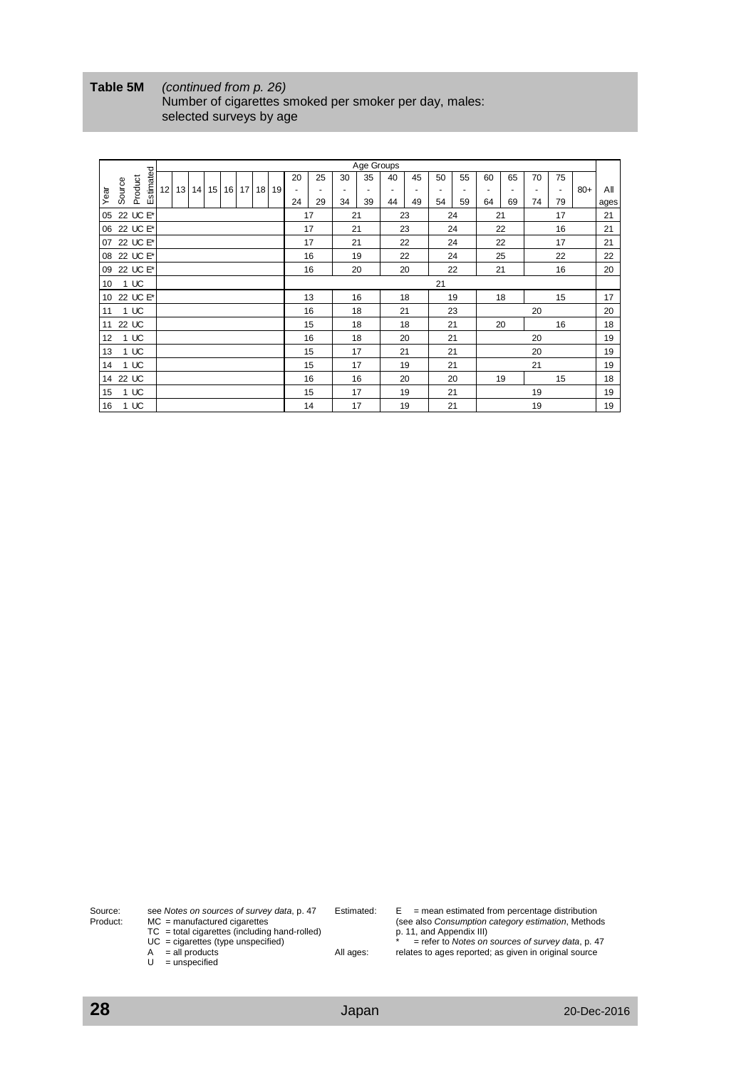**Table 5M** *(continued from p. 26)*
Number of cigarettes smoked per smoker per day, males:
selected surveys by age

| Year | Source | Product | Estimated | 12 | 13 | 14 | 15 | 16 | 17 | 18 | 19 | 20 - 24 | 25 - 29 | 30 - 34 | 35 - 39 | 40 - 44 | 45 - 49 | 50 - 54 | 55 - 59 | 60 - 64 | 65 - 69 | 70 - 74 | 75 - 79 | 80+ | All ages |
|---|---|---|---|---|---|---|---|---|---|---|---|---|---|---|---|---|---|---|---|---|---|---|---|---|---|
| 05 | 22 | UC | E* | | | | | | | | | 17 | | 21 | | 23 | | 24 | | 21 | | 17 | | | 21 |
| 06 | 22 | UC | E* | | | | | | | | | 17 | | 21 | | 23 | | 24 | | 22 | | 16 | | | 21 |
| 07 | 22 | UC | E* | | | | | | | | | 17 | | 21 | | 22 | | 24 | | 22 | | 17 | | | 21 |
| 08 | 22 | UC | E* | | | | | | | | | 16 | | 19 | | 22 | | 24 | | 25 | | 22 | | | 22 |
| 09 | 22 | UC | E* | | | | | | | | | 16 | | 20 | | 20 | | 22 | | 21 | | 16 | | | 20 |
| 10 | 1 | UC | | | | | | | | | | 21 | | | | | | | | | | | | | |
| 10 | 22 | UC | E* | | | | | | | | | 13 | | 16 | | 18 | | 19 | | 18 | | 15 | | | 17 |
| 11 | 1 | UC | | | | | | | | | | 16 | | 18 | | 21 | | 23 | | 20 | | | | | 20 |
| 11 | 22 | UC | | | | | | | | | | 15 | | 18 | | 18 | | 21 | | 20 | | 16 | | | 18 |
| 12 | 1 | UC | | | | | | | | | | 16 | | 18 | | 20 | | 21 | | 20 | | | | | 19 |
| 13 | 1 | UC | | | | | | | | | | 15 | | 17 | | 21 | | 21 | | 20 | | | | | 19 |
| 14 | 1 | UC | | | | | | | | | | 15 | | 17 | | 19 | | 21 | | 21 | | | | | 19 |
| 14 | 22 | UC | | | | | | | | | | 16 | | 16 | | 20 | | 20 | | 19 | | 15 | | | 18 |
| 15 | 1 | UC | | | | | | | | | | 15 | | 17 | | 19 | | 21 | | 19 | | | | | 19 |
| 16 | 1 | UC | | | | | | | | | | 14 | | 17 | | 19 | | 21 | | 19 | | | | | 19 |

Source: see *Notes on sources of survey data*, p. 47

Product:
- MC = manufactured cigarettes
- TC = total cigarettes (including hand-rolled)
- UC = cigarettes (type unspecified)
- A = all products
- U = unspecified

Estimated: E = mean estimated from percentage distribution (see also *Consumption category estimation*, Methods p. 11, and Appendix III)
* = refer to *Notes on sources of survey data*, p. 47

All ages: relates to ages reported; as given in original source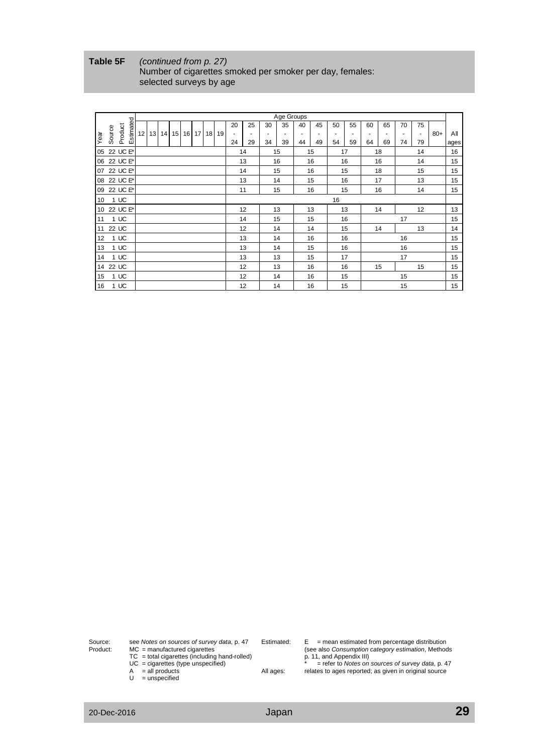**Table 5F** *(continued from p. 27)*
Number of cigarettes smoked per smoker per day, females: selected surveys by age

| Year | Source | Product | Estimated | 12 | 13 | 14 | 15 | 16 | 17 | 18 | 19 | 20-24 | 25-29 | 30-34 | 35-39 | 40-44 | 45-49 | 50-54 | 55-59 | 60-64 | 65-69 | 70-74 | 75-79 | 80+ | All ages |
|---|---|---|---|---|---|---|---|---|---|---|---|---|---|---|---|---|---|---|---|---|---|---|---|---|---|
| 05 | 22 | UC | E* | | | | | | | | | 14 | | 15 | | 15 | | 17 | | 18 | | 14 | | | 16 |
| 06 | 22 | UC | E* | | | | | | | | | 13 | | 16 | | 16 | | 16 | | 16 | | 14 | | | 15 |
| 07 | 22 | UC | E* | | | | | | | | | 14 | | 15 | | 16 | | 15 | | 18 | | 15 | | | 15 |
| 08 | 22 | UC | E* | | | | | | | | | 13 | | 14 | | 15 | | 16 | | 17 | | 13 | | | 15 |
| 09 | 22 | UC | E* | | | | | | | | | 11 | | 15 | | 16 | | 15 | | 16 | | 14 | | | 15 |
| 10 | 1 | UC | | | | | | | | | | 16 | | | | | | | | | | | | | |
| 10 | 22 | UC | E* | | | | | | | | | 12 | | 13 | | 13 | | 13 | | 14 | | 12 | | | 13 |
| 11 | 1 | UC | | | | | | | | | | 14 | | 15 | | 15 | | 16 | | 17 | | | | | 15 |
| 11 | 22 | UC | | | | | | | | | | 12 | | 14 | | 14 | | 15 | | 14 | | 13 | | | 14 |
| 12 | 1 | UC | | | | | | | | | | 13 | | 14 | | 16 | | 16 | | 16 | | | | | 15 |
| 13 | 1 | UC | | | | | | | | | | 13 | | 14 | | 15 | | 16 | | 16 | | | | | 15 |
| 14 | 1 | UC | | | | | | | | | | 13 | | 13 | | 15 | | 17 | | 17 | | | | | 15 |
| 14 | 22 | UC | | | | | | | | | | 12 | | 13 | | 16 | | 16 | | 15 | | 15 | | | 15 |
| 15 | 1 | UC | | | | | | | | | | 12 | | 14 | | 16 | | 15 | | 15 | | | | | 15 |
| 16 | 1 | UC | | | | | | | | | | 12 | | 14 | | 16 | | 15 | | 15 | | | | | 15 |

Source: see *Notes on sources of survey data*, p. 47
Product: MC = manufactured cigarettes
TC = total cigarettes (including hand-rolled)
UC = cigarettes (type unspecified)
A = all products
U = unspecified

Estimated: E = mean estimated from percentage distribution (see also *Consumption category estimation*, Methods p. 11, and Appendix III)
* = refer to *Notes on sources of survey data*, p. 47
All ages: relates to ages reported; as given in original source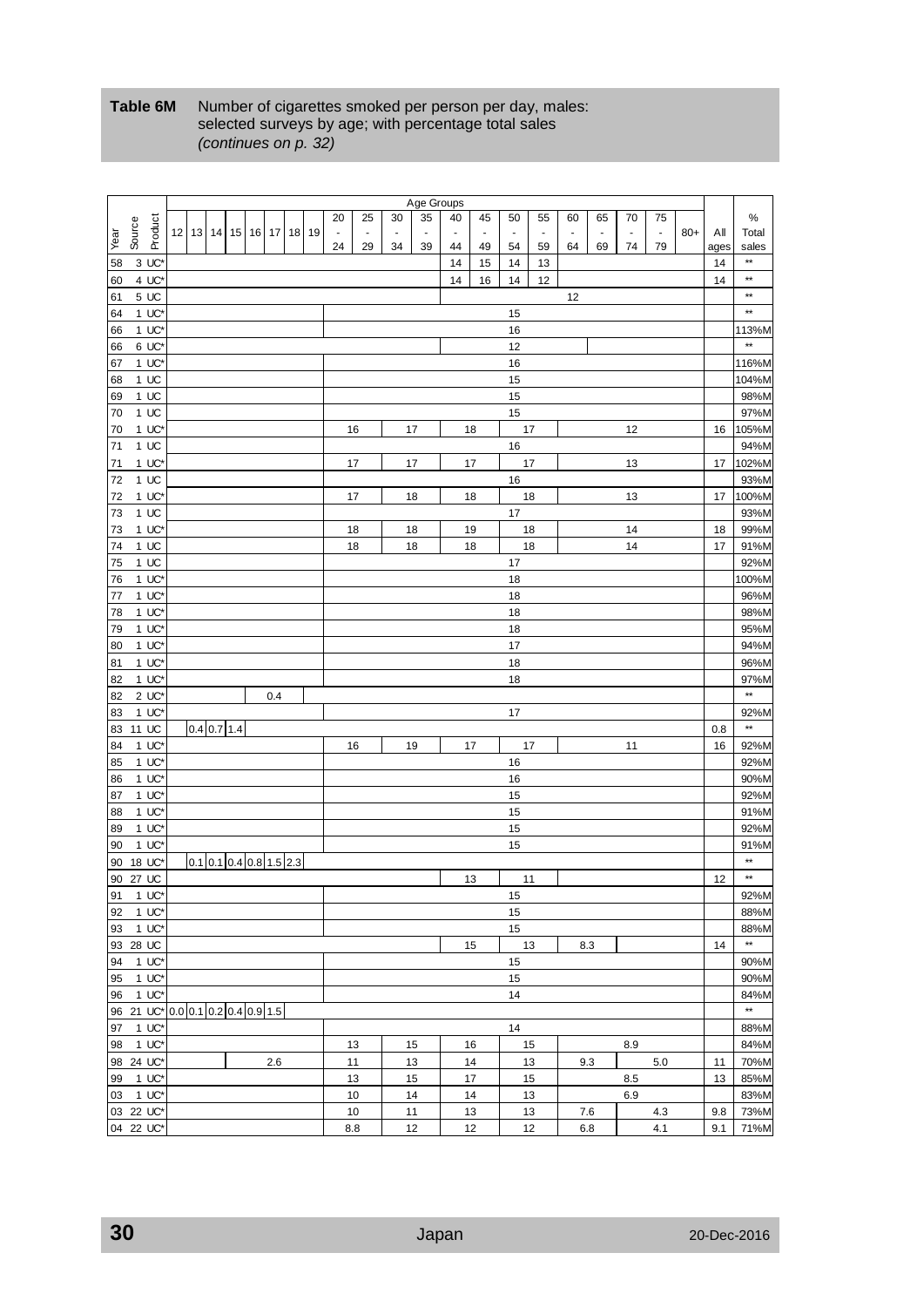**Table 6M** Number of cigarettes smoked per person per day, males: selected surveys by age; with percentage total sales
*(continues on p. 32)*

| Year | Source | Product | Age Groups | | | | | | | | | | | | | | | | | | | | | All ages | % Total sales |
|---|---|---|---|---|---|---|---|---|---|---|---|---|---|---|---|---|---|---|---|---|---|---|---|---|---|
| | | | 12 | 13 | 14 | 15 | 16 | 17 | 18 | 19 | 20 - 24 | 25 - 29 | 30 - 34 | 35 - 39 | 40 - 44 | 45 - 49 | 50 - 54 | 55 - 59 | 60 - 64 | 65 - 69 | 70 - 74 | 75 - 79 | 80+ | | |
| 58 | 3 | UC* | | | | | | | | | | | | | 14 | 15 | 14 | 13 | | | | | | 14 | ** |
| 60 | 4 | UC* | | | | | | | | | | | | | 14 | 16 | 14 | 12 | | | | | | 14 | ** |
| 61 | 5 | UC | | | | | | | | | | | | | | | | | 12 | | | | | | ** |
| 64 | 1 | UC* | | | | | | | | | | | | | | | 15 | | | | | | | | ** |
| 66 | 1 | UC* | | | | | | | | | | | | | | | 16 | | | | | | | | 113%M |
| 66 | 6 | UC* | | | | | | | | | | | | | | | 12 | | | | | | | | ** |
| 67 | 1 | UC* | | | | | | | | | | | | | | | 16 | | | | | | | | 116%M |
| 68 | 1 | UC | | | | | | | | | | | | | | | 15 | | | | | | | | 104%M |
| 69 | 1 | UC | | | | | | | | | | | | | | | 15 | | | | | | | | 98%M |
| 70 | 1 | UC | | | | | | | | | | | | | | | 15 | | | | | | | | 97%M |
| 70 | 1 | UC* | | | | | | | | | | 16 | | 17 | | 18 | | 17 | | | 12 | | | 16 | 105%M |
| 71 | 1 | UC | | | | | | | | | | | | | | | 16 | | | | | | | | 94%M |
| 71 | 1 | UC* | | | | | | | | | | 17 | | 17 | | 17 | | 17 | | | 13 | | | 17 | 102%M |
| 72 | 1 | UC | | | | | | | | | | | | | | | 16 | | | | | | | | 93%M |
| 72 | 1 | UC* | | | | | | | | | | 17 | | 18 | | 18 | | 18 | | | 13 | | | 17 | 100%M |
| 73 | 1 | UC | | | | | | | | | | | | | | | 17 | | | | | | | | 93%M |
| 73 | 1 | UC* | | | | | | | | | | 18 | | 18 | | 19 | | 18 | | | 14 | | | 18 | 99%M |
| 74 | 1 | UC | | | | | | | | | | 18 | | 18 | | 18 | | 18 | | | 14 | | | 17 | 91%M |
| 75 | 1 | UC | | | | | | | | | | | | | | | 17 | | | | | | | | 92%M |
| 76 | 1 | UC* | | | | | | | | | | | | | | | 18 | | | | | | | | 100%M |
| 77 | 1 | UC* | | | | | | | | | | | | | | | 18 | | | | | | | | 96%M |
| 78 | 1 | UC* | | | | | | | | | | | | | | | 18 | | | | | | | | 98%M |
| 79 | 1 | UC* | | | | | | | | | | | | | | | 18 | | | | | | | | 95%M |
| 80 | 1 | UC* | | | | | | | | | | | | | | | 17 | | | | | | | | 94%M |
| 81 | 1 | UC* | | | | | | | | | | | | | | | 18 | | | | | | | | 96%M |
| 82 | 1 | UC* | | | | | | | | | | | | | | | 18 | | | | | | | | 97%M |
| 82 | 2 | UC* | | | | | | 0.4 | | | | | | | | | | | | | | | | | ** |
| 83 | 1 | UC* | | | | | | | | | | | | | | | 17 | | | | | | | | 92%M |
| 83 | 11 | UC | | 0.4 | 0.7 | 1.4 | | | | | | | | | | | | | | | | | | 0.8 | ** |
| 84 | 1 | UC* | | | | | | | | | | 16 | | 19 | | 17 | | 17 | | | 11 | | | 16 | 92%M |
| 85 | 1 | UC* | | | | | | | | | | | | | | | 16 | | | | | | | | 92%M |
| 86 | 1 | UC* | | | | | | | | | | | | | | | 16 | | | | | | | | 90%M |
| 87 | 1 | UC* | | | | | | | | | | | | | | | 15 | | | | | | | | 92%M |
| 88 | 1 | UC* | | | | | | | | | | | | | | | 15 | | | | | | | | 91%M |
| 89 | 1 | UC* | | | | | | | | | | | | | | | 15 | | | | | | | | 92%M |
| 90 | 1 | UC* | | | | | | | | | | | | | | | 15 | | | | | | | | 91%M |
| 90 | 18 | UC* | | 0.1 | 0.1 | 0.4 | 0.8 | 1.5 | 2.3 | | | | | | | | | | | | | | | | ** |
| 90 | 27 | UC | | | | | | | | | | | | | | 13 | | 11 | | | | | | 12 | ** |
| 91 | 1 | UC* | | | | | | | | | | | | | | | 15 | | | | | | | | 92%M |
| 92 | 1 | UC* | | | | | | | | | | | | | | | 15 | | | | | | | | 88%M |
| 93 | 1 | UC* | | | | | | | | | | | | | | | 15 | | | | | | | | 88%M |
| 93 | 28 | UC | | | | | | | | | | | | | | 15 | | 13 | | 8.3 | | | | 14 | ** |
| 94 | 1 | UC* | | | | | | | | | | | | | | | 15 | | | | | | | | 90%M |
| 95 | 1 | UC* | | | | | | | | | | | | | | | 15 | | | | | | | | 90%M |
| 96 | 1 | UC* | | | | | | | | | | | | | | | 14 | | | | | | | | 84%M |
| 96 | 21 | UC* | 0.0 | 0.1 | 0.2 | 0.4 | 0.9 | 1.5 | | | | | | | | | | | | | | | | | ** |
| 97 | 1 | UC* | | | | | | | | | | | | | | | 14 | | | | | | | | 88%M |
| 98 | 1 | UC* | | | | | | | | | | 13 | | 15 | | 16 | | 15 | | | 8.9 | | | | 84%M |
| 98 | 24 | UC* | | | | | | 2.6 | | | | 11 | | 13 | | 14 | | 13 | | 9.3 | | 5.0 | | 11 | 70%M |
| 99 | 1 | UC* | | | | | | | | | | 13 | | 15 | | 17 | | 15 | | | 8.5 | | | 13 | 85%M |
| 03 | 1 | UC* | | | | | | | | | | 10 | | 14 | | 14 | | 13 | | | 6.9 | | | | 83%M |
| 03 | 22 | UC* | | | | | | | | | | 10 | | 11 | | 13 | | 13 | | 7.6 | | 4.3 | | 9.8 | 73%M |
| 04 | 22 | UC* | | | | | | | | | | 8.8 | | 12 | | 12 | | 12 | | 6.8 | | 4.1 | | 9.1 | 71%M |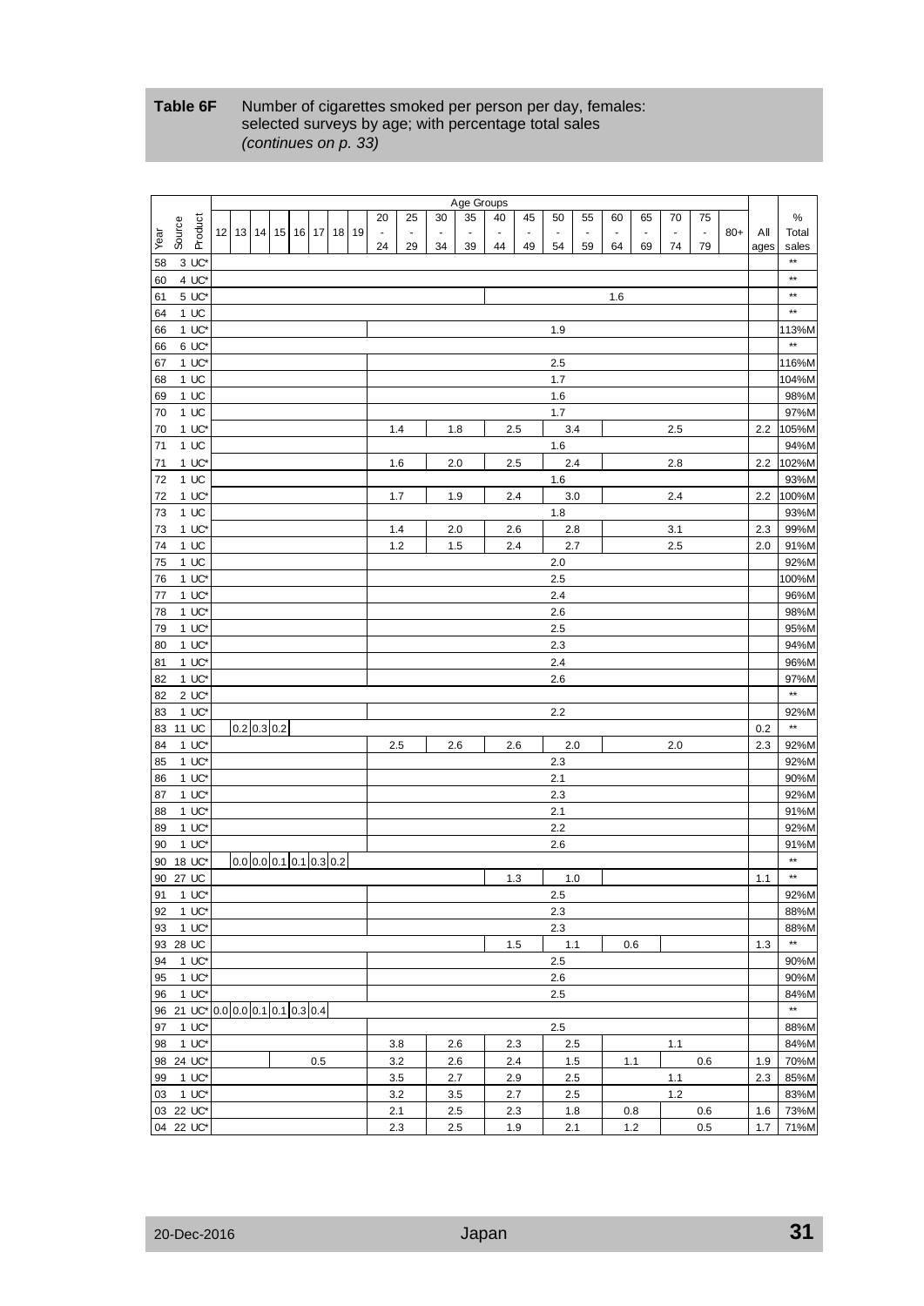**Table 6F** Number of cigarettes smoked per person per day, females: selected surveys by age; with percentage total sales
*(continues on p. 33)*

| Year | Source | Product | 12 | 13 | 14 | 15 | 16 | 17 | 18 | 19 | 20 - 24 | 25 - 29 | 30 - 34 | 35 - 39 | 40 - 44 | 45 - 49 | 50 - 54 | 55 - 59 | 60 - 64 | 65 - 69 | 70 - 74 | 75 - 79 | 80+ | All ages | % Total sales |
|---|---|---|---|---|---|---|---|---|---|---|---|---|---|---|---|---|---|---|---|---|---|---|---|---|---|
| 58 | 3 | UC* | | | | | | | | | | | | | | | | | | | | | | | ** |
| 60 | 4 | UC* | | | | | | | | | | | | | | | | | | | | | | | ** |
| 61 | 5 | UC* | | | | | | | | | | | | | 1.6 | | | | | | | | | | ** |
| 64 | 1 | UC | | | | | | | | | | | | | | | | | | | | | | | ** |
| 66 | 1 | UC* | | | | | | | | | 1.9 | | | | | | | | | | | | | | 113%M |
| 66 | 6 | UC* | | | | | | | | | | | | | | | | | | | | | | | ** |
| 67 | 1 | UC* | | | | | | | | | 2.5 | | | | | | | | | | | | | | 116%M |
| 68 | 1 | UC | | | | | | | | | 1.7 | | | | | | | | | | | | | | 104%M |
| 69 | 1 | UC | | | | | | | | | 1.6 | | | | | | | | | | | | | | 98%M |
| 70 | 1 | UC | | | | | | | | | 1.7 | | | | | | | | | | | | | | 97%M |
| 70 | 1 | UC* | | | | | | | | | 1.4 | | 1.8 | | 2.5 | | 3.4 | | 2.5 | | | | | 2.2 | 105%M |
| 71 | 1 | UC | | | | | | | | | 1.6 | | | | | | | | | | | | | | 94%M |
| 71 | 1 | UC* | | | | | | | | | 1.6 | | 2.0 | | 2.5 | | 2.4 | | 2.8 | | | | | 2.2 | 102%M |
| 72 | 1 | UC | | | | | | | | | 1.6 | | | | | | | | | | | | | | 93%M |
| 72 | 1 | UC* | | | | | | | | | 1.7 | | 1.9 | | 2.4 | | 3.0 | | 2.4 | | | | | 2.2 | 100%M |
| 73 | 1 | UC | | | | | | | | | 1.8 | | | | | | | | | | | | | | 93%M |
| 73 | 1 | UC* | | | | | | | | | 1.4 | | 2.0 | | 2.6 | | 2.8 | | 3.1 | | | | | 2.3 | 99%M |
| 74 | 1 | UC | | | | | | | | | 1.2 | | 1.5 | | 2.4 | | 2.7 | | 2.5 | | | | | 2.0 | 91%M |
| 75 | 1 | UC | | | | | | | | | 2.0 | | | | | | | | | | | | | | 92%M |
| 76 | 1 | UC* | | | | | | | | | 2.5 | | | | | | | | | | | | | | 100%M |
| 77 | 1 | UC* | | | | | | | | | 2.4 | | | | | | | | | | | | | | 96%M |
| 78 | 1 | UC* | | | | | | | | | 2.6 | | | | | | | | | | | | | | 98%M |
| 79 | 1 | UC* | | | | | | | | | 2.5 | | | | | | | | | | | | | | 95%M |
| 80 | 1 | UC* | | | | | | | | | 2.3 | | | | | | | | | | | | | | 94%M |
| 81 | 1 | UC* | | | | | | | | | 2.4 | | | | | | | | | | | | | | 96%M |
| 82 | 1 | UC* | | | | | | | | | 2.6 | | | | | | | | | | | | | | 97%M |
| 82 | 2 | UC* | | | | | | | | | | | | | | | | | | | | | | | ** |
| 83 | 1 | UC* | | | | | | | | | 2.2 | | | | | | | | | | | | | | 92%M |
| 83 | 11 | UC | | 0.2 | 0.3 | 0.2 | | | | | | | | | | | | | | | | | | 0.2 | ** |
| 84 | 1 | UC* | | | | | | | | | 2.5 | | 2.6 | | 2.6 | | 2.0 | | 2.0 | | | | | 2.3 | 92%M |
| 85 | 1 | UC* | | | | | | | | | 2.3 | | | | | | | | | | | | | | 92%M |
| 86 | 1 | UC* | | | | | | | | | 2.1 | | | | | | | | | | | | | | 90%M |
| 87 | 1 | UC* | | | | | | | | | 2.3 | | | | | | | | | | | | | | 92%M |
| 88 | 1 | UC* | | | | | | | | | 2.1 | | | | | | | | | | | | | | 91%M |
| 89 | 1 | UC* | | | | | | | | | 2.2 | | | | | | | | | | | | | | 92%M |
| 90 | 1 | UC* | | | | | | | | | 2.6 | | | | | | | | | | | | | | 91%M |
| 90 | 18 | UC* | | 0.0 | 0.0 | 0.1 | 0.1 | 0.3 | 0.2 | | | | | | | | | | | | | | | | ** |
| 90 | 27 | UC | | | | | | | | | | | | | 1.3 | | 1.0 | | | | | | | 1.1 | ** |
| 91 | 1 | UC* | | | | | | | | | 2.5 | | | | | | | | | | | | | | 92%M |
| 92 | 1 | UC* | | | | | | | | | 2.3 | | | | | | | | | | | | | | 88%M |
| 93 | 1 | UC* | | | | | | | | | 2.3 | | | | | | | | | | | | | | 88%M |
| 93 | 28 | UC | | | | | | | | | | | | | 1.5 | | 1.1 | | 0.6 | | | | | 1.3 | ** |
| 94 | 1 | UC* | | | | | | | | | 2.5 | | | | | | | | | | | | | | 90%M |
| 95 | 1 | UC* | | | | | | | | | 2.6 | | | | | | | | | | | | | | 90%M |
| 96 | 1 | UC* | | | | | | | | | 2.5 | | | | | | | | | | | | | | 84%M |
| 96 | 21 | UC* | 0.0 | 0.0 | 0.1 | 0.1 | 0.3 | 0.4 | | | | | | | | | | | | | | | | | ** |
| 97 | 1 | UC* | | | | | | | | | 2.5 | | | | | | | | | | | | | | 88%M |
| 98 | 1 | UC* | | | | | | | | | 3.8 | | 2.6 | | 2.3 | | 2.5 | | 1.1 | | | | | | 84%M |
| 98 | 24 | UC* | | | | | | 0.5 | | | 3.2 | | 2.6 | | 2.4 | | 1.5 | | 1.1 | | 0.6 | | | 1.9 | 70%M |
| 99 | 1 | UC* | | | | | | | | | 3.5 | | 2.7 | | 2.9 | | 2.5 | | 1.1 | | | | | 2.3 | 85%M |
| 03 | 1 | UC* | | | | | | | | | 3.2 | | 3.5 | | 2.7 | | 2.5 | | 1.2 | | | | | | 83%M |
| 03 | 22 | UC* | | | | | | | | | 2.1 | | 2.5 | | 2.3 | | 1.8 | | 0.8 | | 0.6 | | | 1.6 | 73%M |
| 04 | 22 | UC* | | | | | | | | | 2.3 | | 2.5 | | 1.9 | | 2.1 | | 1.2 | | 0.5 | | | 1.7 | 71%M |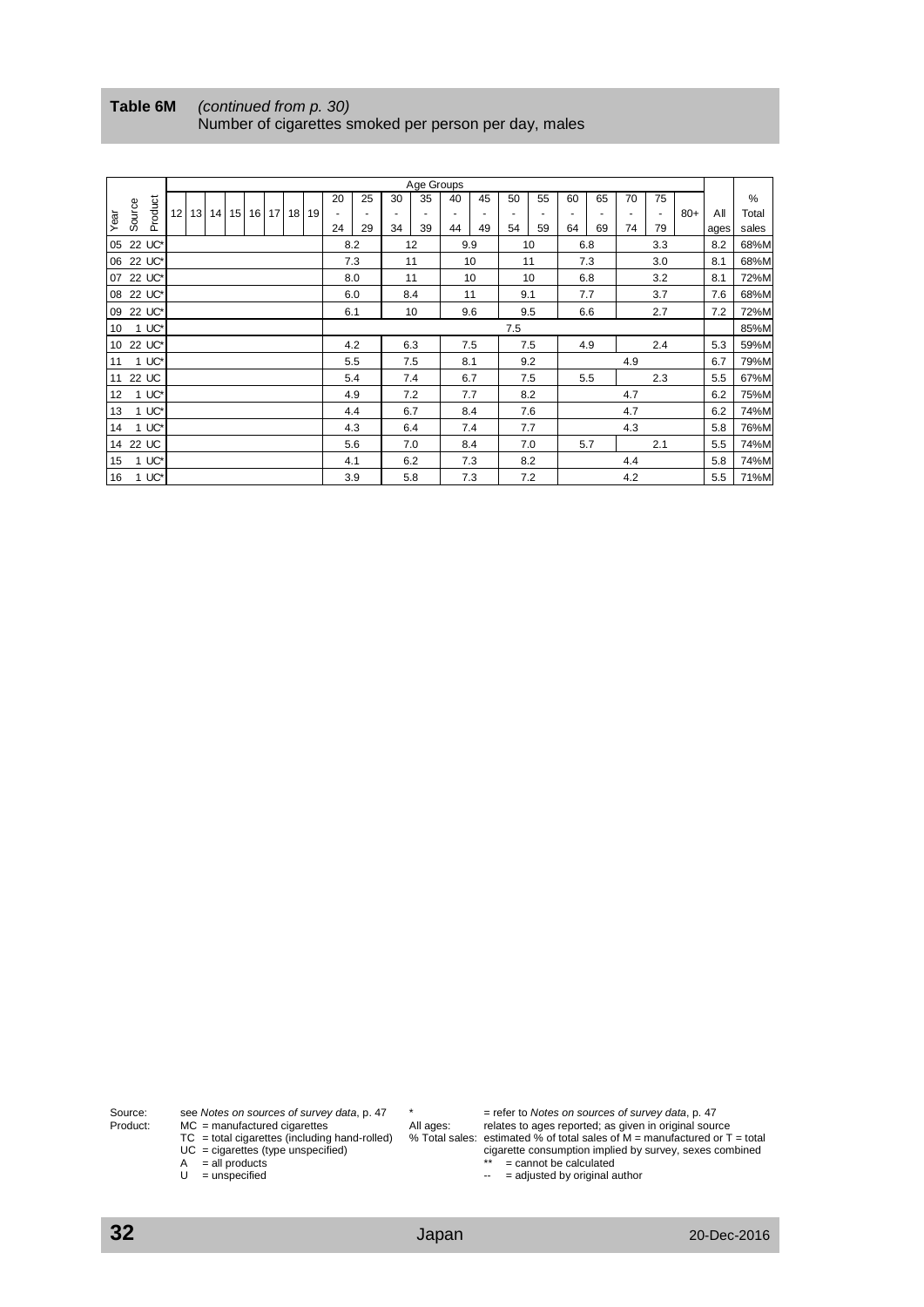**Table 6M** *(continued from p. 30)*
Number of cigarettes smoked per person per day, males

| Year | Source | Product | 12 | 13 | 14 | 15 | 16 | 17 | 18 | 19 | 20 - 24 | 25 - 29 | 30 - 34 | 35 - 39 | 40 - 44 | 45 - 49 | 50 - 54 | 55 - 59 | 60 - 64 | 65 - 69 | 70 - 74 | 75 - 79 | 80+ | All ages | % Total sales |
|---|---|---|---|---|---|---|---|---|---|---|---|---|---|---|---|---|---|---|---|---|---|---|---|---|---|
| 05 | 22 | UC* | | | | | | | | | 8.2 | | 12 | | 9.9 | | 10 | | 6.8 | | 3.3 | | | 8.2 | 68%M |
| 06 | 22 | UC* | | | | | | | | | 7.3 | | 11 | | 10 | | 11 | | 7.3 | | 3.0 | | | 8.1 | 68%M |
| 07 | 22 | UC* | | | | | | | | | 8.0 | | 11 | | 10 | | 10 | | 6.8 | | 3.2 | | | 8.1 | 72%M |
| 08 | 22 | UC* | | | | | | | | | 6.0 | | 8.4 | | 11 | | 9.1 | | 7.7 | | 3.7 | | | 7.6 | 68%M |
| 09 | 22 | UC* | | | | | | | | | 6.1 | | 10 | | 9.6 | | 9.5 | | 6.6 | | 2.7 | | | 7.2 | 72%M |
| 10 | 1 | UC* | | | | | | | | | 7.5 | | | | | | | | | | | | | | 85%M |
| 10 | 22 | UC* | | | | | | | | | 4.2 | | 6.3 | | 7.5 | | 7.5 | | 4.9 | | 2.4 | | | 5.3 | 59%M |
| 11 | 1 | UC* | | | | | | | | | 5.5 | | 7.5 | | 8.1 | | 9.2 | | 4.9 | | | | | 6.7 | 79%M |
| 11 | 22 | UC | | | | | | | | | 5.4 | | 7.4 | | 6.7 | | 7.5 | | 5.5 | | 2.3 | | | 5.5 | 67%M |
| 12 | 1 | UC* | | | | | | | | | 4.9 | | 7.2 | | 7.7 | | 8.2 | | 4.7 | | | | | 6.2 | 75%M |
| 13 | 1 | UC* | | | | | | | | | 4.4 | | 6.7 | | 8.4 | | 7.6 | | 4.7 | | | | | 6.2 | 74%M |
| 14 | 1 | UC* | | | | | | | | | 4.3 | | 6.4 | | 7.4 | | 7.7 | | 4.3 | | | | | 5.8 | 76%M |
| 14 | 22 | UC | | | | | | | | | 5.6 | | 7.0 | | 8.4 | | 7.0 | | 5.7 | | 2.1 | | | 5.5 | 74%M |
| 15 | 1 | UC* | | | | | | | | | 4.1 | | 6.2 | | 7.3 | | 8.2 | | 4.4 | | | | | 5.8 | 74%M |
| 16 | 1 | UC* | | | | | | | | | 3.9 | | 5.8 | | 7.3 | | 7.2 | | 4.2 | | | | | 5.5 | 71%M |

Source: see *Notes on sources of survey data*, p. 47
Product: MC = manufactured cigarettes
TC = total cigarettes (including hand-rolled)
UC = cigarettes (type unspecified)
A = all products
U = unspecified

\* = refer to *Notes on sources of survey data*, p. 47
All ages: relates to ages reported; as given in original source
% Total sales: estimated % of total sales of M = manufactured or T = total cigarette consumption implied by survey, sexes combined
\*\* = cannot be calculated
-- = adjusted by original author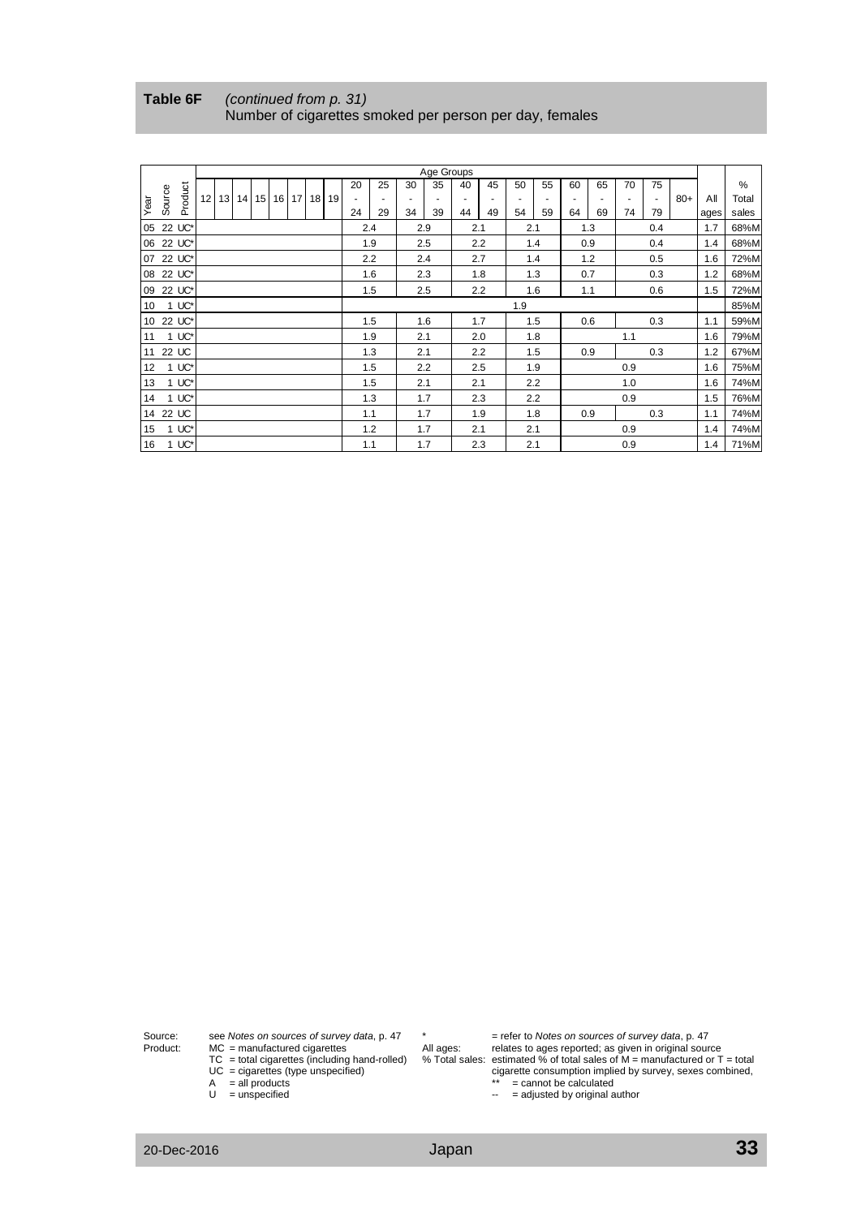**Table 6F** *(continued from p. 31)*
Number of cigarettes smoked per person per day, females

| Year | Source | Product | 12 | 13 | 14 | 15 | 16 | 17 | 18 | 19 | 20 - 24 | 25 - 29 | 30 - 34 | 35 - 39 | 40 - 44 | 45 - 49 | 50 - 54 | 55 - 59 | 60 - 64 | 65 - 69 | 70 - 74 | 75 - 79 | 80+ | All ages | % Total sales |
|---|---|---|---|---|---|---|---|---|---|---|---|---|---|---|---|---|---|---|---|---|---|---|---|---|---|
| 05 | 22 | UC* | | | | | | | | | 2.4 | | 2.9 | | 2.1 | | 2.1 | | 1.3 | | 0.4 | | | 1.7 | 68%M |
| 06 | 22 | UC* | | | | | | | | | 1.9 | | 2.5 | | 2.2 | | 1.4 | | 0.9 | | 0.4 | | | 1.4 | 68%M |
| 07 | 22 | UC* | | | | | | | | | 2.2 | | 2.4 | | 2.7 | | 1.4 | | 1.2 | | 0.5 | | | 1.6 | 72%M |
| 08 | 22 | UC* | | | | | | | | | 1.6 | | 2.3 | | 1.8 | | 1.3 | | 0.7 | | 0.3 | | | 1.2 | 68%M |
| 09 | 22 | UC* | | | | | | | | | 1.5 | | 2.5 | | 2.2 | | 1.6 | | 1.1 | | 0.6 | | | 1.5 | 72%M |
| 10 | 1 | UC* | | | | | | | | | 1.9 | | | | | | | | | | | | | | 85%M |
| 10 | 22 | UC* | | | | | | | | | 1.5 | | 1.6 | | 1.7 | | 1.5 | | 0.6 | | 0.3 | | | 1.1 | 59%M |
| 11 | 1 | UC* | | | | | | | | | 1.9 | | 2.1 | | 2.0 | | 1.8 | | 1.1 | | | | | 1.6 | 79%M |
| 11 | 22 | UC | | | | | | | | | 1.3 | | 2.1 | | 2.2 | | 1.5 | | 0.9 | | 0.3 | | | 1.2 | 67%M |
| 12 | 1 | UC* | | | | | | | | | 1.5 | | 2.2 | | 2.5 | | 1.9 | | 0.9 | | | | | 1.6 | 75%M |
| 13 | 1 | UC* | | | | | | | | | 1.5 | | 2.1 | | 2.1 | | 2.2 | | 1.0 | | | | | 1.6 | 74%M |
| 14 | 1 | UC* | | | | | | | | | 1.3 | | 1.7 | | 2.3 | | 2.2 | | 0.9 | | | | | 1.5 | 76%M |
| 14 | 22 | UC | | | | | | | | | 1.1 | | 1.7 | | 1.9 | | 1.8 | | 0.9 | | 0.3 | | | 1.1 | 74%M |
| 15 | 1 | UC* | | | | | | | | | 1.2 | | 1.7 | | 2.1 | | 2.1 | | 0.9 | | | | | 1.4 | 74%M |
| 16 | 1 | UC* | | | | | | | | | 1.1 | | 1.7 | | 2.3 | | 2.1 | | 0.9 | | | | | 1.4 | 71%M |

Source: see *Notes on sources of survey data*, p. 47
Product: MC = manufactured cigarettes
TC = total cigarettes (including hand-rolled)
UC = cigarettes (type unspecified)
A = all products
U = unspecified

\* = refer to *Notes on sources of survey data*, p. 47
All ages: relates to ages reported; as given in original source
% Total sales: estimated % of total sales of M = manufactured or T = total cigarette consumption implied by survey, sexes combined,
** = cannot be calculated
-- = adjusted by original author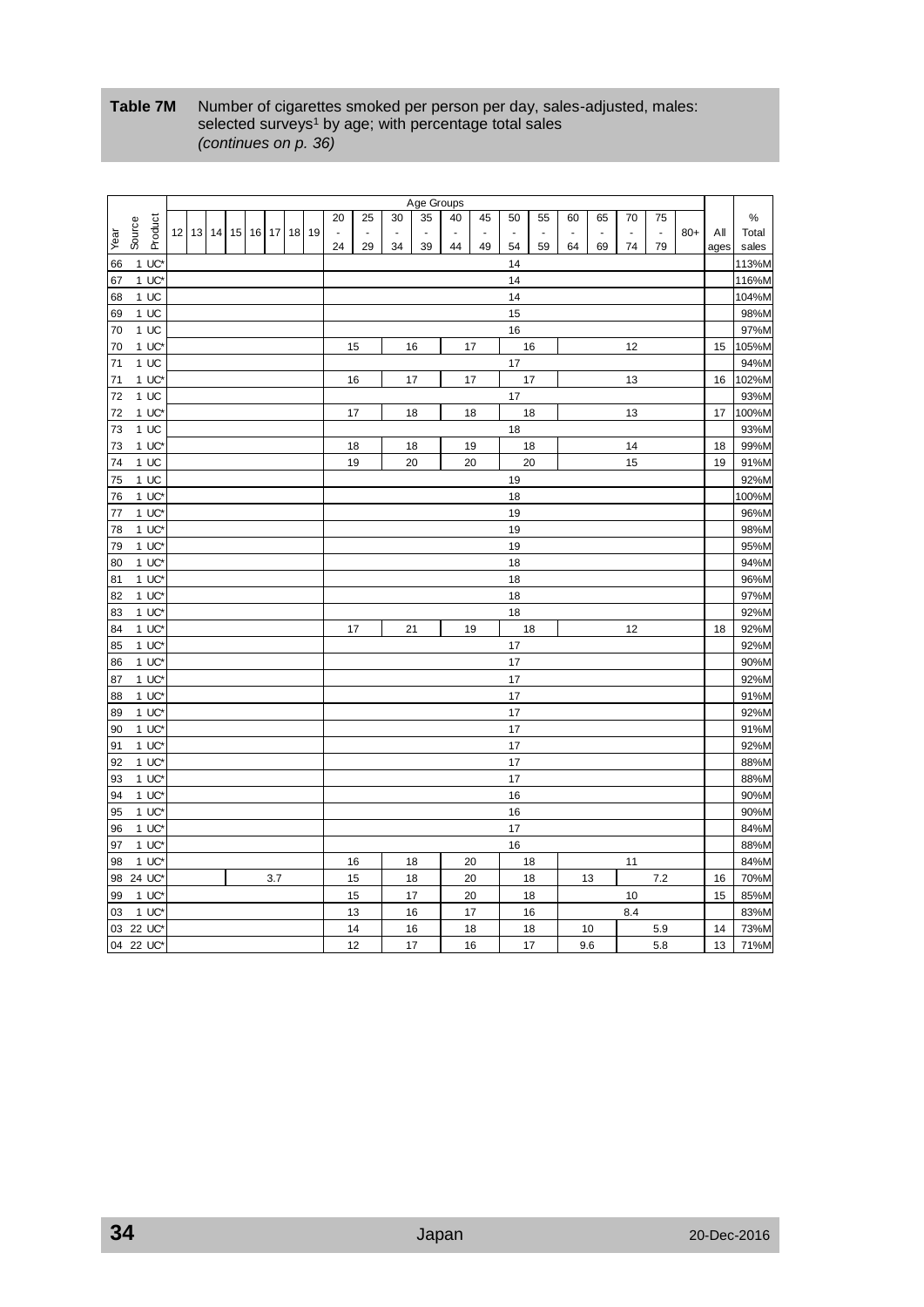**Table 7M** Number of cigarettes smoked per person per day, sales-adjusted, males: selected surveys[1] by age; with percentage total sales
*(continues on p. 36)*

| Year | Source | Product | 12 | 13 | 14 | 15 | 16 | 17 | 18 | 19 | 20 - 24 | 25 - 29 | 30 - 34 | 35 - 39 | 40 - 44 | 45 - 49 | 50 - 54 | 55 - 59 | 60 - 64 | 65 - 69 | 70 - 74 | 75 - 79 | 80+ | All ages | % Total sales |
|---|---|---|---|---|---|---|---|---|---|---|---|---|---|---|---|---|---|---|---|---|---|---|---|---|---|
| 66 | 1 | UC* | | | | | | | | | | | | | | | 14 | | | | | | | | 113%M |
| 67 | 1 | UC* | | | | | | | | | | | | | | | 14 | | | | | | | | 116%M |
| 68 | 1 | UC | | | | | | | | | | | | | | | 14 | | | | | | | | 104%M |
| 69 | 1 | UC | | | | | | | | | | | | | | | 15 | | | | | | | | 98%M |
| 70 | 1 | UC | | | | | | | | | | | | | | | 16 | | | | | | | | 97%M |
| 70 | 1 | UC* | | | | | | | | | | 15 | | 16 | | 17 | | 16 | | | 12 | | | 15 | 105%M |
| 71 | 1 | UC | | | | | | | | | | | | | | | 17 | | | | | | | | 94%M |
| 71 | 1 | UC* | | | | | | | | | | 16 | | 17 | | 17 | | 17 | | | 13 | | | 16 | 102%M |
| 72 | 1 | UC | | | | | | | | | | | | | | | 17 | | | | | | | | 93%M |
| 72 | 1 | UC* | | | | | | | | | | 17 | | 18 | | 18 | | 18 | | | 13 | | | 17 | 100%M |
| 73 | 1 | UC | | | | | | | | | | | | | | | 18 | | | | | | | | 93%M |
| 73 | 1 | UC* | | | | | | | | | | 18 | | 18 | | 19 | | 18 | | | 14 | | | 18 | 99%M |
| 74 | 1 | UC | | | | | | | | | | 19 | | 20 | | 20 | | 20 | | | 15 | | | 19 | 91%M |
| 75 | 1 | UC | | | | | | | | | | | | | | | 19 | | | | | | | | 92%M |
| 76 | 1 | UC* | | | | | | | | | | | | | | | 18 | | | | | | | | 100%M |
| 77 | 1 | UC* | | | | | | | | | | | | | | | 19 | | | | | | | | 96%M |
| 78 | 1 | UC* | | | | | | | | | | | | | | | 19 | | | | | | | | 98%M |
| 79 | 1 | UC* | | | | | | | | | | | | | | | 19 | | | | | | | | 95%M |
| 80 | 1 | UC* | | | | | | | | | | | | | | | 18 | | | | | | | | 94%M |
| 81 | 1 | UC* | | | | | | | | | | | | | | | 18 | | | | | | | | 96%M |
| 82 | 1 | UC* | | | | | | | | | | | | | | | 18 | | | | | | | | 97%M |
| 83 | 1 | UC* | | | | | | | | | | | | | | | 18 | | | | | | | | 92%M |
| 84 | 1 | UC* | | | | | | | | | | 17 | | 21 | | 19 | | 18 | | | 12 | | | 18 | 92%M |
| 85 | 1 | UC* | | | | | | | | | | | | | | | 17 | | | | | | | | 92%M |
| 86 | 1 | UC* | | | | | | | | | | | | | | | 17 | | | | | | | | 90%M |
| 87 | 1 | UC* | | | | | | | | | | | | | | | 17 | | | | | | | | 92%M |
| 88 | 1 | UC* | | | | | | | | | | | | | | | 17 | | | | | | | | 91%M |
| 89 | 1 | UC* | | | | | | | | | | | | | | | 17 | | | | | | | | 92%M |
| 90 | 1 | UC* | | | | | | | | | | | | | | | 17 | | | | | | | | 91%M |
| 91 | 1 | UC* | | | | | | | | | | | | | | | 17 | | | | | | | | 92%M |
| 92 | 1 | UC* | | | | | | | | | | | | | | | 17 | | | | | | | | 88%M |
| 93 | 1 | UC* | | | | | | | | | | | | | | | 17 | | | | | | | | 88%M |
| 94 | 1 | UC* | | | | | | | | | | | | | | | 16 | | | | | | | | 90%M |
| 95 | 1 | UC* | | | | | | | | | | | | | | | 16 | | | | | | | | 90%M |
| 96 | 1 | UC* | | | | | | | | | | | | | | | 17 | | | | | | | | 84%M |
| 97 | 1 | UC* | | | | | | | | | | | | | | | 16 | | | | | | | | 88%M |
| 98 | 1 | UC* | | | | | | | | | | 16 | | 18 | | 20 | | 18 | | | 11 | | | | 84%M |
| 98 | 24 | UC* | | | | | | 3.7 | | | | 15 | | 18 | | 20 | | 18 | | 13 | | 7.2 | | 16 | 70%M |
| 99 | 1 | UC* | | | | | | | | | | 15 | | 17 | | 20 | | 18 | | | 10 | | | 15 | 85%M |
| 03 | 1 | UC* | | | | | | | | | | 13 | | 16 | | 17 | | 16 | | | 8.4 | | | | 83%M |
| 03 | 22 | UC* | | | | | | | | | | 14 | | 16 | | 18 | | 18 | | 10 | | 5.9 | | 14 | 73%M |
| 04 | 22 | UC* | | | | | | | | | | 12 | | 17 | | 16 | | 17 | | 9.6 | | 5.8 | | 13 | 71%M |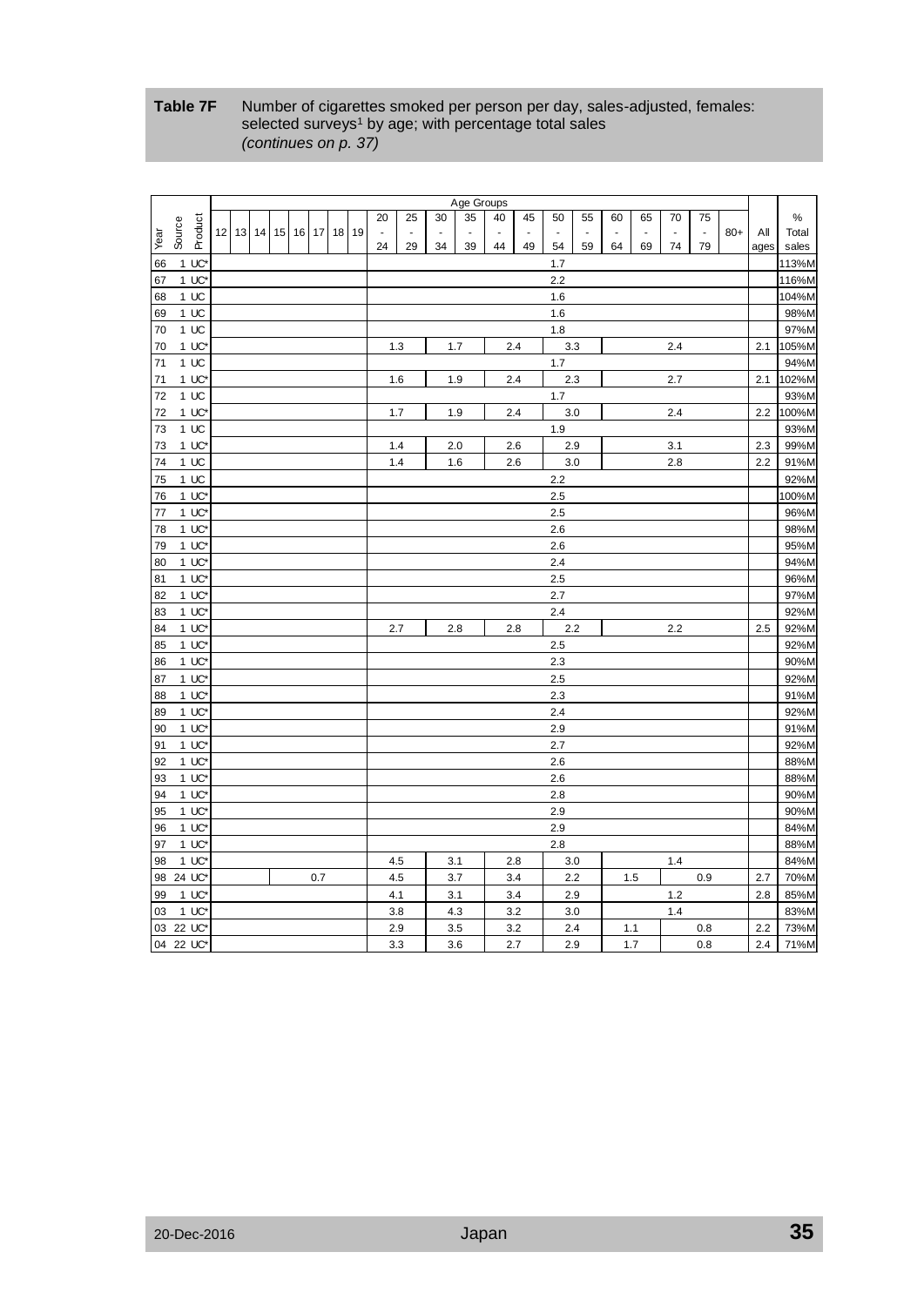**Table 7F** Number of cigarettes smoked per person per day, sales-adjusted, females: selected surveys[1] by age; with percentage total sales
*(continues on p. 37)*

| Year | Source | Product | 12 | 13 | 14 | 15 | 16 | 17 | 18 | 19 | 20-24 | 25-29 | 30-34 | 35-39 | 40-44 | 45-49 | 50-54 | 55-59 | 60-64 | 65-69 | 70-74 | 75-79 | 80+ | All ages | % Total sales |
|---|---|---|---|---|---|---|---|---|---|---|---|---|---|---|---|---|---|---|---|---|---|---|---|---|---|
| 66 | 1 | UC* | | | | | | | | | | | | | | | 1.7 | | | | | | | | 113%M |
| 67 | 1 | UC* | | | | | | | | | | | | | | | 2.2 | | | | | | | | 116%M |
| 68 | 1 | UC | | | | | | | | | | | | | | | 1.6 | | | | | | | | 104%M |
| 69 | 1 | UC | | | | | | | | | | | | | | | 1.6 | | | | | | | | 98%M |
| 70 | 1 | UC | | | | | | | | | | | | | | | 1.8 | | | | | | | | 97%M |
| 70 | 1 | UC* | | | | | | | | | 1.3 | | 1.7 | | 2.4 | | 3.3 | | | | 2.4 | | | 2.1 | 105%M |
| 71 | 1 | UC | | | | | | | | | | | | | | | 1.7 | | | | | | | | 94%M |
| 71 | 1 | UC* | | | | | | | | | 1.6 | | 1.9 | | 2.4 | | 2.3 | | | | 2.7 | | | 2.1 | 102%M |
| 72 | 1 | UC | | | | | | | | | | | | | | | 1.7 | | | | | | | | 93%M |
| 72 | 1 | UC* | | | | | | | | | 1.7 | | 1.9 | | 2.4 | | 3.0 | | | | 2.4 | | | 2.2 | 100%M |
| 73 | 1 | UC | | | | | | | | | | | | | | | 1.9 | | | | | | | | 93%M |
| 73 | 1 | UC* | | | | | | | | | 1.4 | | 2.0 | | 2.6 | | 2.9 | | | | 3.1 | | | 2.3 | 99%M |
| 74 | 1 | UC | | | | | | | | | 1.4 | | 1.6 | | 2.6 | | 3.0 | | | | 2.8 | | | 2.2 | 91%M |
| 75 | 1 | UC | | | | | | | | | | | | | | | 2.2 | | | | | | | | 92%M |
| 76 | 1 | UC* | | | | | | | | | | | | | | | 2.5 | | | | | | | | 100%M |
| 77 | 1 | UC* | | | | | | | | | | | | | | | 2.5 | | | | | | | | 96%M |
| 78 | 1 | UC* | | | | | | | | | | | | | | | 2.6 | | | | | | | | 98%M |
| 79 | 1 | UC* | | | | | | | | | | | | | | | 2.6 | | | | | | | | 95%M |
| 80 | 1 | UC* | | | | | | | | | | | | | | | 2.4 | | | | | | | | 94%M |
| 81 | 1 | UC* | | | | | | | | | | | | | | | 2.5 | | | | | | | | 96%M |
| 82 | 1 | UC* | | | | | | | | | | | | | | | 2.7 | | | | | | | | 97%M |
| 83 | 1 | UC* | | | | | | | | | | | | | | | 2.4 | | | | | | | | 92%M |
| 84 | 1 | UC* | | | | | | | | | 2.7 | | 2.8 | | 2.8 | | 2.2 | | | | 2.2 | | | 2.5 | 92%M |
| 85 | 1 | UC* | | | | | | | | | | | | | | | 2.5 | | | | | | | | 92%M |
| 86 | 1 | UC* | | | | | | | | | | | | | | | 2.3 | | | | | | | | 90%M |
| 87 | 1 | UC* | | | | | | | | | | | | | | | 2.5 | | | | | | | | 92%M |
| 88 | 1 | UC* | | | | | | | | | | | | | | | 2.3 | | | | | | | | 91%M |
| 89 | 1 | UC* | | | | | | | | | | | | | | | 2.4 | | | | | | | | 92%M |
| 90 | 1 | UC* | | | | | | | | | | | | | | | 2.9 | | | | | | | | 91%M |
| 91 | 1 | UC* | | | | | | | | | | | | | | | 2.7 | | | | | | | | 92%M |
| 92 | 1 | UC* | | | | | | | | | | | | | | | 2.6 | | | | | | | | 88%M |
| 93 | 1 | UC* | | | | | | | | | | | | | | | 2.6 | | | | | | | | 88%M |
| 94 | 1 | UC* | | | | | | | | | | | | | | | 2.8 | | | | | | | | 90%M |
| 95 | 1 | UC* | | | | | | | | | | | | | | | 2.9 | | | | | | | | 90%M |
| 96 | 1 | UC* | | | | | | | | | | | | | | | 2.9 | | | | | | | | 84%M |
| 97 | 1 | UC* | | | | | | | | | | | | | | | 2.8 | | | | | | | | 88%M |
| 98 | 1 | UC* | | | | | | | | | 4.5 | | 3.1 | | 2.8 | | 3.0 | | | | 1.4 | | | | 84%M |
| 98 | 24 | UC* | | | | | | 0.7 | | | 4.5 | | 3.7 | | 3.4 | | 2.2 | | 1.5 | | | 0.9 | | 2.7 | 70%M |
| 99 | 1 | UC* | | | | | | | | | 4.1 | | 3.1 | | 3.4 | | 2.9 | | | | 1.2 | | | 2.8 | 85%M |
| 03 | 1 | UC* | | | | | | | | | 3.8 | | 4.3 | | 3.2 | | 3.0 | | | | 1.4 | | | | 83%M |
| 03 | 22 | UC* | | | | | | | | | 2.9 | | 3.5 | | 3.2 | | 2.4 | | 1.1 | | | 0.8 | | 2.2 | 73%M |
| 04 | 22 | UC* | | | | | | | | | 3.3 | | 3.6 | | 2.7 | | 2.9 | | 1.7 | | | 0.8 | | 2.4 | 71%M |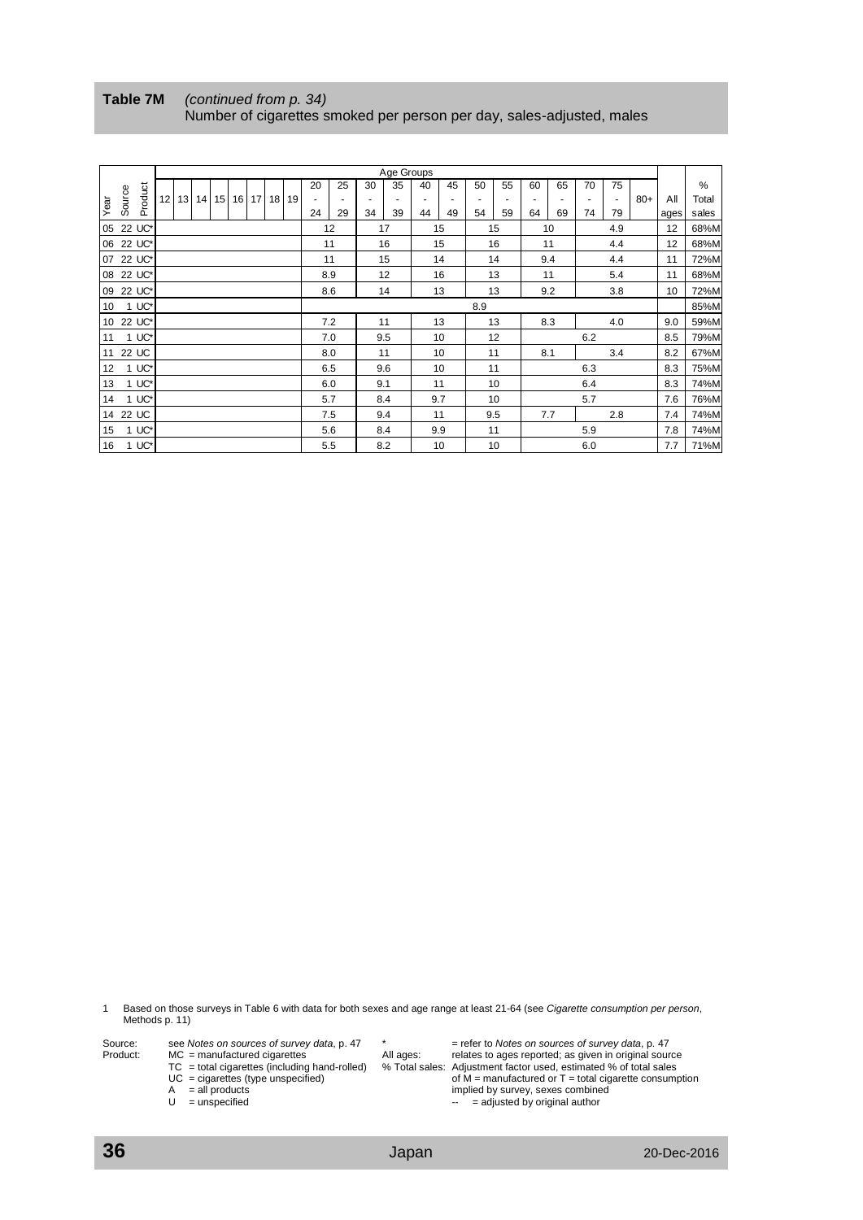**Table 7M** *(continued from p. 34)*
Number of cigarettes smoked per person per day, sales-adjusted, males

| Year | Source | Product | 12 | 13 | 14 | 15 | 16 | 17 | 18 | 19 | 20 - 24 | 25 - 29 | 30 - 34 | 35 - 39 | 40 - 44 | 45 - 49 | 50 - 54 | 55 - 59 | 60 - 64 | 65 - 69 | 70 - 74 | 75 - 79 | 80+ | All ages | % Total sales |
|---|---|---|---|---|---|---|---|---|---|---|---|---|---|---|---|---|---|---|---|---|---|---|---|---|---|
| 05 | 22 | UC* | | | | | | | | | 12 | | 17 | | 15 | | 15 | | 10 | | 4.9 | | | 12 | 68%M |
| 06 | 22 | UC* | | | | | | | | | 11 | | 16 | | 15 | | 16 | | 11 | | 4.4 | | | 12 | 68%M |
| 07 | 22 | UC* | | | | | | | | | 11 | | 15 | | 14 | | 14 | | 9.4 | | 4.4 | | | 11 | 72%M |
| 08 | 22 | UC* | | | | | | | | | 8.9 | | 12 | | 16 | | 13 | | 11 | | 5.4 | | | 11 | 68%M |
| 09 | 22 | UC* | | | | | | | | | 8.6 | | 14 | | 13 | | 13 | | 9.2 | | 3.8 | | | 10 | 72%M |
| 10 | 1 | UC* | | | | | | | | | 8.9 | | | | | | | | | | | | | | 85%M |
| 10 | 22 | UC* | | | | | | | | | 7.2 | | 11 | | 13 | | 13 | | 8.3 | | 4.0 | | | 9.0 | 59%M |
| 11 | 1 | UC* | | | | | | | | | 7.0 | | 9.5 | | 10 | | 12 | | 6.2 | | | | | 8.5 | 79%M |
| 11 | 22 | UC | | | | | | | | | 8.0 | | 11 | | 10 | | 11 | | 8.1 | | 3.4 | | | 8.2 | 67%M |
| 12 | 1 | UC* | | | | | | | | | 6.5 | | 9.6 | | 10 | | 11 | | 6.3 | | | | | 8.3 | 75%M |
| 13 | 1 | UC* | | | | | | | | | 6.0 | | 9.1 | | 11 | | 10 | | 6.4 | | | | | 8.3 | 74%M |
| 14 | 1 | UC* | | | | | | | | | 5.7 | | 8.4 | | 9.7 | | 10 | | 5.7 | | | | | 7.6 | 76%M |
| 14 | 22 | UC | | | | | | | | | 7.5 | | 9.4 | | 11 | | 9.5 | | 7.7 | | 2.8 | | | 7.4 | 74%M |
| 15 | 1 | UC* | | | | | | | | | 5.6 | | 8.4 | | 9.9 | | 11 | | 5.9 | | | | | 7.8 | 74%M |
| 16 | 1 | UC* | | | | | | | | | 5.5 | | 8.2 | | 10 | | 10 | | 6.0 | | | | | 7.7 | 71%M |

1 Based on those surveys in Table 6 with data for both sexes and age range at least 21-64 (see *Cigarette consumption per person*, Methods p. 11)

Source: see *Notes on sources of survey data*, p. 47
Product: MC = manufactured cigarettes
TC = total cigarettes (including hand-rolled)
UC = cigarettes (type unspecified)
A = all products
U = unspecified

* = refer to *Notes on sources of survey data*, p. 47
All ages: relates to ages reported; as given in original source
% Total sales: Adjustment factor used, estimated % of total sales of M = manufactured or T = total cigarette consumption implied by survey, sexes combined
-- = adjusted by original author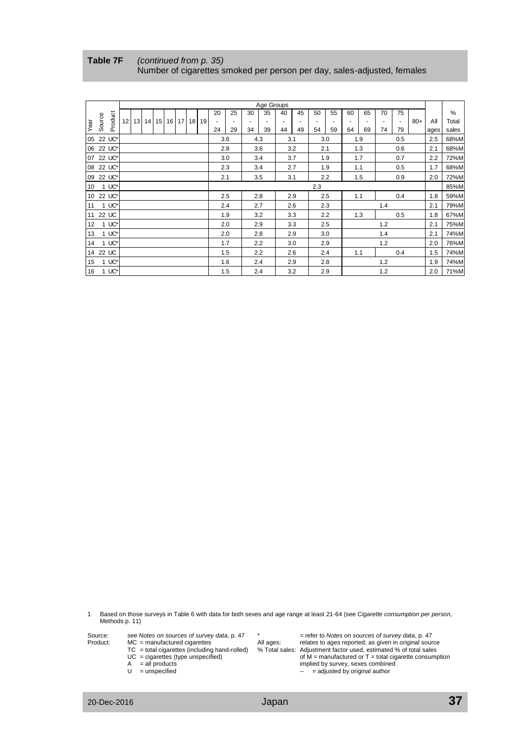**Table 7F** *(continued from p. 35)*
Number of cigarettes smoked per person per day, sales-adjusted, females

| Year | Source | Product | 12 | 13 | 14 | 15 | 16 | 17 | 18 | 19 | 20 - 24 | 25 - 29 | 30 - 34 | 35 - 39 | 40 - 44 | 45 - 49 | 50 - 54 | 55 - 59 | 60 - 64 | 65 - 69 | 70 - 74 | 75 - 79 | 80+ | All ages | % Total sales |
|---|---|---|---|---|---|---|---|---|---|---|---|---|---|---|---|---|---|---|---|---|---|---|---|---|---|
| 05 | 22 | UC* | | | | | | | | | 3.6 | | 4.3 | | 3.1 | | 3.0 | | 1.9 | | 0.5 | | | 2.5 | 68%M |
| 06 | 22 | UC* | | | | | | | | | 2.8 | | 3.6 | | 3.2 | | 2.1 | | 1.3 | | 0.6 | | | 2.1 | 68%M |
| 07 | 22 | UC* | | | | | | | | | 3.0 | | 3.4 | | 3.7 | | 1.9 | | 1.7 | | 0.7 | | | 2.2 | 72%M |
| 08 | 22 | UC* | | | | | | | | | 2.3 | | 3.4 | | 2.7 | | 1.9 | | 1.1 | | 0.5 | | | 1.7 | 68%M |
| 09 | 22 | UC* | | | | | | | | | 2.1 | | 3.5 | | 3.1 | | 2.2 | | 1.5 | | 0.9 | | | 2.0 | 72%M |
| 10 | 1 | UC* | | | | | | | | | 2.3 | | | | | | | | | | | | | | 85%M |
| 10 | 22 | UC* | | | | | | | | | 2.5 | | 2.8 | | 2.9 | | 2.5 | | 1.1 | | 0.4 | | | 1.8 | 59%M |
| 11 | 1 | UC* | | | | | | | | | 2.4 | | 2.7 | | 2.6 | | 2.3 | | 1.4 | | | | | 2.1 | 79%M |
| 11 | 22 | UC | | | | | | | | | 1.9 | | 3.2 | | 3.3 | | 2.2 | | 1.3 | | 0.5 | | | 1.8 | 67%M |
| 12 | 1 | UC* | | | | | | | | | 2.0 | | 2.9 | | 3.3 | | 2.5 | | 1.2 | | | | | 2.1 | 75%M |
| 13 | 1 | UC* | | | | | | | | | 2.0 | | 2.8 | | 2.9 | | 3.0 | | 1.4 | | | | | 2.1 | 74%M |
| 14 | 1 | UC* | | | | | | | | | 1.7 | | 2.2 | | 3.0 | | 2.9 | | 1.2 | | | | | 2.0 | 76%M |
| 14 | 22 | UC | | | | | | | | | 1.5 | | 2.2 | | 2.6 | | 2.4 | | 1.1 | | 0.4 | | | 1.5 | 74%M |
| 15 | 1 | UC* | | | | | | | | | 1.6 | | 2.4 | | 2.9 | | 2.8 | | 1.2 | | | | | 1.9 | 74%M |
| 16 | 1 | UC* | | | | | | | | | 1.5 | | 2.4 | | 3.2 | | 2.9 | | 1.2 | | | | | 2.0 | 71%M |

1 Based on those surveys in Table 6 with data for both sexes and age range at least 21-64 (see *Cigarette consumption per person*, Methods p. 11)

Source: see *Notes on sources of survey data*, p. 47
Product: MC = manufactured cigarettes
TC = total cigarettes (including hand-rolled)
UC = cigarettes (type unspecified)
A = all products
U = unspecified

\* = refer to *Notes on sources of survey data*, p. 47
All ages: relates to ages reported; as given in original source
% Total sales: Adjustment factor used, estimated % of total sales of M = manufactured or T = total cigarette consumption implied by survey, sexes combined
-- = adjusted by original author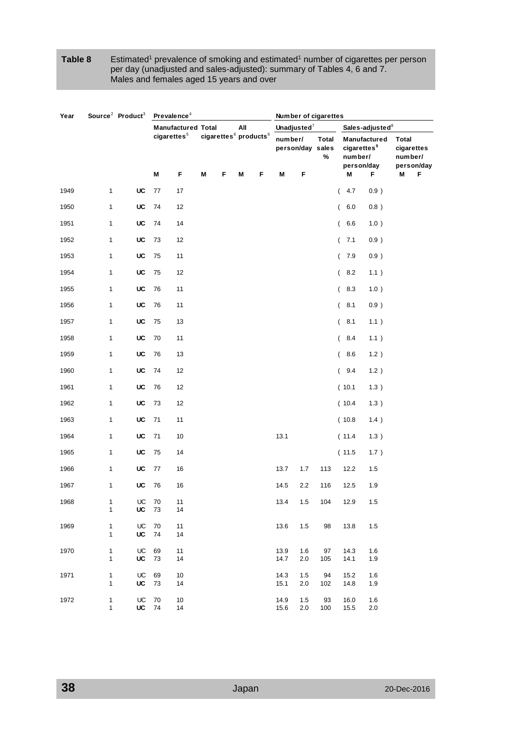**Table 8** Estimated[1] prevalence of smoking and estimated[1] number of cigarettes per person per day (unadjusted and sales-adjusted): summary of Tables 4, 6 and 7. Males and females aged 15 years and over

| Year | Source[2] | Product[3] | Prevalence[4] | | | | | | Number of cigarettes | | | | | | |
|---|---|---|---|---|---|---|---|---|---|---|---|---|---|---|---|
| | | | Manufactured cigarettes[5] | | Total cigarettes[6] | | All products[6] | | Unadjusted[7] | | | Sales-adjusted[8] | | | |
| | | | | | | | | | number/ person/day | | Total sales % | Manufactured cigarettes[9] number/ person/day | | Total cigarettes number/ person/day | |
| | | | M | F | M | F | M | F | M | F | | M | F | M | F |
| 1949 | 1 | **UC** | 77 | 17 | | | | | | | | ( 4.7 | 0.9 ) | | |
| 1950 | 1 | **UC** | 74 | 12 | | | | | | | | ( 6.0 | 0.8 ) | | |
| 1951 | 1 | **UC** | 74 | 14 | | | | | | | | ( 6.6 | 1.0 ) | | |
| 1952 | 1 | **UC** | 73 | 12 | | | | | | | | ( 7.1 | 0.9 ) | | |
| 1953 | 1 | **UC** | 75 | 11 | | | | | | | | ( 7.9 | 0.9 ) | | |
| 1954 | 1 | **UC** | 75 | 12 | | | | | | | | ( 8.2 | 1.1 ) | | |
| 1955 | 1 | **UC** | 76 | 11 | | | | | | | | ( 8.3 | 1.0 ) | | |
| 1956 | 1 | **UC** | 76 | 11 | | | | | | | | ( 8.1 | 0.9 ) | | |
| 1957 | 1 | **UC** | 75 | 13 | | | | | | | | ( 8.1 | 1.1 ) | | |
| 1958 | 1 | **UC** | 70 | 11 | | | | | | | | ( 8.4 | 1.1 ) | | |
| 1959 | 1 | **UC** | 76 | 13 | | | | | | | | ( 8.6 | 1.2 ) | | |
| 1960 | 1 | **UC** | 74 | 12 | | | | | | | | ( 9.4 | 1.2 ) | | |
| 1961 | 1 | **UC** | 76 | 12 | | | | | | | | ( 10.1 | 1.3 ) | | |
| 1962 | 1 | **UC** | 73 | 12 | | | | | | | | ( 10.4 | 1.3 ) | | |
| 1963 | 1 | **UC** | 71 | 11 | | | | | | | | ( 10.8 | 1.4 ) | | |
| 1964 | 1 | **UC** | 71 | 10 | | | | | 13.1 | | | ( 11.4 | 1.3 ) | | |
| 1965 | 1 | **UC** | 75 | 14 | | | | | | | | ( 11.5 | 1.7 ) | | |
| 1966 | 1 | **UC** | 77 | 16 | | | | | 13.7 | 1.7 | 113 | 12.2 | 1.5 | | |
| 1967 | 1 | **UC** | 76 | 16 | | | | | 14.5 | 2.2 | 116 | 12.5 | 1.9 | | |
| 1968 | 1 | UC | 70 | 11 | | | | | 13.4 | 1.5 | 104 | 12.9 | 1.5 | | |
| | 1 | **UC** | 73 | 14 | | | | | | | | | | | |
| 1969 | 1 | UC | 70 | 11 | | | | | 13.6 | 1.5 | 98 | 13.8 | 1.5 | | |
| | 1 | **UC** | 74 | 14 | | | | | | | | | | | |
| 1970 | 1 | UC | 69 | 11 | | | | | 13.9 | 1.6 | 97 | 14.3 | 1.6 | | |
| | 1 | **UC** | 73 | 14 | | | | | 14.7 | 2.0 | 105 | 14.1 | 1.9 | | |
| 1971 | 1 | UC | 69 | 10 | | | | | 14.3 | 1.5 | 94 | 15.2 | 1.6 | | |
| | 1 | **UC** | 73 | 14 | | | | | 15.1 | 2.0 | 102 | 14.8 | 1.9 | | |
| 1972 | 1 | UC | 70 | 10 | | | | | 14.9 | 1.5 | 93 | 16.0 | 1.6 | | |
| | 1 | **UC** | 74 | 14 | | | | | 15.6 | 2.0 | 100 | 15.5 | 2.0 | | |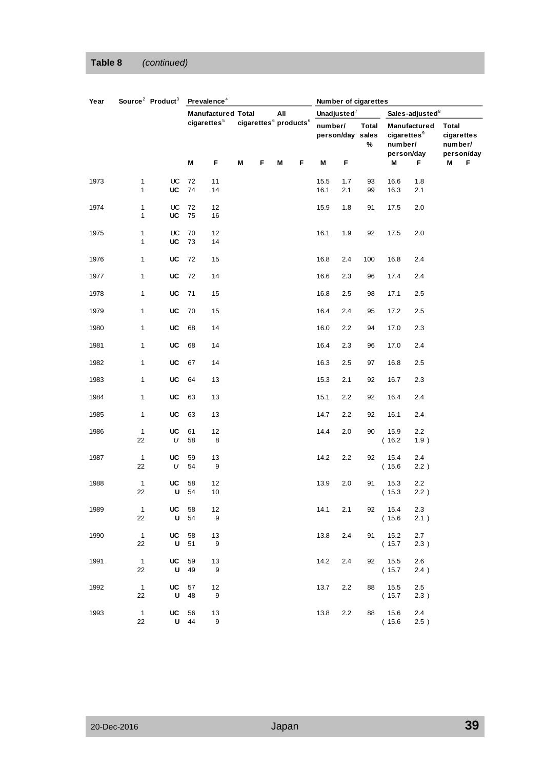## Table 8 *(continued)*

| Year | Source[2] | Product[3] | Prevalence[4] | | | | | | Number of cigarettes | | | | | | |
|---|---|---|---|---|---|---|---|---|---|---|---|---|---|---|---|
| | | | Manufactured cigarettes[5] | | Total cigarettes[6] | | All products[6] | | Unadjusted[7] | | | Sales-adjusted[8] | | | |
| | | | | | | | | | number/ person/day | | Total sales % | Manufactured cigarettes[9] number/ person/day | | Total cigarettes number/ person/day | |
| | | | M | F | M | F | M | F | M | F | | M | F | M | F |
| 1973 | 1 | UC | 72 | 11 | | | | | 15.5 | 1.7 | 93 | 16.6 | 1.8 | | |
| | 1 | **UC** | 74 | 14 | | | | | 16.1 | 2.1 | 99 | 16.3 | 2.1 | | |
| 1974 | 1 | UC | 72 | 12 | | | | | 15.9 | 1.8 | 91 | 17.5 | 2.0 | | |
| | 1 | **UC** | 75 | 16 | | | | | | | | | | | |
| 1975 | 1 | UC | 70 | 12 | | | | | 16.1 | 1.9 | 92 | 17.5 | 2.0 | | |
| | 1 | **UC** | 73 | 14 | | | | | | | | | | | |
| 1976 | 1 | **UC** | 72 | 15 | | | | | 16.8 | 2.4 | 100 | 16.8 | 2.4 | | |
| 1977 | 1 | **UC** | 72 | 14 | | | | | 16.6 | 2.3 | 96 | 17.4 | 2.4 | | |
| 1978 | 1 | **UC** | 71 | 15 | | | | | 16.8 | 2.5 | 98 | 17.1 | 2.5 | | |
| 1979 | 1 | **UC** | 70 | 15 | | | | | 16.4 | 2.4 | 95 | 17.2 | 2.5 | | |
| 1980 | 1 | **UC** | 68 | 14 | | | | | 16.0 | 2.2 | 94 | 17.0 | 2.3 | | |
| 1981 | 1 | **UC** | 68 | 14 | | | | | 16.4 | 2.3 | 96 | 17.0 | 2.4 | | |
| 1982 | 1 | **UC** | 67 | 14 | | | | | 16.3 | 2.5 | 97 | 16.8 | 2.5 | | |
| 1983 | 1 | **UC** | 64 | 13 | | | | | 15.3 | 2.1 | 92 | 16.7 | 2.3 | | |
| 1984 | 1 | **UC** | 63 | 13 | | | | | 15.1 | 2.2 | 92 | 16.4 | 2.4 | | |
| 1985 | 1 | **UC** | 63 | 13 | | | | | 14.7 | 2.2 | 92 | 16.1 | 2.4 | | |
| 1986 | 1 | **UC** | 61 | 12 | | | | | 14.4 | 2.0 | 90 | 15.9 | 2.2 | | |
| | 22 | *U* | 58 | 8 | | | | | | | | ( 16.2 | 1.9 ) | | |
| 1987 | 1 | **UC** | 59 | 13 | | | | | 14.2 | 2.2 | 92 | 15.4 | 2.4 | | |
| | 22 | *U* | 54 | 9 | | | | | | | | ( 15.6 | 2.2 ) | | |
| 1988 | 1 | **UC** | 58 | 12 | | | | | 13.9 | 2.0 | 91 | 15.3 | 2.2 | | |
| | 22 | **U** | 54 | 10 | | | | | | | | ( 15.3 | 2.2 ) | | |
| 1989 | 1 | **UC** | 58 | 12 | | | | | 14.1 | 2.1 | 92 | 15.4 | 2.3 | | |
| | 22 | **U** | 54 | 9 | | | | | | | | ( 15.6 | 2.1 ) | | |
| 1990 | 1 | **UC** | 58 | 13 | | | | | 13.8 | 2.4 | 91 | 15.2 | 2.7 | | |
| | 22 | **U** | 51 | 9 | | | | | | | | ( 15.7 | 2.3 ) | | |
| 1991 | 1 | **UC** | 59 | 13 | | | | | 14.2 | 2.4 | 92 | 15.5 | 2.6 | | |
| | 22 | **U** | 49 | 9 | | | | | | | | ( 15.7 | 2.4 ) | | |
| 1992 | 1 | **UC** | 57 | 12 | | | | | 13.7 | 2.2 | 88 | 15.5 | 2.5 | | |
| | 22 | **U** | 48 | 9 | | | | | | | | ( 15.7 | 2.3 ) | | |
| 1993 | 1 | **UC** | 56 | 13 | | | | | 13.8 | 2.2 | 88 | 15.6 | 2.4 | | |
| | 22 | **U** | 44 | 9 | | | | | | | | ( 15.6 | 2.5 ) | | |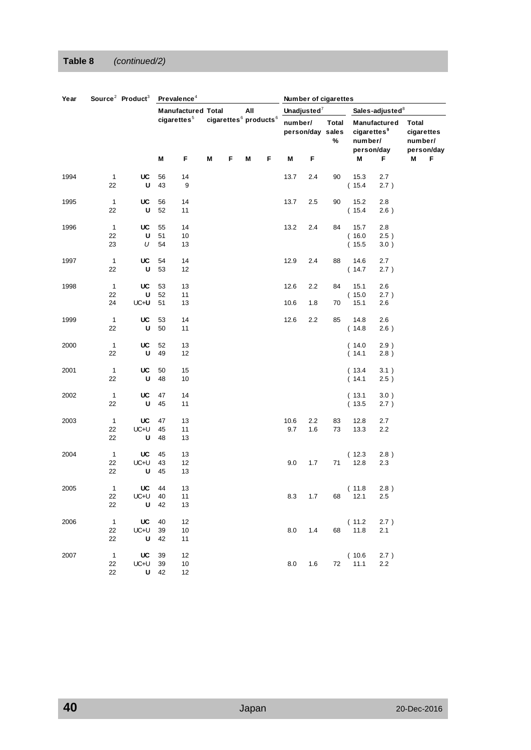**Table 8** *(continued/2)*

| Year | Source[2] | Product[3] | Prevalence[4] | | | | | | Number of cigarettes | | | | | | |
|---|---|---|---|---|---|---|---|---|---|---|---|---|---|---|---|
| | | | Manufactured cigarettes[5] | | Total cigarettes[6] | | All products[6] | | Unadjusted[7] | | | Sales-adjusted[8] | | | |
| | | | | | | | | | number/ person/day | | Total sales % | Manufactured cigarettes[9] number/ person/day | | Total cigarettes number/ person/day | |
| | | | M | F | M | F | M | F | M | F | | M | F | M | F |
| 1994 | 1 | **UC** | 56 | 14 | | | | | 13.7 | 2.4 | 90 | 15.3 | 2.7 | | |
| | 22 | **U** | 43 | 9 | | | | | | | | ( 15.4 | 2.7 ) | | |
| 1995 | 1 | **UC** | 56 | 14 | | | | | 13.7 | 2.5 | 90 | 15.2 | 2.8 | | |
| | 22 | **U** | 52 | 11 | | | | | | | | ( 15.4 | 2.6 ) | | |
| 1996 | 1 | **UC** | 55 | 14 | | | | | 13.2 | 2.4 | 84 | 15.7 | 2.8 | | |
| | 22 | **U** | 51 | 10 | | | | | | | | ( 16.0 | 2.5 ) | | |
| | 23 | *U* | 54 | 13 | | | | | | | | ( 15.5 | 3.0 ) | | |
| 1997 | 1 | **UC** | 54 | 14 | | | | | 12.9 | 2.4 | 88 | 14.6 | 2.7 | | |
| | 22 | **U** | 53 | 12 | | | | | | | | ( 14.7 | 2.7 ) | | |
| 1998 | 1 | **UC** | 53 | 13 | | | | | 12.6 | 2.2 | 84 | 15.1 | 2.6 | | |
| | 22 | **U** | 52 | 11 | | | | | | | | ( 15.0 | 2.7 ) | | |
| | 24 | UC+**U** | 51 | 13 | | | | | 10.6 | 1.8 | 70 | 15.1 | 2.6 | | |
| 1999 | 1 | **UC** | 53 | 14 | | | | | 12.6 | 2.2 | 85 | 14.8 | 2.6 | | |
| | 22 | **U** | 50 | 11 | | | | | | | | ( 14.8 | 2.6 ) | | |
| 2000 | 1 | **UC** | 52 | 13 | | | | | | | | ( 14.0 | 2.9 ) | | |
| | 22 | **U** | 49 | 12 | | | | | | | | ( 14.1 | 2.8 ) | | |
| 2001 | 1 | **UC** | 50 | 15 | | | | | | | | ( 13.4 | 3.1 ) | | |
| | 22 | **U** | 48 | 10 | | | | | | | | ( 14.1 | 2.5 ) | | |
| 2002 | 1 | **UC** | 47 | 14 | | | | | | | | ( 13.1 | 3.0 ) | | |
| | 22 | **U** | 45 | 11 | | | | | | | | ( 13.5 | 2.7 ) | | |
| 2003 | 1 | **UC** | 47 | 13 | | | | | 10.6 | 2.2 | 83 | 12.8 | 2.7 | | |
| | 22 | UC+U | 45 | 11 | | | | | 9.7 | 1.6 | 73 | 13.3 | 2.2 | | |
| | 22 | **U** | 48 | 13 | | | | | | | | | | | |
| 2004 | 1 | **UC** | 45 | 13 | | | | | | | | ( 12.3 | 2.8 ) | | |
| | 22 | UC+U | 43 | 12 | | | | | 9.0 | 1.7 | 71 | 12.8 | 2.3 | | |
| | 22 | **U** | 45 | 13 | | | | | | | | | | | |
| 2005 | 1 | **UC** | 44 | 13 | | | | | | | | ( 11.8 | 2.8 ) | | |
| | 22 | UC+U | 40 | 11 | | | | | 8.3 | 1.7 | 68 | 12.1 | 2.5 | | |
| | 22 | **U** | 42 | 13 | | | | | | | | | | | |
| 2006 | 1 | **UC** | 40 | 12 | | | | | | | | ( 11.2 | 2.7 ) | | |
| | 22 | UC+U | 39 | 10 | | | | | 8.0 | 1.4 | 68 | 11.8 | 2.1 | | |
| | 22 | **U** | 42 | 11 | | | | | | | | | | | |
| 2007 | 1 | **UC** | 39 | 12 | | | | | | | | ( 10.6 | 2.7 ) | | |
| | 22 | UC+U | 39 | 10 | | | | | 8.0 | 1.6 | 72 | 11.1 | 2.2 | | |
| | 22 | **U** | 42 | 12 | | | | | | | | | | | |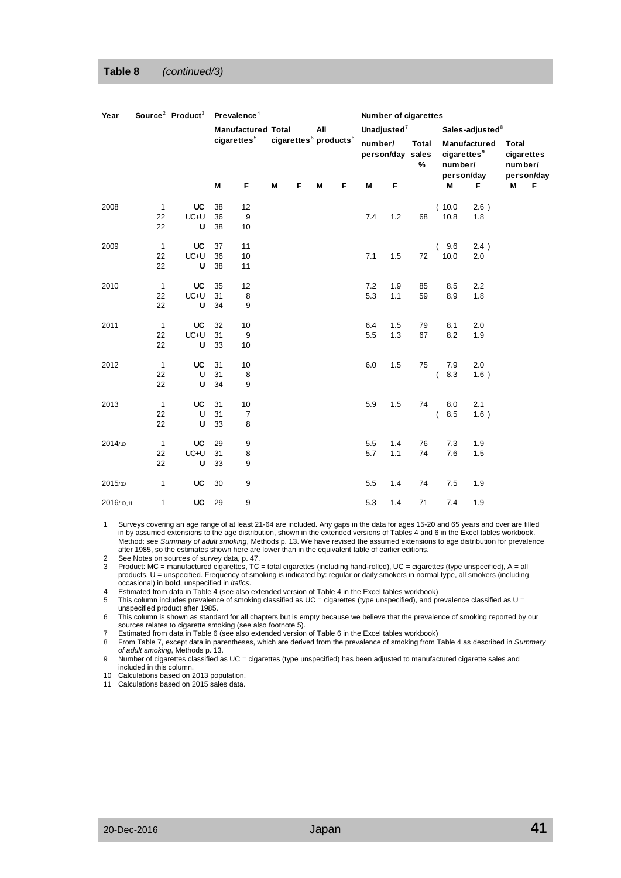**Table 8** *(continued/3)*

| Year | Source[2] | Product[3] | Prevalence[4] | | | | | | Number of cigarettes | | | | | | |
|---|---|---|---|---|---|---|---|---|---|---|---|---|---|---|---|
| | | | Manufactured cigarettes[5] | | Total cigarettes[6] | | All products[6] | | Unadjusted[7] | | | Sales-adjusted[8] | | | |
| | | | | | | | | | number/ person/day | | Total sales % | Manufactured cigarettes[9] number/ person/day | | Total cigarettes number/ person/day | |
| | | | M | F | M | F | M | F | M | F | | M | F | M | F |
| 2008 | 1 | **UC** | 38 | 12 | | | | | | | | ( 10.0 | 2.6 ) | | |
| | 22 | UC+U | 36 | 9 | | | | | 7.4 | 1.2 | 68 | 10.8 | 1.8 | | |
| | 22 | **U** | 38 | 10 | | | | | | | | | | | |
| 2009 | 1 | **UC** | 37 | 11 | | | | | | | | ( 9.6 | 2.4 ) | | |
| | 22 | UC+U | 36 | 10 | | | | | 7.1 | 1.5 | 72 | 10.0 | 2.0 | | |
| | 22 | **U** | 38 | 11 | | | | | | | | | | | |
| 2010 | 1 | **UC** | 35 | 12 | | | | | 7.2 | 1.9 | 85 | 8.5 | 2.2 | | |
| | 22 | UC+U | 31 | 8 | | | | | 5.3 | 1.1 | 59 | 8.9 | 1.8 | | |
| | 22 | **U** | 34 | 9 | | | | | | | | | | | |
| 2011 | 1 | **UC** | 32 | 10 | | | | | 6.4 | 1.5 | 79 | 8.1 | 2.0 | | |
| | 22 | UC+U | 31 | 9 | | | | | 5.5 | 1.3 | 67 | 8.2 | 1.9 | | |
| | 22 | **U** | 33 | 10 | | | | | | | | | | | |
| 2012 | 1 | **UC** | 31 | 10 | | | | | 6.0 | 1.5 | 75 | 7.9 | 2.0 | | |
| | 22 | U | 31 | 8 | | | | | | | | ( 8.3 | 1.6 ) | | |
| | 22 | **U** | 34 | 9 | | | | | | | | | | | |
| 2013 | 1 | **UC** | 31 | 10 | | | | | 5.9 | 1.5 | 74 | 8.0 | 2.1 | | |
| | 22 | U | 31 | 7 | | | | | | | | ( 8.5 | 1.6 ) | | |
| | 22 | **U** | 33 | 8 | | | | | | | | | | | |
| 2014/10 | 1 | **UC** | 29 | 9 | | | | | 5.5 | 1.4 | 76 | 7.3 | 1.9 | | |
| | 22 | UC+U | 31 | 8 | | | | | 5.7 | 1.1 | 74 | 7.6 | 1.5 | | |
| | 22 | **U** | 33 | 9 | | | | | | | | | | | |
| 2015/10 | 1 | **UC** | 30 | 9 | | | | | 5.5 | 1.4 | 74 | 7.5 | 1.9 | | |
| 2016/10,11 | 1 | **UC** | 29 | 9 | | | | | 5.3 | 1.4 | 71 | 7.4 | 1.9 | | |

1 Surveys covering an age range of at least 21-64 are included. Any gaps in the data for ages 15-20 and 65 years and over are filled in by assumed extensions to the age distribution, shown in the extended versions of Tables 4 and 6 in the Excel tables workbook. Method: see *Summary of adult smoking*, Methods p. 13. We have revised the assumed extensions to age distribution for prevalence after 1985, so the estimates shown here are lower than in the equivalent table of earlier editions.

2 See Notes on sources of survey data, p. 47.

3 Product: MC = manufactured cigarettes, TC = total cigarettes (including hand-rolled), UC = cigarettes (type unspecified), A = all products, U = unspecified. Frequency of smoking is indicated by: regular or daily smokers in normal type, all smokers (including occasional) in **bold**, unspecified in *italics*.

4 Estimated from data in Table 4 (see also extended version of Table 4 in the Excel tables workbook)

5 This column includes prevalence of smoking classified as UC = cigarettes (type unspecified), and prevalence classified as U = unspecified product after 1985.

6 This column is shown as standard for all chapters but is empty because we believe that the prevalence of smoking reported by our sources relates to cigarette smoking (see also footnote 5).

7 Estimated from data in Table 6 (see also extended version of Table 6 in the Excel tables workbook)

8 From Table 7, except data in parentheses, which are derived from the prevalence of smoking from Table 4 as described in *Summary of adult smoking*, Methods p. 13.

9 Number of cigarettes classified as UC = cigarettes (type unspecified) has been adjusted to manufactured cigarette sales and included in this column.

10 Calculations based on 2013 population.

11 Calculations based on 2015 sales data.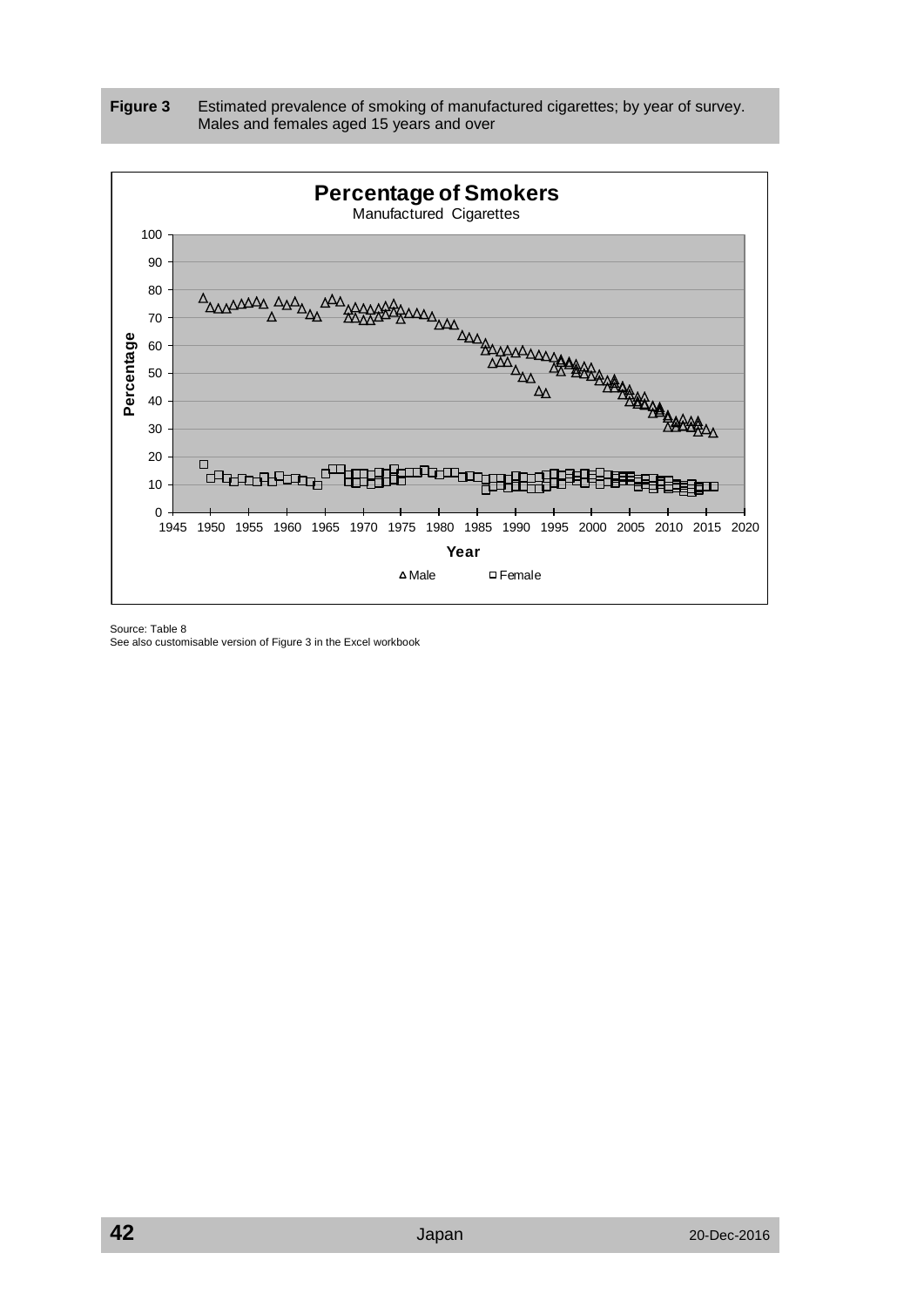**Figure 3** Estimated prevalence of smoking of manufactured cigarettes; by year of survey. Males and females aged 15 years and over

**Percentage of Smokers**

Manufactured Cigarettes

Percentage

100
90
80
70
60
50
40
30
20
10
0

1945 1950 1955 1960 1965 1970 1975 1980 1985 1990 1995 2000 2005 2010 2015 2020

Year

Male Female

Source: Table 8

See also customisable version of Figure 3 in the Excel workbook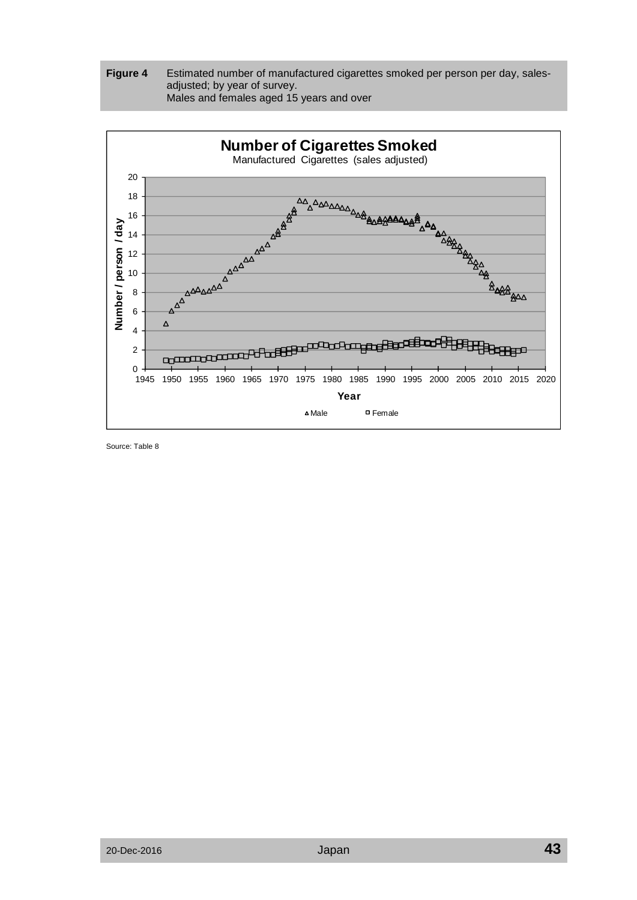**Figure 4** Estimated number of manufactured cigarettes smoked per person per day, sales-adjusted; by year of survey.
Males and females aged 15 years and over

**Number of Cigarettes Smoked**
Manufactured Cigarettes (sales adjusted)

Number / person / day
20
18
16
14
12
10
8
6
4
2
0

1945 1950 1955 1960 1965 1970 1975 1980 1985 1990 1995 2000 2005 2010 2015 2020
Year

Male Female

Source: Table 8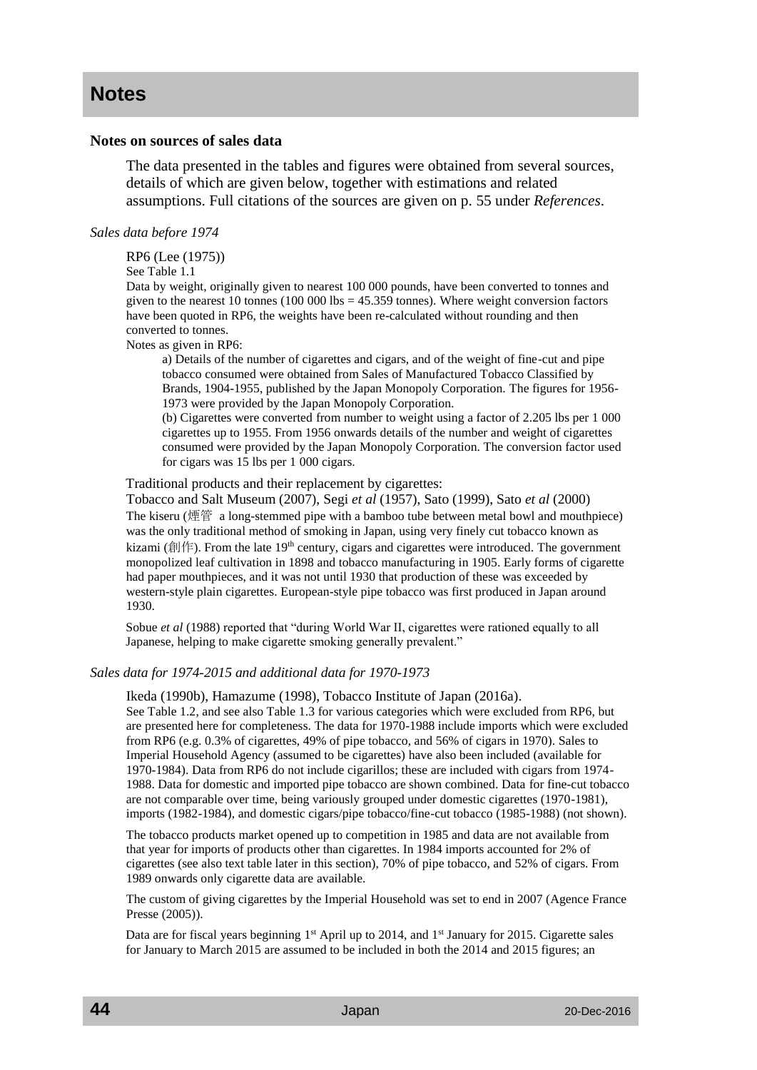# Notes

**Notes on sources of sales data**

The data presented in the tables and figures were obtained from several sources, details of which are given below, together with estimations and related assumptions. Full citations of the sources are given on p. 55 under *References*.

*Sales data before 1974*

RP6 (Lee (1975))

See Table 1.1

Data by weight, originally given to nearest 100 000 pounds, have been converted to tonnes and given to the nearest 10 tonnes (100 000 lbs = 45.359 tonnes). Where weight conversion factors have been quoted in RP6, the weights have been re-calculated without rounding and then converted to tonnes.

Notes as given in RP6:

a) Details of the number of cigarettes and cigars, and of the weight of fine-cut and pipe tobacco consumed were obtained from Sales of Manufactured Tobacco Classified by Brands, 1904-1955, published by the Japan Monopoly Corporation. The figures for 1956-1973 were provided by the Japan Monopoly Corporation.

(b) Cigarettes were converted from number to weight using a factor of 2.205 lbs per 1 000 cigarettes up to 1955. From 1956 onwards details of the number and weight of cigarettes consumed were provided by the Japan Monopoly Corporation. The conversion factor used for cigars was 15 lbs per 1 000 cigars.

Traditional products and their replacement by cigarettes:

Tobacco and Salt Museum (2007), Segi *et al* (1957), Sato (1999), Sato *et al* (2000)

The kiseru (煙管 a long-stemmed pipe with a bamboo tube between metal bowl and mouthpiece) was the only traditional method of smoking in Japan, using very finely cut tobacco known as kizami (刻作). From the late 19th century, cigars and cigarettes were introduced. The government monopolized leaf cultivation in 1898 and tobacco manufacturing in 1905. Early forms of cigarette had paper mouthpieces, and it was not until 1930 that production of these was exceeded by western-style plain cigarettes. European-style pipe tobacco was first produced in Japan around 1930.

Sobue *et al* (1988) reported that "during World War II, cigarettes were rationed equally to all Japanese, helping to make cigarette smoking generally prevalent."

*Sales data for 1974-2015 and additional data for 1970-1973*

Ikeda (1990b), Hamazume (1998), Tobacco Institute of Japan (2016a).

See Table 1.2, and see also Table 1.3 for various categories which were excluded from RP6, but are presented here for completeness. The data for 1970-1988 include imports which were excluded from RP6 (e.g. 0.3% of cigarettes, 49% of pipe tobacco, and 56% of cigars in 1970). Sales to Imperial Household Agency (assumed to be cigarettes) have also been included (available for 1970-1984). Data from RP6 do not include cigarillos; these are included with cigars from 1974-1988. Data for domestic and imported pipe tobacco are shown combined. Data for fine-cut tobacco are not comparable over time, being variously grouped under domestic cigarettes (1970-1981), imports (1982-1984), and domestic cigars/pipe tobacco/fine-cut tobacco (1985-1988) (not shown).

The tobacco products market opened up to competition in 1985 and data are not available from that year for imports of products other than cigarettes. In 1984 imports accounted for 2% of cigarettes (see also text table later in this section), 70% of pipe tobacco, and 52% of cigars. From 1989 onwards only cigarette data are available.

The custom of giving cigarettes by the Imperial Household was set to end in 2007 (Agence France Presse (2005)).

Data are for fiscal years beginning 1st April up to 2014, and 1st January for 2015. Cigarette sales for January to March 2015 are assumed to be included in both the 2014 and 2015 figures; an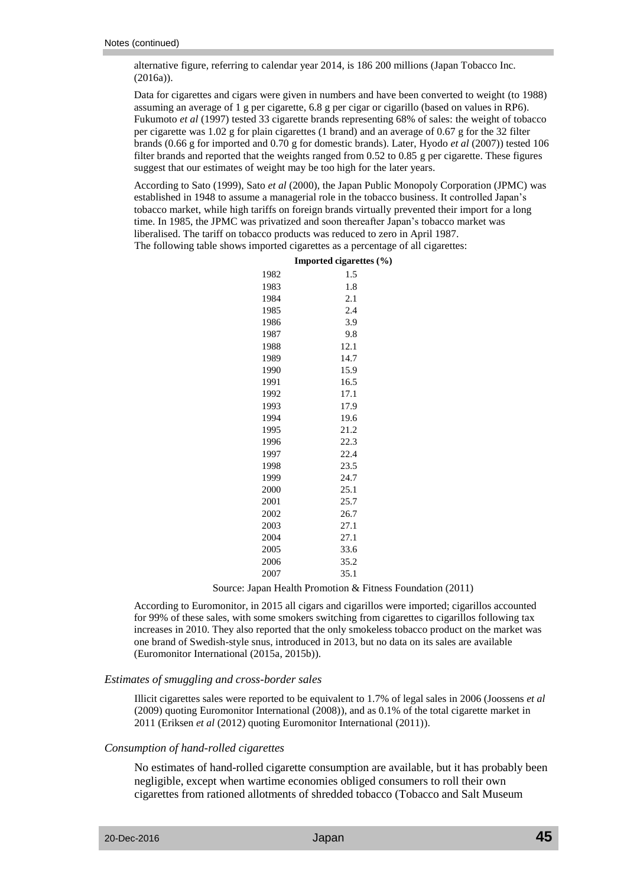Notes (continued)

alternative figure, referring to calendar year 2014, is 186 200 millions (Japan Tobacco Inc. (2016a)).

Data for cigarettes and cigars were given in numbers and have been converted to weight (to 1988) assuming an average of 1 g per cigarette, 6.8 g per cigar or cigarillo (based on values in RP6). Fukumoto *et al* (1997) tested 33 cigarette brands representing 68% of sales: the weight of tobacco per cigarette was 1.02 g for plain cigarettes (1 brand) and an average of 0.67 g for the 32 filter brands (0.66 g for imported and 0.70 g for domestic brands). Later, Hyodo *et al* (2007)) tested 106 filter brands and reported that the weights ranged from 0.52 to 0.85 g per cigarette. These figures suggest that our estimates of weight may be too high for the later years.

According to Sato (1999), Sato *et al* (2000), the Japan Public Monopoly Corporation (JPMC) was established in 1948 to assume a managerial role in the tobacco business. It controlled Japan's tobacco market, while high tariffs on foreign brands virtually prevented their import for a long time. In 1985, the JPMC was privatized and soon thereafter Japan's tobacco market was liberalised. The tariff on tobacco products was reduced to zero in April 1987.
The following table shows imported cigarettes as a percentage of all cigarettes:

| | **Imported cigarettes (%)** |
|---|---|
| 1982 | 1.5 |
| 1983 | 1.8 |
| 1984 | 2.1 |
| 1985 | 2.4 |
| 1986 | 3.9 |
| 1987 | 9.8 |
| 1988 | 12.1 |
| 1989 | 14.7 |
| 1990 | 15.9 |
| 1991 | 16.5 |
| 1992 | 17.1 |
| 1993 | 17.9 |
| 1994 | 19.6 |
| 1995 | 21.2 |
| 1996 | 22.3 |
| 1997 | 22.4 |
| 1998 | 23.5 |
| 1999 | 24.7 |
| 2000 | 25.1 |
| 2001 | 25.7 |
| 2002 | 26.7 |
| 2003 | 27.1 |
| 2004 | 27.1 |
| 2005 | 33.6 |
| 2006 | 35.2 |
| 2007 | 35.1 |

Source: Japan Health Promotion & Fitness Foundation (2011)

According to Euromonitor, in 2015 all cigars and cigarillos were imported; cigarillos accounted for 99% of these sales, with some smokers switching from cigarettes to cigarillos following tax increases in 2010. They also reported that the only smokeless tobacco product on the market was one brand of Swedish-style snus, introduced in 2013, but no data on its sales are available (Euromonitor International (2015a, 2015b)).

### *Estimates of smuggling and cross-border sales*

Illicit cigarettes sales were reported to be equivalent to 1.7% of legal sales in 2006 (Joossens *et al* (2009) quoting Euromonitor International (2008)), and as 0.1% of the total cigarette market in 2011 (Eriksen *et al* (2012) quoting Euromonitor International (2011)).

### *Consumption of hand-rolled cigarettes*

No estimates of hand-rolled cigarette consumption are available, but it has probably been negligible, except when wartime economies obliged consumers to roll their own cigarettes from rationed allotments of shredded tobacco (Tobacco and Salt Museum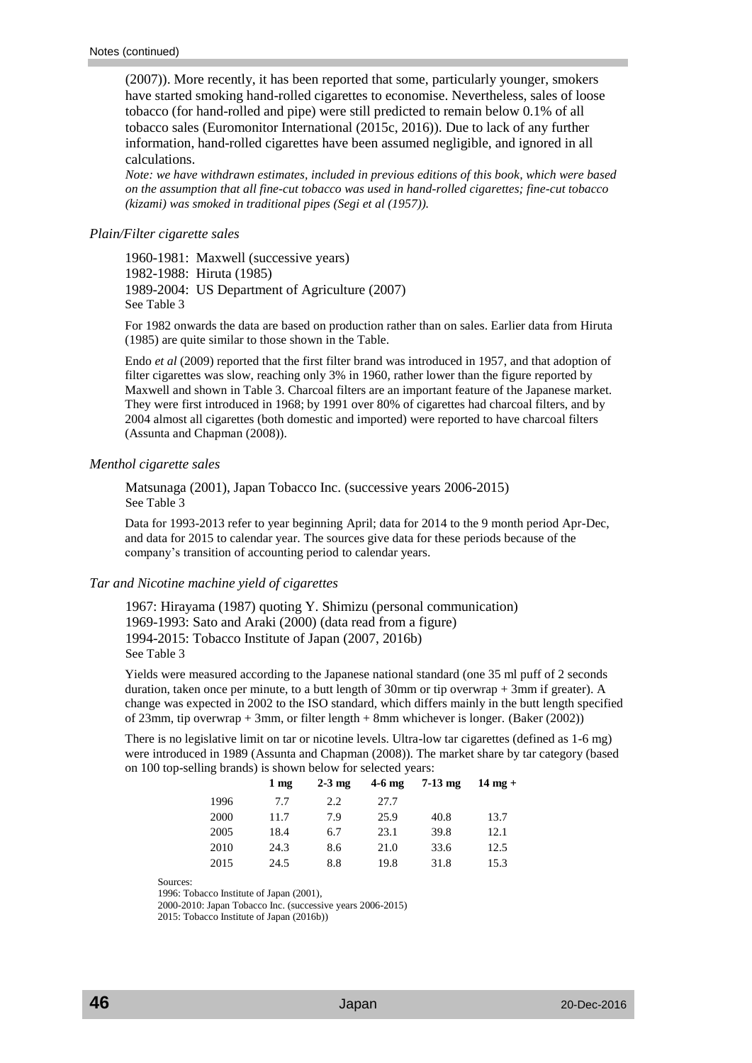(2007)). More recently, it has been reported that some, particularly younger, smokers have started smoking hand-rolled cigarettes to economise. Nevertheless, sales of loose tobacco (for hand-rolled and pipe) were still predicted to remain below 0.1% of all tobacco sales (Euromonitor International (2015c, 2016)). Due to lack of any further information, hand-rolled cigarettes have been assumed negligible, and ignored in all calculations.

*Note: we have withdrawn estimates, included in previous editions of this book, which were based on the assumption that all fine-cut tobacco was used in hand-rolled cigarettes; fine-cut tobacco (kizami) was smoked in traditional pipes (Segi et al (1957)).*

*Plain/Filter cigarette sales*

1960-1981: Maxwell (successive years)
1982-1988: Hiruta (1985)
1989-2004: US Department of Agriculture (2007)
See Table 3

For 1982 onwards the data are based on production rather than on sales. Earlier data from Hiruta (1985) are quite similar to those shown in the Table.

Endo *et al* (2009) reported that the first filter brand was introduced in 1957, and that adoption of filter cigarettes was slow, reaching only 3% in 1960, rather lower than the figure reported by Maxwell and shown in Table 3. Charcoal filters are an important feature of the Japanese market. They were first introduced in 1968; by 1991 over 80% of cigarettes had charcoal filters, and by 2004 almost all cigarettes (both domestic and imported) were reported to have charcoal filters (Assunta and Chapman (2008)).

*Menthol cigarette sales*

Matsunaga (2001), Japan Tobacco Inc. (successive years 2006-2015)
See Table 3

Data for 1993-2013 refer to year beginning April; data for 2014 to the 9 month period Apr-Dec, and data for 2015 to calendar year. The sources give data for these periods because of the company's transition of accounting period to calendar years.

*Tar and Nicotine machine yield of cigarettes*

1967: Hirayama (1987) quoting Y. Shimizu (personal communication)
1969-1993: Sato and Araki (2000) (data read from a figure)
1994-2015: Tobacco Institute of Japan (2007, 2016b)
See Table 3

Yields were measured according to the Japanese national standard (one 35 ml puff of 2 seconds duration, taken once per minute, to a butt length of 30mm or tip overwrap + 3mm if greater). A change was expected in 2002 to the ISO standard, which differs mainly in the butt length specified of 23mm, tip overwrap + 3mm, or filter length + 8mm whichever is longer. (Baker (2002))

There is no legislative limit on tar or nicotine levels. Ultra-low tar cigarettes (defined as 1-6 mg) were introduced in 1989 (Assunta and Chapman (2008)). The market share by tar category (based on 100 top-selling brands) is shown below for selected years:

| | **1 mg** | **2-3 mg** | **4-6 mg** | **7-13 mg** | **14 mg +** |
|---|---|---|---|---|---|
| 1996 | 7.7 | 2.2 | 27.7 | | |
| 2000 | 11.7 | 7.9 | 25.9 | 40.8 | 13.7 |
| 2005 | 18.4 | 6.7 | 23.1 | 39.8 | 12.1 |
| 2010 | 24.3 | 8.6 | 21.0 | 33.6 | 12.5 |
| 2015 | 24.5 | 8.8 | 19.8 | 31.8 | 15.3 |

Sources:
1996: Tobacco Institute of Japan (2001),
2000-2010: Japan Tobacco Inc. (successive years 2006-2015)
2015: Tobacco Institute of Japan (2016b))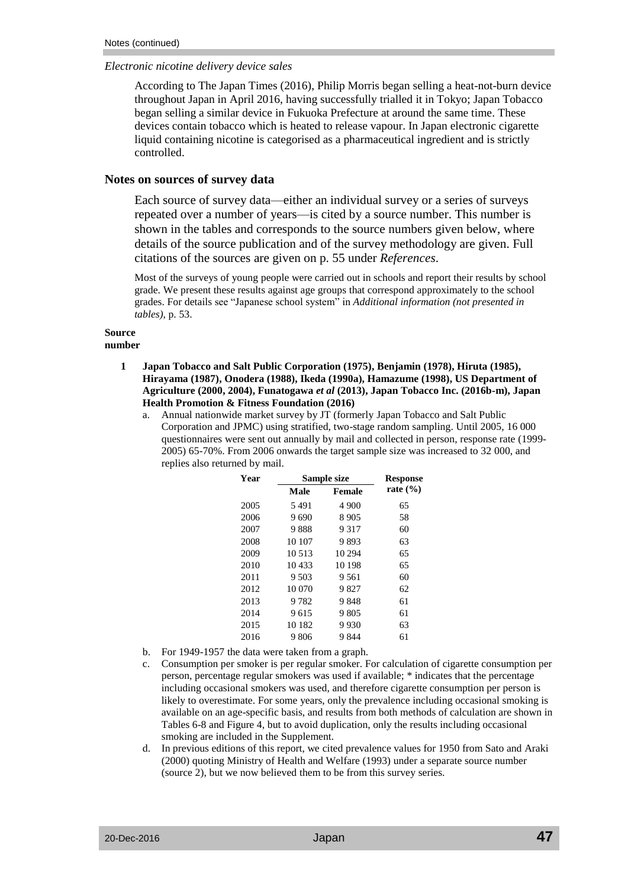*Electronic nicotine delivery device sales*

According to The Japan Times (2016), Philip Morris began selling a heat-not-burn device throughout Japan in April 2016, having successfully trialled it in Tokyo; Japan Tobacco began selling a similar device in Fukuoka Prefecture at around the same time. These devices contain tobacco which is heated to release vapour. In Japan electronic cigarette liquid containing nicotine is categorised as a pharmaceutical ingredient and is strictly controlled.

## Notes on sources of survey data

Each source of survey data—either an individual survey or a series of surveys repeated over a number of years—is cited by a source number. This number is shown in the tables and corresponds to the source numbers given below, where details of the source publication and of the survey methodology are given. Full citations of the sources are given on p. 55 under *References*.

Most of the surveys of young people were carried out in schools and report their results by school grade. We present these results against age groups that correspond approximately to the school grades. For details see "Japanese school system" in *Additional information (not presented in tables)*, p. 53.

**Source number**

**1 Japan Tobacco and Salt Public Corporation (1975), Benjamin (1978), Hiruta (1985), Hirayama (1987), Onodera (1988), Ikeda (1990a), Hamazume (1998), US Department of Agriculture (2000, 2004), Funatogawa *et al* (2013), Japan Tobacco Inc. (2016b-m), Japan Health Promotion & Fitness Foundation (2016)**

a. Annual nationwide market survey by JT (formerly Japan Tobacco and Salt Public Corporation and JPMC) using stratified, two-stage random sampling. Until 2005, 16 000 questionnaires were sent out annually by mail and collected in person, response rate (1999-2005) 65-70%. From 2006 onwards the target sample size was increased to 32 000, and replies also returned by mail.

| Year | Sample size | | Response rate (%) |
|---|---|---|---|
| | Male | Female | |
| 2005 | 5 491 | 4 900 | 65 |
| 2006 | 9 690 | 8 905 | 58 |
| 2007 | 9 888 | 9 317 | 60 |
| 2008 | 10 107 | 9 893 | 63 |
| 2009 | 10 513 | 10 294 | 65 |
| 2010 | 10 433 | 10 198 | 65 |
| 2011 | 9 503 | 9 561 | 60 |
| 2012 | 10 070 | 9 827 | 62 |
| 2013 | 9 782 | 9 848 | 61 |
| 2014 | 9 615 | 9 805 | 61 |
| 2015 | 10 182 | 9 930 | 63 |
| 2016 | 9 806 | 9 844 | 61 |

b. For 1949-1957 the data were taken from a graph.

c. Consumption per smoker is per regular smoker. For calculation of cigarette consumption per person, percentage regular smokers was used if available; * indicates that the percentage including occasional smokers was used, and therefore cigarette consumption per person is likely to overestimate. For some years, only the prevalence including occasional smoking is available on an age-specific basis, and results from both methods of calculation are shown in Tables 6-8 and Figure 4, but to avoid duplication, only the results including occasional smoking are included in the Supplement.

d. In previous editions of this report, we cited prevalence values for 1950 from Sato and Araki (2000) quoting Ministry of Health and Welfare (1993) under a separate source number (source 2), but we now believed them to be from this survey series.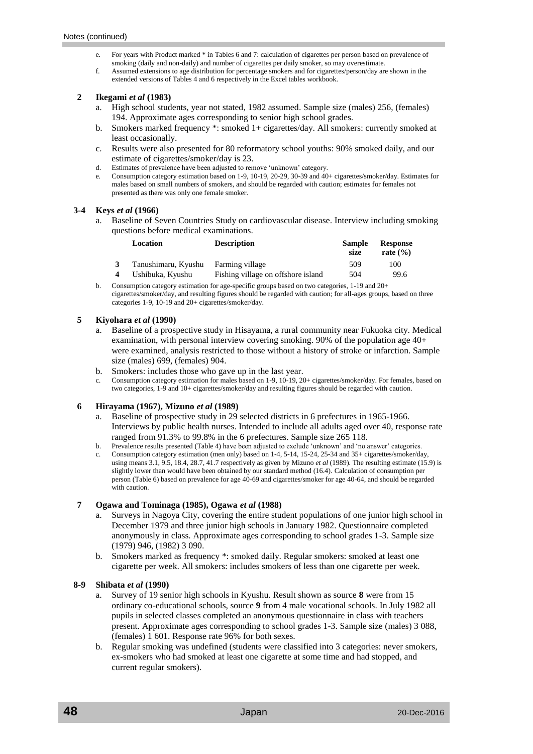Notes (continued)

- e. For years with Product marked * in Tables 6 and 7: calculation of cigarettes per person based on prevalence of smoking (daily and non-daily) and number of cigarettes per daily smoker, so may overestimate.
- f. Assumed extensions to age distribution for percentage smokers and for cigarettes/person/day are shown in the extended versions of Tables 4 and 6 respectively in the Excel tables workbook.

**2 Ikegami *et al* (1983)**

- a. High school students, year not stated, 1982 assumed. Sample size (males) 256, (females) 194. Approximate ages corresponding to senior high school grades.
- b. Smokers marked frequency *: smoked 1+ cigarettes/day. All smokers: currently smoked at least occasionally.
- c. Results were also presented for 80 reformatory school youths: 90% smoked daily, and our estimate of cigarettes/smoker/day is 23.
- d. Estimates of prevalence have been adjusted to remove 'unknown' category.
- e. Consumption category estimation based on 1-9, 10-19, 20-29, 30-39 and 40+ cigarettes/smoker/day. Estimates for males based on small numbers of smokers, and should be regarded with caution; estimates for females not presented as there was only one female smoker.

**3-4 Keys *et al* (1966)**

- a. Baseline of Seven Countries Study on cardiovascular disease. Interview including smoking questions before medical examinations.

| | Location | Description | Sample size | Response rate (%) |
|---|---|---|---|---|
| 3 | Tanushimaru, Kyushu | Farming village | 509 | 100 |
| 4 | Ushibuka, Kyushu | Fishing village on offshore island | 504 | 99.6 |

- b. Consumption category estimation for age-specific groups based on two categories, 1-19 and 20+ cigarettes/smoker/day, and resulting figures should be regarded with caution; for all-ages groups, based on three categories 1-9, 10-19 and 20+ cigarettes/smoker/day.

**5 Kiyohara *et al* (1990)**

- a. Baseline of a prospective study in Hisayama, a rural community near Fukuoka city. Medical examination, with personal interview covering smoking. 90% of the population age 40+ were examined, analysis restricted to those without a history of stroke or infarction. Sample size (males) 699, (females) 904.
- b. Smokers: includes those who gave up in the last year.
- c. Consumption category estimation for males based on 1-9, 10-19, 20+ cigarettes/smoker/day. For females, based on two categories, 1-9 and 10+ cigarettes/smoker/day and resulting figures should be regarded with caution.

**6 Hirayama (1967), Mizuno *et al* (1989)**

- a. Baseline of prospective study in 29 selected districts in 6 prefectures in 1965-1966. Interviews by public health nurses. Intended to include all adults aged over 40, response rate ranged from 91.3% to 99.8% in the 6 prefectures. Sample size 265 118.
- b. Prevalence results presented (Table 4) have been adjusted to exclude 'unknown' and 'no answer' categories.
- c. Consumption category estimation (men only) based on 1-4, 5-14, 15-24, 25-34 and 35+ cigarettes/smoker/day, using means 3.1, 9.5, 18.4, 28.7, 41.7 respectively as given by Mizuno *et al* (1989). The resulting estimate (15.9) is slightly lower than would have been obtained by our standard method (16.4). Calculation of consumption per person (Table 6) based on prevalence for age 40-69 and cigarettes/smoker for age 40-64, and should be regarded with caution.

**7 Ogawa and Tominaga (1985), Ogawa *et al* (1988)**

- a. Surveys in Nagoya City, covering the entire student populations of one junior high school in December 1979 and three junior high schools in January 1982. Questionnaire completed anonymously in class. Approximate ages corresponding to school grades 1-3. Sample size (1979) 946, (1982) 3 090.
- b. Smokers marked as frequency *: smoked daily. Regular smokers: smoked at least one cigarette per week. All smokers: includes smokers of less than one cigarette per week.

**8-9 Shibata *et al* (1990)**

- a. Survey of 19 senior high schools in Kyushu. Result shown as source **8** were from 15 ordinary co-educational schools, source **9** from 4 male vocational schools. In July 1982 all pupils in selected classes completed an anonymous questionnaire in class with teachers present. Approximate ages corresponding to school grades 1-3. Sample size (males) 3 088, (females) 1 601. Response rate 96% for both sexes.
- b. Regular smoking was undefined (students were classified into 3 categories: never smokers, ex-smokers who had smoked at least one cigarette at some time and had stopped, and current regular smokers).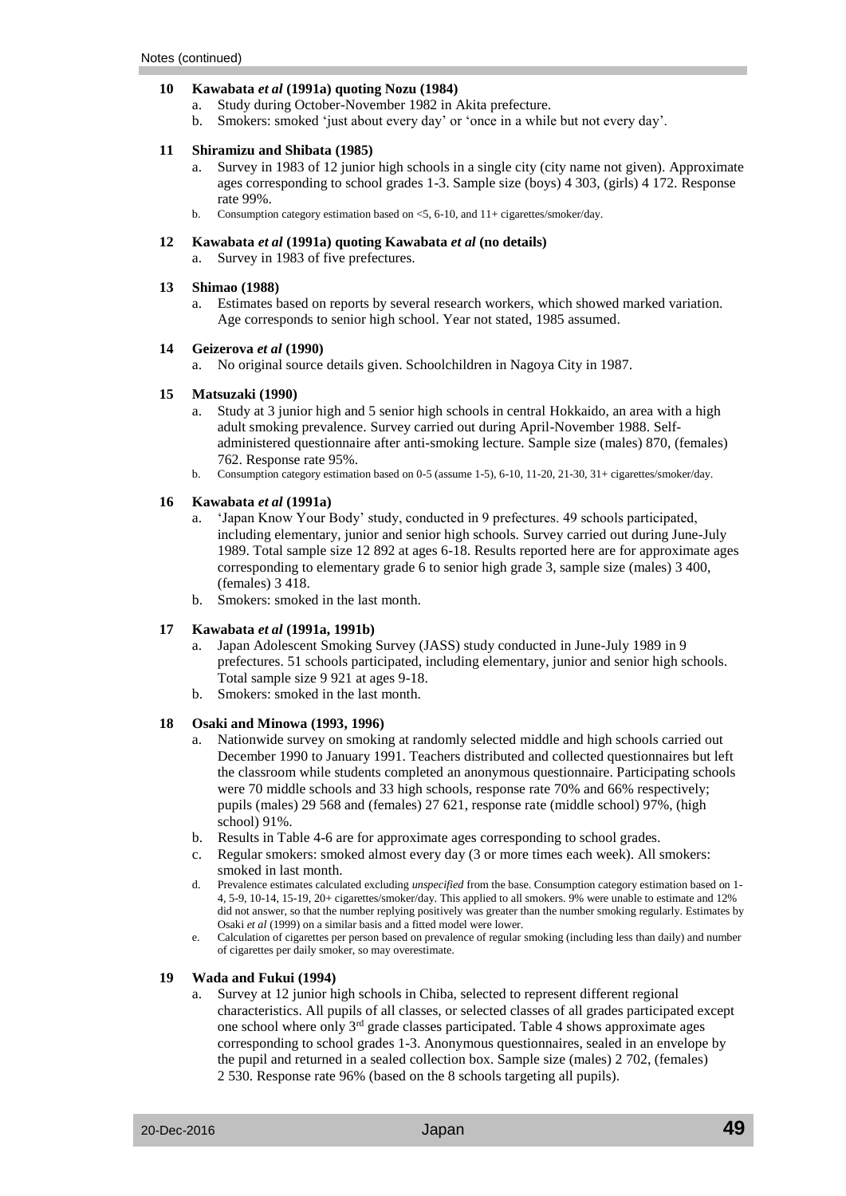Notes (continued)

**10 Kawabata *et al* (1991a) quoting Nozu (1984)**

a. Study during October-November 1982 in Akita prefecture.
b. Smokers: smoked 'just about every day' or 'once in a while but not every day'.

**11 Shiramizu and Shibata (1985)**

a. Survey in 1983 of 12 junior high schools in a single city (city name not given). Approximate ages corresponding to school grades 1-3. Sample size (boys) 4 303, (girls) 4 172. Response rate 99%.
b. Consumption category estimation based on <5, 6-10, and 11+ cigarettes/smoker/day.

**12 Kawabata *et al* (1991a) quoting Kawabata *et al* (no details)**

a. Survey in 1983 of five prefectures.

**13 Shimao (1988)**

a. Estimates based on reports by several research workers, which showed marked variation. Age corresponds to senior high school. Year not stated, 1985 assumed.

**14 Geizerova *et al* (1990)**

a. No original source details given. Schoolchildren in Nagoya City in 1987.

**15 Matsuzaki (1990)**

a. Study at 3 junior high and 5 senior high schools in central Hokkaido, an area with a high adult smoking prevalence. Survey carried out during April-November 1988. Self-administered questionnaire after anti-smoking lecture. Sample size (males) 870, (females) 762. Response rate 95%.
b. Consumption category estimation based on 0-5 (assume 1-5), 6-10, 11-20, 21-30, 31+ cigarettes/smoker/day.

**16 Kawabata *et al* (1991a)**

a. 'Japan Know Your Body' study, conducted in 9 prefectures. 49 schools participated, including elementary, junior and senior high schools. Survey carried out during June-July 1989. Total sample size 12 892 at ages 6-18. Results reported here are for approximate ages corresponding to elementary grade 6 to senior high grade 3, sample size (males) 3 400, (females) 3 418.
b. Smokers: smoked in the last month.

**17 Kawabata *et al* (1991a, 1991b)**

a. Japan Adolescent Smoking Survey (JASS) study conducted in June-July 1989 in 9 prefectures. 51 schools participated, including elementary, junior and senior high schools. Total sample size 9 921 at ages 9-18.
b. Smokers: smoked in the last month.

**18 Osaki and Minowa (1993, 1996)**

a. Nationwide survey on smoking at randomly selected middle and high schools carried out December 1990 to January 1991. Teachers distributed and collected questionnaires but left the classroom while students completed an anonymous questionnaire. Participating schools were 70 middle schools and 33 high schools, response rate 70% and 66% respectively; pupils (males) 29 568 and (females) 27 621, response rate (middle school) 97%, (high school) 91%.
b. Results in Table 4-6 are for approximate ages corresponding to school grades.
c. Regular smokers: smoked almost every day (3 or more times each week). All smokers: smoked in last month.
d. Prevalence estimates calculated excluding *unspecified* from the base. Consumption category estimation based on 1-4, 5-9, 10-14, 15-19, 20+ cigarettes/smoker/day. This applied to all smokers. 9% were unable to estimate and 12% did not answer, so that the number replying positively was greater than the number smoking regularly. Estimates by Osaki *et al* (1999) on a similar basis and a fitted model were lower.
e. Calculation of cigarettes per person based on prevalence of regular smoking (including less than daily) and number of cigarettes per daily smoker, so may overestimate.

**19 Wada and Fukui (1994)**

a. Survey at 12 junior high schools in Chiba, selected to represent different regional characteristics. All pupils of all classes, or selected classes of all grades participated except one school where only 3rd grade classes participated. Table 4 shows approximate ages corresponding to school grades 1-3. Anonymous questionnaires, sealed in an envelope by the pupil and returned in a sealed collection box. Sample size (males) 2 702, (females) 2 530. Response rate 96% (based on the 8 schools targeting all pupils).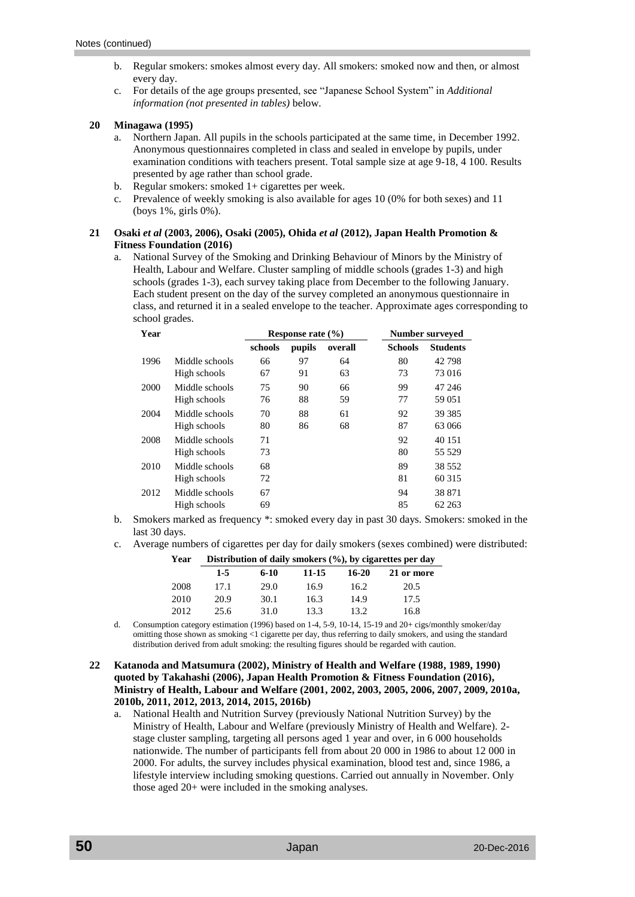Notes (continued)

b. Regular smokers: smokes almost every day. All smokers: smoked now and then, or almost every day.
c. For details of the age groups presented, see “Japanese School System” in *Additional information (not presented in tables)* below.

**20 Minagawa (1995)**

a. Northern Japan. All pupils in the schools participated at the same time, in December 1992. Anonymous questionnaires completed in class and sealed in envelope by pupils, under examination conditions with teachers present. Total sample size at age 9-18, 4 100. Results presented by age rather than school grade.
b. Regular smokers: smoked 1+ cigarettes per week.
c. Prevalence of weekly smoking is also available for ages 10 (0% for both sexes) and 11 (boys 1%, girls 0%).

**21 Osaki *et al* (2003, 2006), Osaki (2005), Ohida *et al* (2012), Japan Health Promotion & Fitness Foundation (2016)**

a. National Survey of the Smoking and Drinking Behaviour of Minors by the Ministry of Health, Labour and Welfare. Cluster sampling of middle schools (grades 1-3) and high schools (grades 1-3), each survey taking place from December to the following January. Each student present on the day of the survey completed an anonymous questionnaire in class, and returned it in a sealed envelope to the teacher. Approximate ages corresponding to school grades.

| Year | | Response rate (%) | | | Number surveyed | |
|---|---|---|---|---|---|---|
| | | schools | pupils | overall | Schools | Students |
| 1996 | Middle schools | 66 | 97 | 64 | 80 | 42 798 |
| | High schools | 67 | 91 | 63 | 73 | 73 016 |
| 2000 | Middle schools | 75 | 90 | 66 | 99 | 47 246 |
| | High schools | 76 | 88 | 59 | 77 | 59 051 |
| 2004 | Middle schools | 70 | 88 | 61 | 92 | 39 385 |
| | High schools | 80 | 86 | 68 | 87 | 63 066 |
| 2008 | Middle schools | 71 | | | 92 | 40 151 |
| | High schools | 73 | | | 80 | 55 529 |
| 2010 | Middle schools | 68 | | | 89 | 38 552 |
| | High schools | 72 | | | 81 | 60 315 |
| 2012 | Middle schools | 67 | | | 94 | 38 871 |
| | High schools | 69 | | | 85 | 62 263 |

b. Smokers marked as frequency *: smoked every day in past 30 days. Smokers: smoked in the last 30 days.
c. Average numbers of cigarettes per day for daily smokers (sexes combined) were distributed:

| Year | Distribution of daily smokers (%), by cigarettes per day | | | | |
|---|---|---|---|---|---|
| | 1-5 | 6-10 | 11-15 | 16-20 | 21 or more |
| 2008 | 17.1 | 29.0 | 16.9 | 16.2 | 20.5 |
| 2010 | 20.9 | 30.1 | 16.3 | 14.9 | 17.5 |
| 2012 | 25.6 | 31.0 | 13.3 | 13.2 | 16.8 |

d. Consumption category estimation (1996) based on 1-4, 5-9, 10-14, 15-19 and 20+ cigs/monthly smoker/day omitting those shown as smoking <1 cigarette per day, thus referring to daily smokers, and using the standard distribution derived from adult smoking: the resulting figures should be regarded with caution.

**22 Katanoda and Matsumura (2002), Ministry of Health and Welfare (1988, 1989, 1990) quoted by Takahashi (2006), Japan Health Promotion & Fitness Foundation (2016), Ministry of Health, Labour and Welfare (2001, 2002, 2003, 2005, 2006, 2007, 2009, 2010a, 2010b, 2011, 2012, 2013, 2014, 2015, 2016b)**

a. National Health and Nutrition Survey (previously National Nutrition Survey) by the Ministry of Health, Labour and Welfare (previously Ministry of Health and Welfare). 2-stage cluster sampling, targeting all persons aged 1 year and over, in 6 000 households nationwide. The number of participants fell from about 20 000 in 1986 to about 12 000 in 2000. For adults, the survey includes physical examination, blood test and, since 1986, a lifestyle interview including smoking questions. Carried out annually in November. Only those aged 20+ were included in the smoking analyses.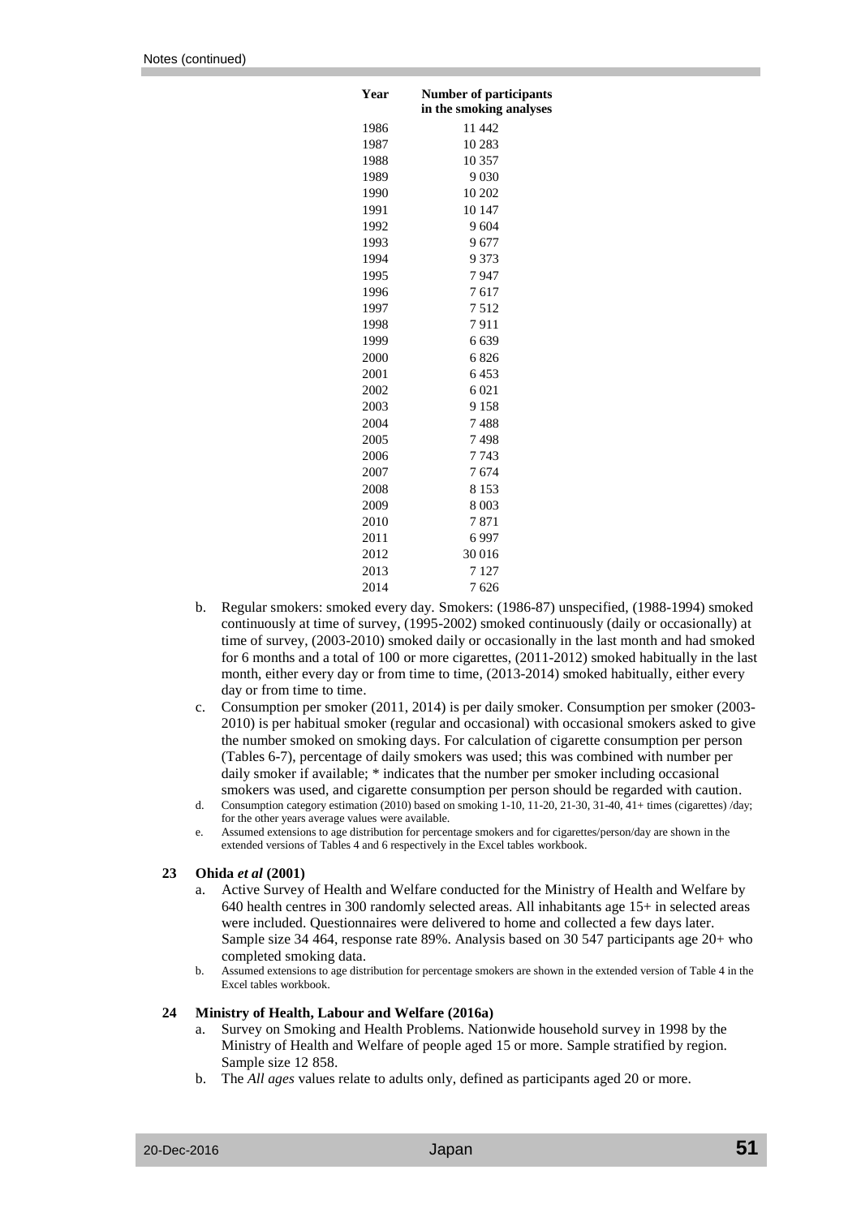Notes (continued)

| Year | Number of participants in the smoking analyses |
|---|---|
| 1986 | 11 442 |
| 1987 | 10 283 |
| 1988 | 10 357 |
| 1989 | 9 030 |
| 1990 | 10 202 |
| 1991 | 10 147 |
| 1992 | 9 604 |
| 1993 | 9 677 |
| 1994 | 9 373 |
| 1995 | 7 947 |
| 1996 | 7 617 |
| 1997 | 7 512 |
| 1998 | 7 911 |
| 1999 | 6 639 |
| 2000 | 6 826 |
| 2001 | 6 453 |
| 2002 | 6 021 |
| 2003 | 9 158 |
| 2004 | 7 488 |
| 2005 | 7 498 |
| 2006 | 7 743 |
| 2007 | 7 674 |
| 2008 | 8 153 |
| 2009 | 8 003 |
| 2010 | 7 871 |
| 2011 | 6 997 |
| 2012 | 30 016 |
| 2013 | 7 127 |
| 2014 | 7 626 |

b. Regular smokers: smoked every day. Smokers: (1986-87) unspecified, (1988-1994) smoked continuously at time of survey, (1995-2002) smoked continuously (daily or occasionally) at time of survey, (2003-2010) smoked daily or occasionally in the last month and had smoked for 6 months and a total of 100 or more cigarettes, (2011-2012) smoked habitually in the last month, either every day or from time to time, (2013-2014) smoked habitually, either every day or from time to time.

c. Consumption per smoker (2011, 2014) is per daily smoker. Consumption per smoker (2003-2010) is per habitual smoker (regular and occasional) with occasional smokers asked to give the number smoked on smoking days. For calculation of cigarette consumption per person (Tables 6-7), percentage of daily smokers was used; this was combined with number per daily smoker if available; * indicates that the number per smoker including occasional smokers was used, and cigarette consumption per person should be regarded with caution.

d. Consumption category estimation (2010) based on smoking 1-10, 11-20, 21-30, 31-40, 41+ times (cigarettes) /day; for the other years average values were available.

e. Assumed extensions to age distribution for percentage smokers and for cigarettes/person/day are shown in the extended versions of Tables 4 and 6 respectively in the Excel tables workbook.

### 23 Ohida *et al* (2001)

a. Active Survey of Health and Welfare conducted for the Ministry of Health and Welfare by 640 health centres in 300 randomly selected areas. All inhabitants age 15+ in selected areas were included. Questionnaires were delivered to home and collected a few days later. Sample size 34 464, response rate 89%. Analysis based on 30 547 participants age 20+ who completed smoking data.

b. Assumed extensions to age distribution for percentage smokers are shown in the extended version of Table 4 in the Excel tables workbook.

### 24 Ministry of Health, Labour and Welfare (2016a)

a. Survey on Smoking and Health Problems. Nationwide household survey in 1998 by the Ministry of Health and Welfare of people aged 15 or more. Sample stratified by region. Sample size 12 858.

b. The *All ages* values relate to adults only, defined as participants aged 20 or more.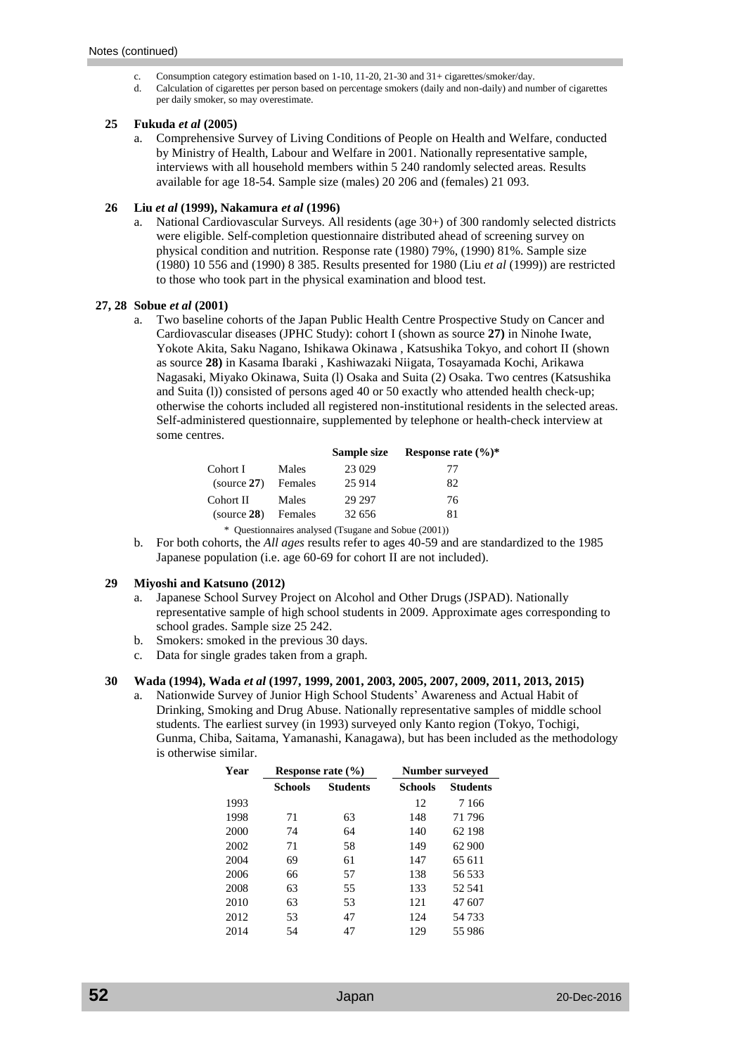Notes (continued)

c. Consumption category estimation based on 1-10, 11-20, 21-30 and 31+ cigarettes/smoker/day.
d. Calculation of cigarettes per person based on percentage smokers (daily and non-daily) and number of cigarettes per daily smoker, so may overestimate.

**25 Fukuda *et al* (2005)**

a. Comprehensive Survey of Living Conditions of People on Health and Welfare, conducted by Ministry of Health, Labour and Welfare in 2001. Nationally representative sample, interviews with all household members within 5 240 randomly selected areas. Results available for age 18-54. Sample size (males) 20 206 and (females) 21 093.

**26 Liu *et al* (1999), Nakamura *et al* (1996)**

a. National Cardiovascular Surveys. All residents (age 30+) of 300 randomly selected districts were eligible. Self-completion questionnaire distributed ahead of screening survey on physical condition and nutrition. Response rate (1980) 79%, (1990) 81%. Sample size (1980) 10 556 and (1990) 8 385. Results presented for 1980 (Liu *et al* (1999)) are restricted to those who took part in the physical examination and blood test.

**27, 28 Sobue *et al* (2001)**

a. Two baseline cohorts of the Japan Public Health Centre Prospective Study on Cancer and Cardiovascular diseases (JPHC Study): cohort I (shown as source **27)** in Ninohe Iwate, Yokote Akita, Saku Nagano, Ishikawa Okinawa , Katsushika Tokyo, and cohort II (shown as source **28)** in Kasama Ibaraki , Kashiwazaki Niigata, Tosayamada Kochi, Arikawa Nagasaki, Miyako Okinawa, Suita (l) Osaka and Suita (2) Osaka. Two centres (Katsushika and Suita (l)) consisted of persons aged 40 or 50 exactly who attended health check-up; otherwise the cohorts included all registered non-institutional residents in the selected areas. Self-administered questionnaire, supplemented by telephone or health-check interview at some centres.

| | | Sample size | Response rate (%)* |
|---|---|---|---|
| Cohort I | Males | 23 029 | 77 |
| (source **27**) | Females | 25 914 | 82 |
| Cohort II | Males | 29 297 | 76 |
| (source **28**) | Females | 32 656 | 81 |

\* Questionnaires analysed (Tsugane and Sobue (2001))

b. For both cohorts, the *All ages* results refer to ages 40-59 and are standardized to the 1985 Japanese population (i.e. age 60-69 for cohort II are not included).

**29 Miyoshi and Katsuno (2012)**

a. Japanese School Survey Project on Alcohol and Other Drugs (JSPAD). Nationally representative sample of high school students in 2009. Approximate ages corresponding to school grades. Sample size 25 242.
b. Smokers: smoked in the previous 30 days.
c. Data for single grades taken from a graph.

**30 Wada (1994), Wada *et al* (1997, 1999, 2001, 2003, 2005, 2007, 2009, 2011, 2013, 2015)**

a. Nationwide Survey of Junior High School Students' Awareness and Actual Habit of Drinking, Smoking and Drug Abuse. Nationally representative samples of middle school students. The earliest survey (in 1993) surveyed only Kanto region (Tokyo, Tochigi, Gunma, Chiba, Saitama, Yamanashi, Kanagawa), but has been included as the methodology is otherwise similar.

| Year | Response rate (%) | | Number surveyed | |
|---|---|---|---|---|
| | Schools | Students | Schools | Students |
| 1993 | | | 12 | 7 166 |
| 1998 | 71 | 63 | 148 | 71 796 |
| 2000 | 74 | 64 | 140 | 62 198 |
| 2002 | 71 | 58 | 149 | 62 900 |
| 2004 | 69 | 61 | 147 | 65 611 |
| 2006 | 66 | 57 | 138 | 56 533 |
| 2008 | 63 | 55 | 133 | 52 541 |
| 2010 | 63 | 53 | 121 | 47 607 |
| 2012 | 53 | 47 | 124 | 54 733 |
| 2014 | 54 | 47 | 129 | 55 986 |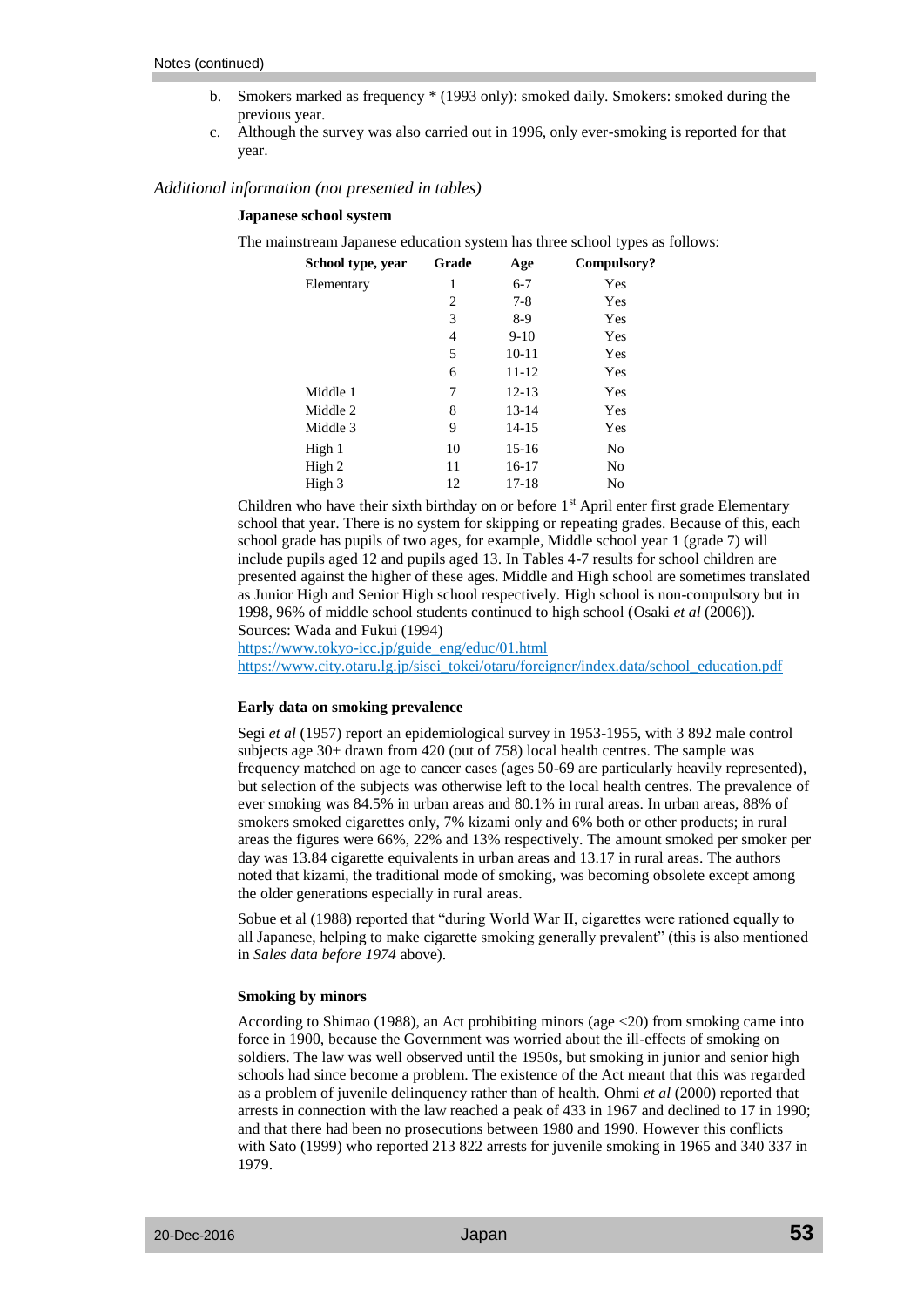Notes (continued)

b. Smokers marked as frequency * (1993 only): smoked daily. Smokers: smoked during the previous year.
c. Although the survey was also carried out in 1996, only ever-smoking is reported for that year.

*Additional information (not presented in tables)*

**Japanese school system**

The mainstream Japanese education system has three school types as follows:

| School type, year | Grade | Age | Compulsory? |
|---|---|---|---|
| Elementary | 1 | 6-7 | Yes |
| | 2 | 7-8 | Yes |
| | 3 | 8-9 | Yes |
| | 4 | 9-10 | Yes |
| | 5 | 10-11 | Yes |
| | 6 | 11-12 | Yes |
| Middle 1 | 7 | 12-13 | Yes |
| Middle 2 | 8 | 13-14 | Yes |
| Middle 3 | 9 | 14-15 | Yes |
| High 1 | 10 | 15-16 | No |
| High 2 | 11 | 16-17 | No |
| High 3 | 12 | 17-18 | No |

Children who have their sixth birthday on or before 1st April enter first grade Elementary school that year. There is no system for skipping or repeating grades. Because of this, each school grade has pupils of two ages, for example, Middle school year 1 (grade 7) will include pupils aged 12 and pupils aged 13. In Tables 4-7 results for school children are presented against the higher of these ages. Middle and High school are sometimes translated as Junior High and Senior High school respectively. High school is non-compulsory but in 1998, 96% of middle school students continued to high school (Osaki *et al* (2006)).
Sources: Wada and Fukui (1994)
https://www.tokyo-icc.jp/guide_eng/educ/01.html
https://www.city.otaru.lg.jp/sisei_tokei/otaru/foreigner/index.data/school_education.pdf

**Early data on smoking prevalence**

Segi *et al* (1957) report an epidemiological survey in 1953-1955, with 3 892 male control subjects age 30+ drawn from 420 (out of 758) local health centres. The sample was frequency matched on age to cancer cases (ages 50-69 are particularly heavily represented), but selection of the subjects was otherwise left to the local health centres. The prevalence of ever smoking was 84.5% in urban areas and 80.1% in rural areas. In urban areas, 88% of smokers smoked cigarettes only, 7% kizami only and 6% both or other products; in rural areas the figures were 66%, 22% and 13% respectively. The amount smoked per smoker per day was 13.84 cigarette equivalents in urban areas and 13.17 in rural areas. The authors noted that kizami, the traditional mode of smoking, was becoming obsolete except among the older generations especially in rural areas.

Sobue et al (1988) reported that "during World War II, cigarettes were rationed equally to all Japanese, helping to make cigarette smoking generally prevalent" (this is also mentioned in *Sales data before 1974* above).

**Smoking by minors**

According to Shimao (1988), an Act prohibiting minors (age <20) from smoking came into force in 1900, because the Government was worried about the ill-effects of smoking on soldiers. The law was well observed until the 1950s, but smoking in junior and senior high schools had since become a problem. The existence of the Act meant that this was regarded as a problem of juvenile delinquency rather than of health. Ohmi *et al* (2000) reported that arrests in connection with the law reached a peak of 433 in 1967 and declined to 17 in 1990; and that there had been no prosecutions between 1980 and 1990. However this conflicts with Sato (1999) who reported 213 822 arrests for juvenile smoking in 1965 and 340 337 in 1979.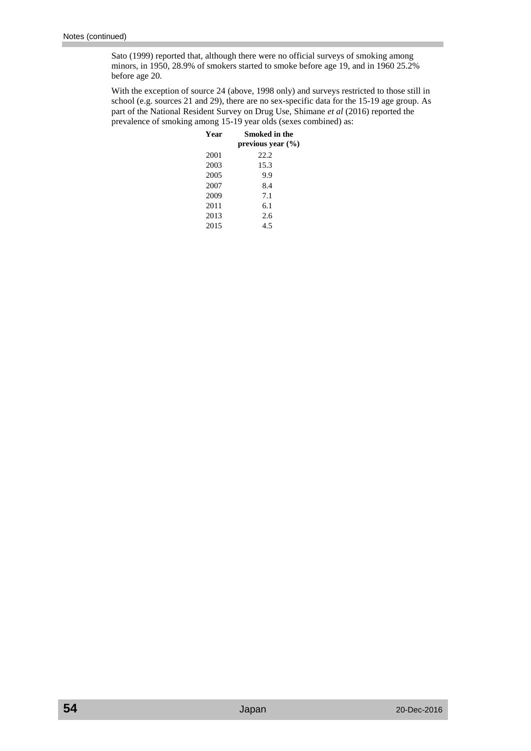Notes (continued)

Sato (1999) reported that, although there were no official surveys of smoking among minors, in 1950, 28.9% of smokers started to smoke before age 19, and in 1960 25.2% before age 20.

With the exception of source 24 (above, 1998 only) and surveys restricted to those still in school (e.g. sources 21 and 29), there are no sex-specific data for the 15-19 age group. As part of the National Resident Survey on Drug Use, Shimane *et al* (2016) reported the prevalence of smoking among 15-19 year olds (sexes combined) as:

| **Year** | **Smoked in the previous year (%)** |
|---|---|
| 2001 | 22.2 |
| 2003 | 15.3 |
| 2005 | 9.9 |
| 2007 | 8.4 |
| 2009 | 7.1 |
| 2011 | 6.1 |
| 2013 | 2.6 |
| 2015 | 4.5 |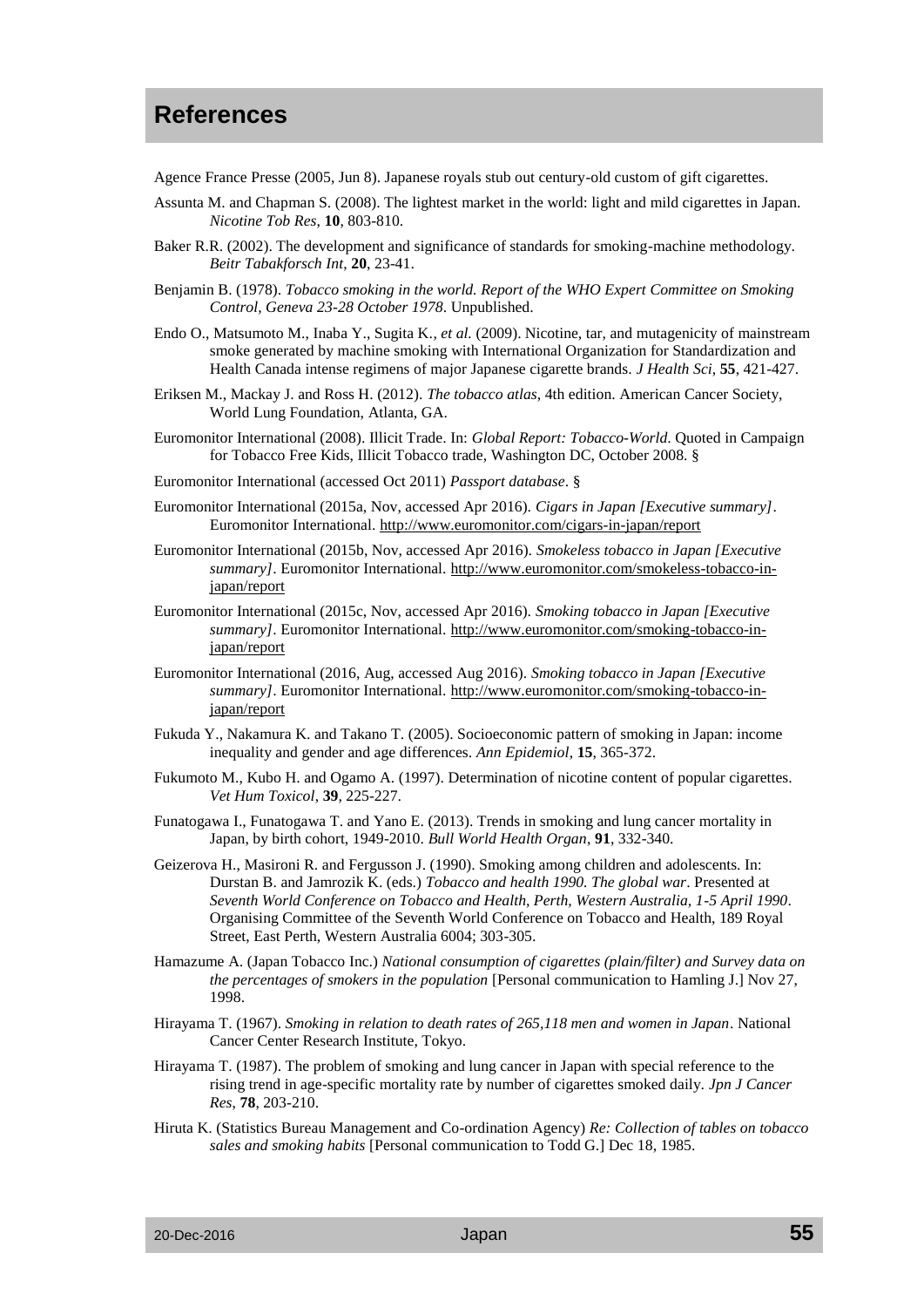# References

Agence France Presse (2005, Jun 8). Japanese royals stub out century-old custom of gift cigarettes.

Assunta M. and Chapman S. (2008). The lightest market in the world: light and mild cigarettes in Japan. *Nicotine Tob Res*, **10**, 803-810.

Baker R.R. (2002). The development and significance of standards for smoking-machine methodology. *Beitr Tabakforsch Int*, **20**, 23-41.

Benjamin B. (1978). *Tobacco smoking in the world. Report of the WHO Expert Committee on Smoking Control, Geneva 23-28 October 1978*. Unpublished.

Endo O., Matsumoto M., Inaba Y., Sugita K., *et al.* (2009). Nicotine, tar, and mutagenicity of mainstream smoke generated by machine smoking with International Organization for Standardization and Health Canada intense regimens of major Japanese cigarette brands. *J Health Sci*, **55**, 421-427.

Eriksen M., Mackay J. and Ross H. (2012). *The tobacco atlas*, 4th edition. American Cancer Society, World Lung Foundation, Atlanta, GA.

Euromonitor International (2008). Illicit Trade. In: *Global Report: Tobacco-World*. Quoted in Campaign for Tobacco Free Kids, Illicit Tobacco trade, Washington DC, October 2008. §

Euromonitor International (accessed Oct 2011) *Passport database*. §

Euromonitor International (2015a, Nov, accessed Apr 2016). *Cigars in Japan [Executive summary]*. Euromonitor International. http://www.euromonitor.com/cigars-in-japan/report

Euromonitor International (2015b, Nov, accessed Apr 2016). *Smokeless tobacco in Japan [Executive summary]*. Euromonitor International. http://www.euromonitor.com/smokeless-tobacco-in-japan/report

Euromonitor International (2015c, Nov, accessed Apr 2016). *Smoking tobacco in Japan [Executive summary]*. Euromonitor International. http://www.euromonitor.com/smoking-tobacco-in-japan/report

Euromonitor International (2016, Aug, accessed Aug 2016). *Smoking tobacco in Japan [Executive summary]*. Euromonitor International. http://www.euromonitor.com/smoking-tobacco-in-japan/report

Fukuda Y., Nakamura K. and Takano T. (2005). Socioeconomic pattern of smoking in Japan: income inequality and gender and age differences. *Ann Epidemiol*, **15**, 365-372.

Fukumoto M., Kubo H. and Ogamo A. (1997). Determination of nicotine content of popular cigarettes. *Vet Hum Toxicol*, **39**, 225-227.

Funatogawa I., Funatogawa T. and Yano E. (2013). Trends in smoking and lung cancer mortality in Japan, by birth cohort, 1949-2010. *Bull World Health Organ*, **91**, 332-340.

Geizerova H., Masironi R. and Fergusson J. (1990). Smoking among children and adolescents. In: Durstan B. and Jamrozik K. (eds.) *Tobacco and health 1990. The global war*. Presented at *Seventh World Conference on Tobacco and Health, Perth, Western Australia, 1-5 April 1990*. Organising Committee of the Seventh World Conference on Tobacco and Health, 189 Royal Street, East Perth, Western Australia 6004; 303-305.

Hamazume A. (Japan Tobacco Inc.) *National consumption of cigarettes (plain/filter) and Survey data on the percentages of smokers in the population* [Personal communication to Hamling J.] Nov 27, 1998.

Hirayama T. (1967). *Smoking in relation to death rates of 265,118 men and women in Japan*. National Cancer Center Research Institute, Tokyo.

Hirayama T. (1987). The problem of smoking and lung cancer in Japan with special reference to the rising trend in age-specific mortality rate by number of cigarettes smoked daily. *Jpn J Cancer Res*, **78**, 203-210.

Hiruta K. (Statistics Bureau Management and Co-ordination Agency) *Re: Collection of tables on tobacco sales and smoking habits* [Personal communication to Todd G.] Dec 18, 1985.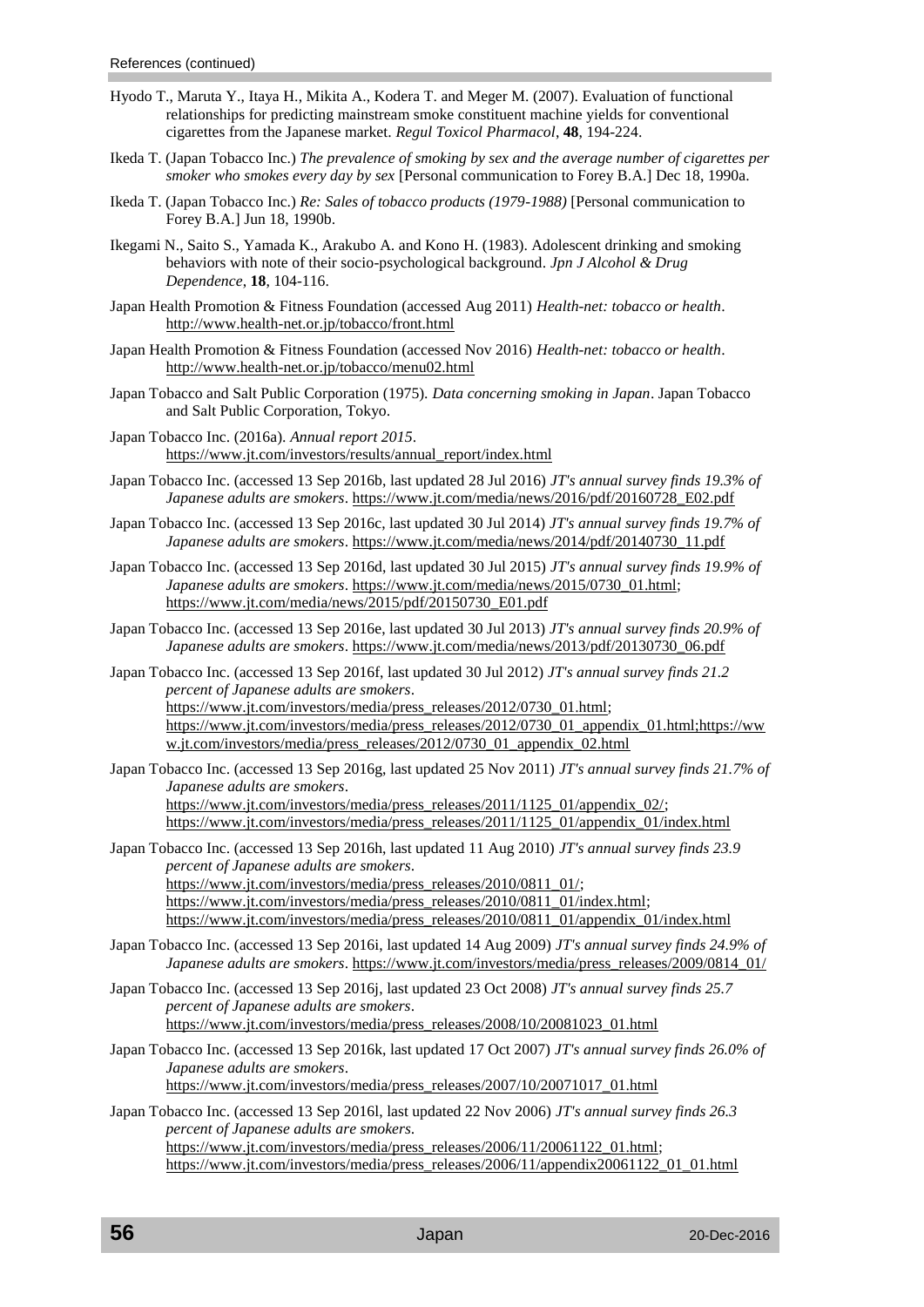References (continued)

Hyodo T., Maruta Y., Itaya H., Mikita A., Kodera T. and Meger M. (2007). Evaluation of functional relationships for predicting mainstream smoke constituent machine yields for conventional cigarettes from the Japanese market. *Regul Toxicol Pharmacol*, **48**, 194-224.

Ikeda T. (Japan Tobacco Inc.) *The prevalence of smoking by sex and the average number of cigarettes per smoker who smokes every day by sex* [Personal communication to Forey B.A.] Dec 18, 1990a.

Ikeda T. (Japan Tobacco Inc.) *Re: Sales of tobacco products (1979-1988)* [Personal communication to Forey B.A.] Jun 18, 1990b.

Ikegami N., Saito S., Yamada K., Arakubo A. and Kono H. (1983). Adolescent drinking and smoking behaviors with note of their socio-psychological background. *Jpn J Alcohol & Drug Dependence*, **18**, 104-116.

Japan Health Promotion & Fitness Foundation (accessed Aug 2011) *Health-net: tobacco or health*. http://www.health-net.or.jp/tobacco/front.html

Japan Health Promotion & Fitness Foundation (accessed Nov 2016) *Health-net: tobacco or health*. http://www.health-net.or.jp/tobacco/menu02.html

Japan Tobacco and Salt Public Corporation (1975). *Data concerning smoking in Japan*. Japan Tobacco and Salt Public Corporation, Tokyo.

Japan Tobacco Inc. (2016a). *Annual report 2015*. https://www.jt.com/investors/results/annual_report/index.html

Japan Tobacco Inc. (accessed 13 Sep 2016b, last updated 28 Jul 2016) *JT's annual survey finds 19.3% of Japanese adults are smokers*. https://www.jt.com/media/news/2016/pdf/20160728_E02.pdf

Japan Tobacco Inc. (accessed 13 Sep 2016c, last updated 30 Jul 2014) *JT's annual survey finds 19.7% of Japanese adults are smokers*. https://www.jt.com/media/news/2014/pdf/20140730_11.pdf

Japan Tobacco Inc. (accessed 13 Sep 2016d, last updated 30 Jul 2015) *JT's annual survey finds 19.9% of Japanese adults are smokers*. https://www.jt.com/media/news/2015/0730_01.html; https://www.jt.com/media/news/2015/pdf/20150730_E01.pdf

Japan Tobacco Inc. (accessed 13 Sep 2016e, last updated 30 Jul 2013) *JT's annual survey finds 20.9% of Japanese adults are smokers*. https://www.jt.com/media/news/2013/pdf/20130730_06.pdf

Japan Tobacco Inc. (accessed 13 Sep 2016f, last updated 30 Jul 2012) *JT's annual survey finds 21.2 percent of Japanese adults are smokers*. https://www.jt.com/investors/media/press_releases/2012/0730_01.html; https://www.jt.com/investors/media/press_releases/2012/0730_01_appendix_01.html;https://www.jt.com/investors/media/press_releases/2012/0730_01_appendix_02.html

Japan Tobacco Inc. (accessed 13 Sep 2016g, last updated 25 Nov 2011) *JT's annual survey finds 21.7% of Japanese adults are smokers*. https://www.jt.com/investors/media/press_releases/2011/1125_01/appendix_02/; https://www.jt.com/investors/media/press_releases/2011/1125_01/appendix_01/index.html

Japan Tobacco Inc. (accessed 13 Sep 2016h, last updated 11 Aug 2010) *JT's annual survey finds 23.9 percent of Japanese adults are smokers*. https://www.jt.com/investors/media/press_releases/2010/0811_01/; https://www.jt.com/investors/media/press_releases/2010/0811_01/index.html; https://www.jt.com/investors/media/press_releases/2010/0811_01/appendix_01/index.html

Japan Tobacco Inc. (accessed 13 Sep 2016i, last updated 14 Aug 2009) *JT's annual survey finds 24.9% of Japanese adults are smokers*. https://www.jt.com/investors/media/press_releases/2009/0814_01/

Japan Tobacco Inc. (accessed 13 Sep 2016j, last updated 23 Oct 2008) *JT's annual survey finds 25.7 percent of Japanese adults are smokers*. https://www.jt.com/investors/media/press_releases/2008/10/20081023_01.html

Japan Tobacco Inc. (accessed 13 Sep 2016k, last updated 17 Oct 2007) *JT's annual survey finds 26.0% of Japanese adults are smokers*. https://www.jt.com/investors/media/press_releases/2007/10/20071017_01.html

Japan Tobacco Inc. (accessed 13 Sep 2016l, last updated 22 Nov 2006) *JT's annual survey finds 26.3 percent of Japanese adults are smokers*. https://www.jt.com/investors/media/press_releases/2006/11/20061122_01.html; https://www.jt.com/investors/media/press_releases/2006/11/appendix20061122_01_01.html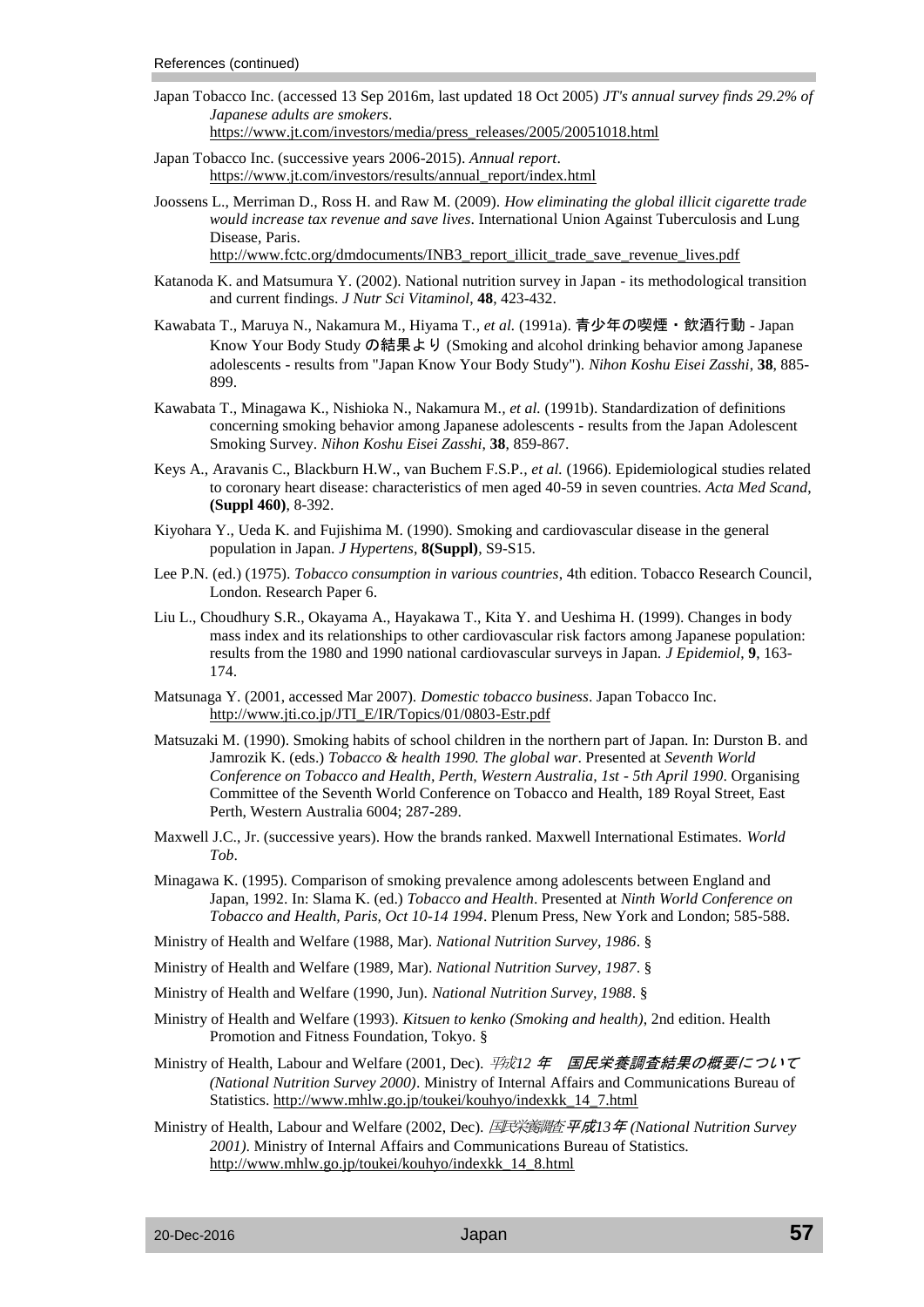References (continued)

Japan Tobacco Inc. (accessed 13 Sep 2016m, last updated 18 Oct 2005) *JT's annual survey finds 29.2% of Japanese adults are smokers*. https://www.jt.com/investors/media/press_releases/2005/20051018.html

Japan Tobacco Inc. (successive years 2006-2015). *Annual report*. https://www.jt.com/investors/results/annual_report/index.html

Joossens L., Merriman D., Ross H. and Raw M. (2009). *How eliminating the global illicit cigarette trade would increase tax revenue and save lives*. International Union Against Tuberculosis and Lung Disease, Paris. http://www.fctc.org/dmdocuments/INB3_report_illicit_trade_save_revenue_lives.pdf

Katanoda K. and Matsumura Y. (2002). National nutrition survey in Japan - its methodological transition and current findings. *J Nutr Sci Vitaminol*, **48**, 423-432.

Kawabata T., Maruya N., Nakamura M., Hiyama T., *et al.* (1991a). 青少年の喫煙・飲酒行動 - Japan Know Your Body Study の結果より (Smoking and alcohol drinking behavior among Japanese adolescents - results from "Japan Know Your Body Study"). *Nihon Koshu Eisei Zasshi*, **38**, 885-899.

Kawabata T., Minagawa K., Nishioka N., Nakamura M., *et al.* (1991b). Standardization of definitions concerning smoking behavior among Japanese adolescents - results from the Japan Adolescent Smoking Survey. *Nihon Koshu Eisei Zasshi*, **38**, 859-867.

Keys A., Aravanis C., Blackburn H.W., van Buchem F.S.P., *et al.* (1966). Epidemiological studies related to coronary heart disease: characteristics of men aged 40-59 in seven countries. *Acta Med Scand*, **(Suppl 460)**, 8-392.

Kiyohara Y., Ueda K. and Fujishima M. (1990). Smoking and cardiovascular disease in the general population in Japan. *J Hypertens*, **8(Suppl)**, S9-S15.

Lee P.N. (ed.) (1975). *Tobacco consumption in various countries*, 4th edition. Tobacco Research Council, London. Research Paper 6.

Liu L., Choudhury S.R., Okayama A., Hayakawa T., Kita Y. and Ueshima H. (1999). Changes in body mass index and its relationships to other cardiovascular risk factors among Japanese population: results from the 1980 and 1990 national cardiovascular surveys in Japan. *J Epidemiol*, **9**, 163-174.

Matsunaga Y. (2001, accessed Mar 2007). *Domestic tobacco business*. Japan Tobacco Inc. http://www.jti.co.jp/JTI_E/IR/Topics/01/0803-Estr.pdf

Matsuzaki M. (1990). Smoking habits of school children in the northern part of Japan. In: Durston B. and Jamrozik K. (eds.) *Tobacco & health 1990. The global war*. Presented at *Seventh World Conference on Tobacco and Health, Perth, Western Australia, 1st - 5th April 1990*. Organising Committee of the Seventh World Conference on Tobacco and Health, 189 Royal Street, East Perth, Western Australia 6004; 287-289.

Maxwell J.C., Jr. (successive years). How the brands ranked. Maxwell International Estimates. *World Tob*.

Minagawa K. (1995). Comparison of smoking prevalence among adolescents between England and Japan, 1992. In: Slama K. (ed.) *Tobacco and Health*. Presented at *Ninth World Conference on Tobacco and Health, Paris, Oct 10-14 1994*. Plenum Press, New York and London; 585-588.

Ministry of Health and Welfare (1988, Mar). *National Nutrition Survey, 1986*. §

Ministry of Health and Welfare (1989, Mar). *National Nutrition Survey, 1987*. §

Ministry of Health and Welfare (1990, Jun). *National Nutrition Survey, 1988*. §

Ministry of Health and Welfare (1993). *Kitsuen to kenko (Smoking and health)*, 2nd edition. Health Promotion and Fitness Foundation, Tokyo. §

Ministry of Health, Labour and Welfare (2001, Dec). *平成12 年　国民栄養調査結果の概要について (National Nutrition Survey 2000)*. Ministry of Internal Affairs and Communications Bureau of Statistics. http://www.mhlw.go.jp/toukei/kouhyo/indexkk_14_7.html

Ministry of Health, Labour and Welfare (2002, Dec). *国民栄養調査平成13年 (National Nutrition Survey 2001)*. Ministry of Internal Affairs and Communications Bureau of Statistics. http://www.mhlw.go.jp/toukei/kouhyo/indexkk_14_8.html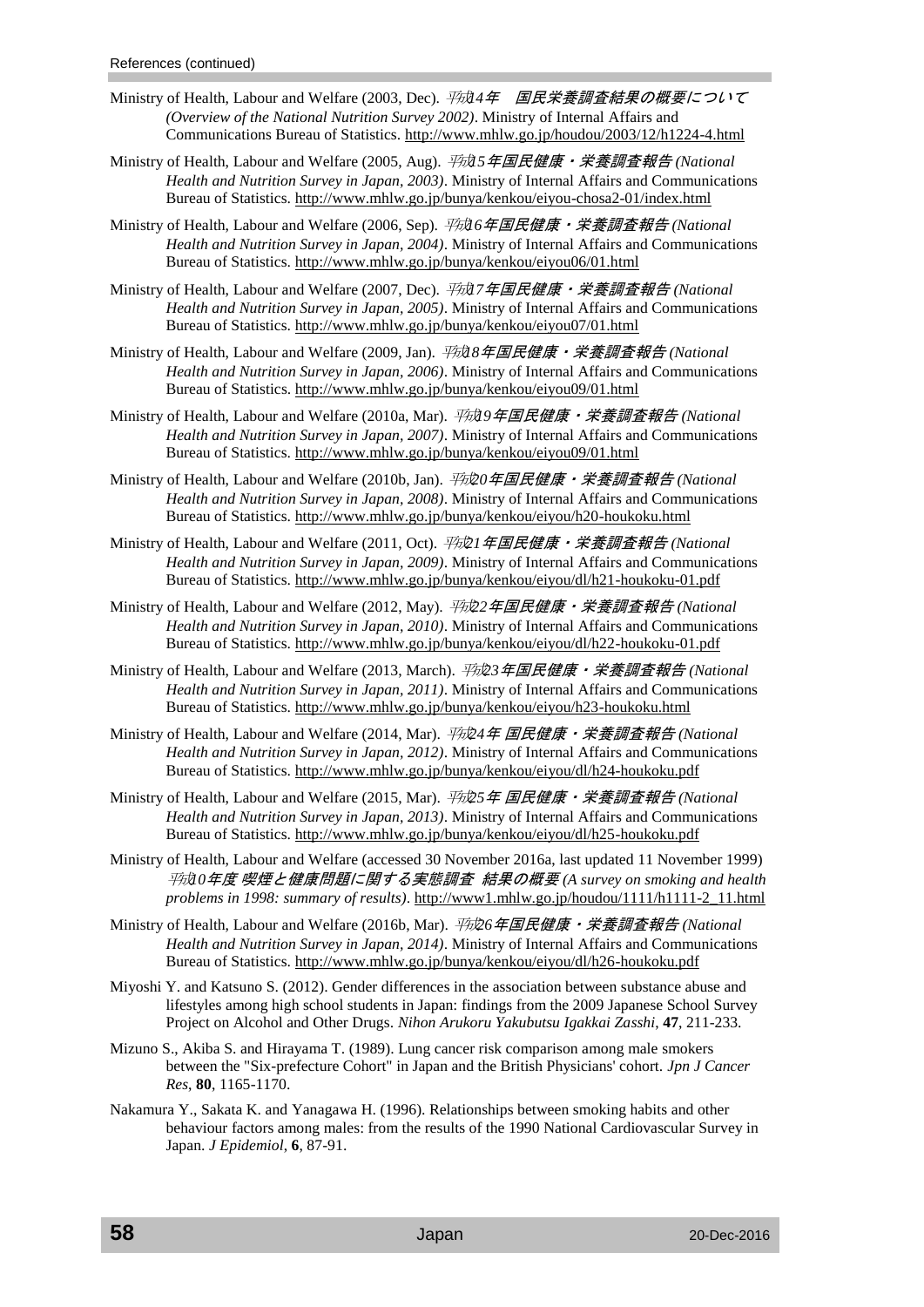References (continued)

Ministry of Health, Labour and Welfare (2003, Dec). *平成14年　国民栄養調査結果の概要について (Overview of the National Nutrition Survey 2002)*. Ministry of Internal Affairs and Communications Bureau of Statistics. http://www.mhlw.go.jp/houdou/2003/12/h1224-4.html

Ministry of Health, Labour and Welfare (2005, Aug). *平成15年国民健康・栄養調査報告 (National Health and Nutrition Survey in Japan, 2003)*. Ministry of Internal Affairs and Communications Bureau of Statistics. http://www.mhlw.go.jp/bunya/kenkou/eiyou-chosa2-01/index.html

Ministry of Health, Labour and Welfare (2006, Sep). *平成16年国民健康・栄養調査報告 (National Health and Nutrition Survey in Japan, 2004)*. Ministry of Internal Affairs and Communications Bureau of Statistics. http://www.mhlw.go.jp/bunya/kenkou/eiyou06/01.html

Ministry of Health, Labour and Welfare (2007, Dec). *平成17年国民健康・栄養調査報告 (National Health and Nutrition Survey in Japan, 2005)*. Ministry of Internal Affairs and Communications Bureau of Statistics. http://www.mhlw.go.jp/bunya/kenkou/eiyou07/01.html

Ministry of Health, Labour and Welfare (2009, Jan). *平成18年国民健康・栄養調査報告 (National Health and Nutrition Survey in Japan, 2006)*. Ministry of Internal Affairs and Communications Bureau of Statistics. http://www.mhlw.go.jp/bunya/kenkou/eiyou09/01.html

Ministry of Health, Labour and Welfare (2010a, Mar). *平成19年国民健康・栄養調査報告 (National Health and Nutrition Survey in Japan, 2007)*. Ministry of Internal Affairs and Communications Bureau of Statistics. http://www.mhlw.go.jp/bunya/kenkou/eiyou09/01.html

Ministry of Health, Labour and Welfare (2010b, Jan). *平成20年国民健康・栄養調査報告 (National Health and Nutrition Survey in Japan, 2008)*. Ministry of Internal Affairs and Communications Bureau of Statistics. http://www.mhlw.go.jp/bunya/kenkou/eiyou/h20-houkoku.html

Ministry of Health, Labour and Welfare (2011, Oct). *平成21年国民健康・栄養調査報告 (National Health and Nutrition Survey in Japan, 2009)*. Ministry of Internal Affairs and Communications Bureau of Statistics. http://www.mhlw.go.jp/bunya/kenkou/eiyou/dl/h21-houkoku-01.pdf

Ministry of Health, Labour and Welfare (2012, May). *平成22年国民健康・栄養調査報告 (National Health and Nutrition Survey in Japan, 2010)*. Ministry of Internal Affairs and Communications Bureau of Statistics. http://www.mhlw.go.jp/bunya/kenkou/eiyou/dl/h22-houkoku-01.pdf

Ministry of Health, Labour and Welfare (2013, March). *平成23年国民健康・栄養調査報告 (National Health and Nutrition Survey in Japan, 2011)*. Ministry of Internal Affairs and Communications Bureau of Statistics. http://www.mhlw.go.jp/bunya/kenkou/eiyou/h23-houkoku.html

Ministry of Health, Labour and Welfare (2014, Mar). *平成24年 国民健康・栄養調査報告 (National Health and Nutrition Survey in Japan, 2012)*. Ministry of Internal Affairs and Communications Bureau of Statistics. http://www.mhlw.go.jp/bunya/kenkou/eiyou/dl/h24-houkoku.pdf

Ministry of Health, Labour and Welfare (2015, Mar). *平成25年 国民健康・栄養調査報告 (National Health and Nutrition Survey in Japan, 2013)*. Ministry of Internal Affairs and Communications Bureau of Statistics. http://www.mhlw.go.jp/bunya/kenkou/eiyou/dl/h25-houkoku.pdf

Ministry of Health, Labour and Welfare (accessed 30 November 2016a, last updated 11 November 1999) *平成10年度 喫煙と健康問題に関する実態調査　結果の概要 (A survey on smoking and health problems in 1998: summary of results)*. http://www1.mhlw.go.jp/houdou/1111/h1111-2_11.html

Ministry of Health, Labour and Welfare (2016b, Mar). *平成26年国民健康・栄養調査報告 (National Health and Nutrition Survey in Japan, 2014)*. Ministry of Internal Affairs and Communications Bureau of Statistics. http://www.mhlw.go.jp/bunya/kenkou/eiyou/dl/h26-houkoku.pdf

Miyoshi Y. and Katsuno S. (2012). Gender differences in the association between substance abuse and lifestyles among high school students in Japan: findings from the 2009 Japanese School Survey Project on Alcohol and Other Drugs. *Nihon Arukoru Yakubutsu Igakkai Zasshi*, **47**, 211-233.

Mizuno S., Akiba S. and Hirayama T. (1989). Lung cancer risk comparison among male smokers between the "Six-prefecture Cohort" in Japan and the British Physicians' cohort. *Jpn J Cancer Res*, **80**, 1165-1170.

Nakamura Y., Sakata K. and Yanagawa H. (1996). Relationships between smoking habits and other behaviour factors among males: from the results of the 1990 National Cardiovascular Survey in Japan. *J Epidemiol*, **6**, 87-91.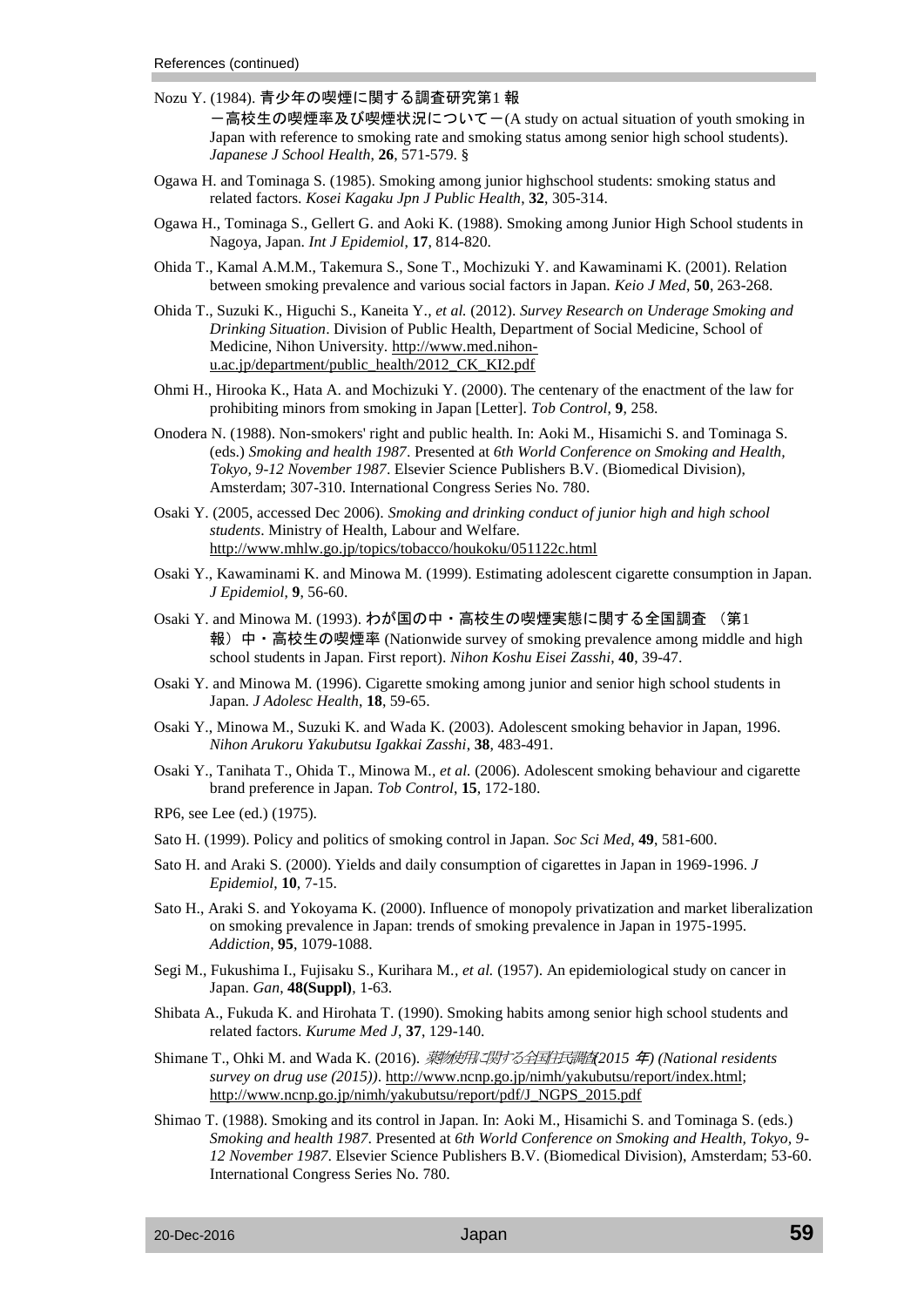References (continued)

Nozu Y. (1984). 青少年の喫煙に関する調査研究第1 報 ー高校生の喫煙率及び喫煙状況についてー(A study on actual situation of youth smoking in Japan with reference to smoking rate and smoking status among senior high school students). *Japanese J School Health*, **26**, 571-579. §

Ogawa H. and Tominaga S. (1985). Smoking among junior highschool students: smoking status and related factors. *Kosei Kagaku Jpn J Public Health*, **32**, 305-314.

Ogawa H., Tominaga S., Gellert G. and Aoki K. (1988). Smoking among Junior High School students in Nagoya, Japan. *Int J Epidemiol*, **17**, 814-820.

Ohida T., Kamal A.M.M., Takemura S., Sone T., Mochizuki Y. and Kawaminami K. (2001). Relation between smoking prevalence and various social factors in Japan. *Keio J Med*, **50**, 263-268.

Ohida T., Suzuki K., Higuchi S., Kaneita Y., *et al.* (2012). *Survey Research on Underage Smoking and Drinking Situation*. Division of Public Health, Department of Social Medicine, School of Medicine, Nihon University. http://www.med.nihon-u.ac.jp/department/public_health/2012_CK_KI2.pdf

Ohmi H., Hirooka K., Hata A. and Mochizuki Y. (2000). The centenary of the enactment of the law for prohibiting minors from smoking in Japan [Letter]. *Tob Control*, **9**, 258.

Onodera N. (1988). Non-smokers' right and public health. In: Aoki M., Hisamichi S. and Tominaga S. (eds.) *Smoking and health 1987*. Presented at *6th World Conference on Smoking and Health, Tokyo, 9-12 November 1987*. Elsevier Science Publishers B.V. (Biomedical Division), Amsterdam; 307-310. International Congress Series No. 780.

Osaki Y. (2005, accessed Dec 2006). *Smoking and drinking conduct of junior high and high school students*. Ministry of Health, Labour and Welfare. http://www.mhlw.go.jp/topics/tobacco/houkoku/051122c.html

Osaki Y., Kawaminami K. and Minowa M. (1999). Estimating adolescent cigarette consumption in Japan. *J Epidemiol*, **9**, 56-60.

Osaki Y. and Minowa M. (1993). わが国の中・高校生の喫煙実態に関する全国調査 （第1報）中・高校生の喫煙率 (Nationwide survey of smoking prevalence among middle and high school students in Japan. First report). *Nihon Koshu Eisei Zasshi*, **40**, 39-47.

Osaki Y. and Minowa M. (1996). Cigarette smoking among junior and senior high school students in Japan. *J Adolesc Health*, **18**, 59-65.

Osaki Y., Minowa M., Suzuki K. and Wada K. (2003). Adolescent smoking behavior in Japan, 1996. *Nihon Arukoru Yakubutsu Igakkai Zasshi*, **38**, 483-491.

Osaki Y., Tanihata T., Ohida T., Minowa M., *et al.* (2006). Adolescent smoking behaviour and cigarette brand preference in Japan. *Tob Control*, **15**, 172-180.

RP6, see Lee (ed.) (1975).

Sato H. (1999). Policy and politics of smoking control in Japan. *Soc Sci Med*, **49**, 581-600.

Sato H. and Araki S. (2000). Yields and daily consumption of cigarettes in Japan in 1969-1996. *J Epidemiol*, **10**, 7-15.

Sato H., Araki S. and Yokoyama K. (2000). Influence of monopoly privatization and market liberalization on smoking prevalence in Japan: trends of smoking prevalence in Japan in 1975-1995. *Addiction*, **95**, 1079-1088.

Segi M., Fukushima I., Fujisaku S., Kurihara M., *et al.* (1957). An epidemiological study on cancer in Japan. *Gan*, **48(Suppl)**, 1-63.

Shibata A., Fukuda K. and Hirohata T. (1990). Smoking habits among senior high school students and related factors. *Kurume Med J*, **37**, 129-140.

Shimane T., Ohki M. and Wada K. (2016). *薬物使用に関する全国住民調査(2015 年) (National residents survey on drug use (2015))*. http://www.ncnp.go.jp/nimh/yakubutsu/report/index.html; http://www.ncnp.go.jp/nimh/yakubutsu/report/pdf/J_NGPS_2015.pdf

Shimao T. (1988). Smoking and its control in Japan. In: Aoki M., Hisamichi S. and Tominaga S. (eds.) *Smoking and health 1987*. Presented at *6th World Conference on Smoking and Health, Tokyo, 9-12 November 1987*. Elsevier Science Publishers B.V. (Biomedical Division), Amsterdam; 53-60. International Congress Series No. 780.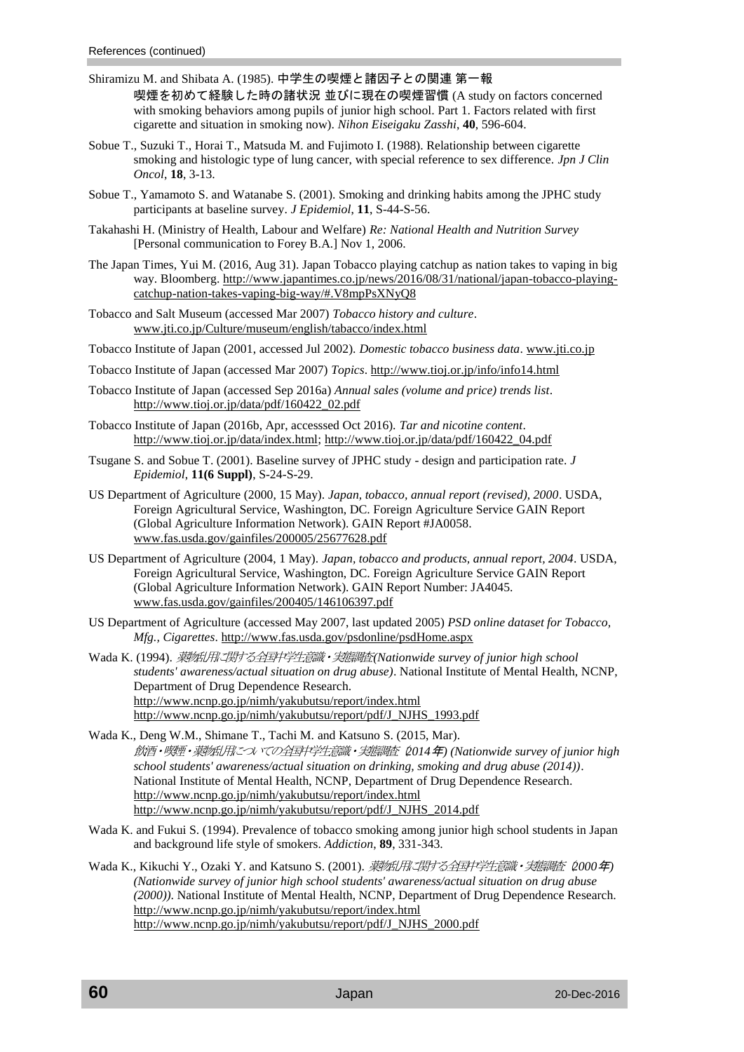References (continued)

Shiramizu M. and Shibata A. (1985). 中学生の喫煙と諸因子との関連 第一報 喫煙を初めて経験した時の諸状況 並びに現在の喫煙習慣 (A study on factors concerned with smoking behaviors among pupils of junior high school. Part 1. Factors related with first cigarette and situation in smoking now). *Nihon Eiseigaku Zasshi*, **40**, 596-604.

Sobue T., Suzuki T., Horai T., Matsuda M. and Fujimoto I. (1988). Relationship between cigarette smoking and histologic type of lung cancer, with special reference to sex difference. *Jpn J Clin Oncol*, **18**, 3-13.

Sobue T., Yamamoto S. and Watanabe S. (2001). Smoking and drinking habits among the JPHC study participants at baseline survey. *J Epidemiol*, **11**, S-44-S-56.

Takahashi H. (Ministry of Health, Labour and Welfare) *Re: National Health and Nutrition Survey* [Personal communication to Forey B.A.] Nov 1, 2006.

The Japan Times, Yui M. (2016, Aug 31). Japan Tobacco playing catchup as nation takes to vaping in big way. Bloomberg. http://www.japantimes.co.jp/news/2016/08/31/national/japan-tobacco-playing-catchup-nation-takes-vaping-big-way/#.V8mpPsXNyQ8

Tobacco and Salt Museum (accessed Mar 2007) *Tobacco history and culture*. www.jti.co.jp/Culture/museum/english/tabacco/index.html

Tobacco Institute of Japan (2001, accessed Jul 2002). *Domestic tobacco business data*. www.jti.co.jp

Tobacco Institute of Japan (accessed Mar 2007) *Topics*. http://www.tioj.or.jp/info/info14.html

Tobacco Institute of Japan (accessed Sep 2016a) *Annual sales (volume and price) trends list*. http://www.tioj.or.jp/data/pdf/160422_02.pdf

Tobacco Institute of Japan (2016b, Apr, accesssed Oct 2016). *Tar and nicotine content*. http://www.tioj.or.jp/data/index.html; http://www.tioj.or.jp/data/pdf/160422_04.pdf

Tsugane S. and Sobue T. (2001). Baseline survey of JPHC study - design and participation rate. *J Epidemiol*, **11(6 Suppl)**, S-24-S-29.

US Department of Agriculture (2000, 15 May). *Japan, tobacco, annual report (revised), 2000*. USDA, Foreign Agricultural Service, Washington, DC. Foreign Agriculture Service GAIN Report (Global Agriculture Information Network). GAIN Report #JA0058. www.fas.usda.gov/gainfiles/200005/25677628.pdf

US Department of Agriculture (2004, 1 May). *Japan, tobacco and products, annual report, 2004*. USDA, Foreign Agricultural Service, Washington, DC. Foreign Agriculture Service GAIN Report (Global Agriculture Information Network). GAIN Report Number: JA4045. www.fas.usda.gov/gainfiles/200405/146106397.pdf

US Department of Agriculture (accessed May 2007, last updated 2005) *PSD online dataset for Tobacco, Mfg., Cigarettes*. http://www.fas.usda.gov/psdonline/psdHome.aspx

Wada K. (1994). *薬物乱用に関する全国中学生意識・実態調査(Nationwide survey of junior high school students' awareness/actual situation on drug abuse)*. National Institute of Mental Health, NCNP, Department of Drug Dependence Research. http://www.ncnp.go.jp/nimh/yakubutsu/report/index.html http://www.ncnp.go.jp/nimh/yakubutsu/report/pdf/J_NJHS_1993.pdf

Wada K., Deng W.M., Shimane T., Tachi M. and Katsuno S. (2015, Mar). *飲酒・喫煙・薬物乱用についての全国中学生意識・実態調査 (2014年) (Nationwide survey of junior high school students' awareness/actual situation on drinking, smoking and drug abuse (2014))*. National Institute of Mental Health, NCNP, Department of Drug Dependence Research. http://www.ncnp.go.jp/nimh/yakubutsu/report/index.html http://www.ncnp.go.jp/nimh/yakubutsu/report/pdf/J_NJHS_2014.pdf

Wada K. and Fukui S. (1994). Prevalence of tobacco smoking among junior high school students in Japan and background life style of smokers. *Addiction*, **89**, 331-343.

Wada K., Kikuchi Y., Ozaki Y. and Katsuno S. (2001). *薬物乱用に関する全国中学生意識・実態調査 (2000年) (Nationwide survey of junior high school students' awareness/actual situation on drug abuse (2000))*. National Institute of Mental Health, NCNP, Department of Drug Dependence Research. http://www.ncnp.go.jp/nimh/yakubutsu/report/index.html http://www.ncnp.go.jp/nimh/yakubutsu/report/pdf/J_NJHS_2000.pdf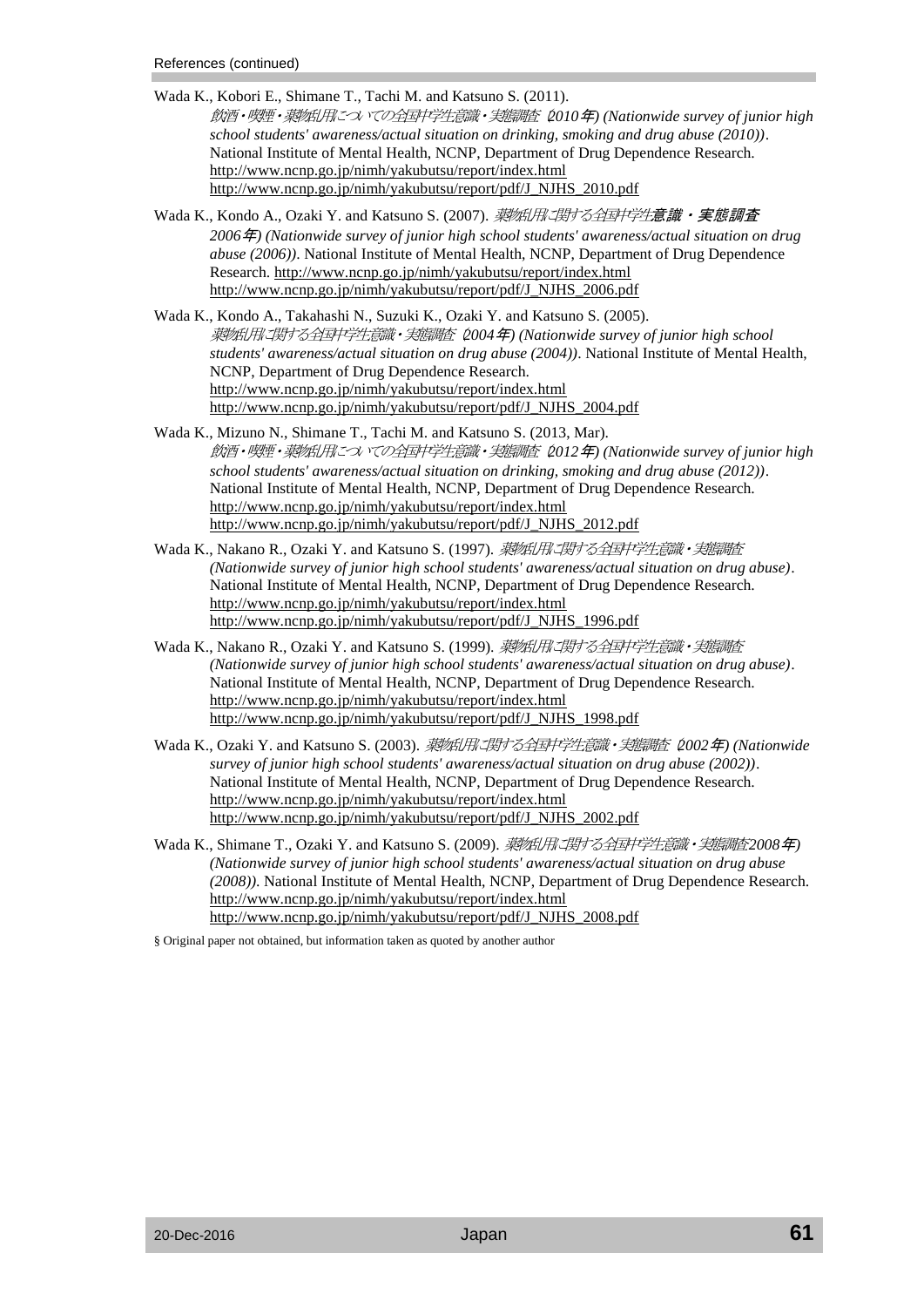References (continued)

Wada K., Kobori E., Shimane T., Tachi M. and Katsuno S. (2011). *飲酒・喫煙・薬物乱用についての全国中学生意識・実態調査（2010年) (Nationwide survey of junior high school students' awareness/actual situation on drinking, smoking and drug abuse (2010))*. National Institute of Mental Health, NCNP, Department of Drug Dependence Research. http://www.ncnp.go.jp/nimh/yakubutsu/report/index.html http://www.ncnp.go.jp/nimh/yakubutsu/report/pdf/J_NJHS_2010.pdf

Wada K., Kondo A., Ozaki Y. and Katsuno S. (2007). *薬物乱用に関する全国中学生意識・実態調査（2006年) (Nationwide survey of junior high school students' awareness/actual situation on drug abuse (2006))*. National Institute of Mental Health, NCNP, Department of Drug Dependence Research. http://www.ncnp.go.jp/nimh/yakubutsu/report/index.html http://www.ncnp.go.jp/nimh/yakubutsu/report/pdf/J_NJHS_2006.pdf

Wada K., Kondo A., Takahashi N., Suzuki K., Ozaki Y. and Katsuno S. (2005). *薬物乱用に関する全国中学生意識・実態調査（2004年) (Nationwide survey of junior high school students' awareness/actual situation on drug abuse (2004))*. National Institute of Mental Health, NCNP, Department of Drug Dependence Research. http://www.ncnp.go.jp/nimh/yakubutsu/report/index.html http://www.ncnp.go.jp/nimh/yakubutsu/report/pdf/J_NJHS_2004.pdf

Wada K., Mizuno N., Shimane T., Tachi M. and Katsuno S. (2013, Mar). *飲酒・喫煙・薬物乱用についての全国中学生意識・実態調査（2012年) (Nationwide survey of junior high school students' awareness/actual situation on drinking, smoking and drug abuse (2012))*. National Institute of Mental Health, NCNP, Department of Drug Dependence Research. http://www.ncnp.go.jp/nimh/yakubutsu/report/index.html http://www.ncnp.go.jp/nimh/yakubutsu/report/pdf/J_NJHS_2012.pdf

Wada K., Nakano R., Ozaki Y. and Katsuno S. (1997). *薬物乱用に関する全国中学生意識・実態調査 (Nationwide survey of junior high school students' awareness/actual situation on drug abuse)*. National Institute of Mental Health, NCNP, Department of Drug Dependence Research. http://www.ncnp.go.jp/nimh/yakubutsu/report/index.html http://www.ncnp.go.jp/nimh/yakubutsu/report/pdf/J_NJHS_1996.pdf

Wada K., Nakano R., Ozaki Y. and Katsuno S. (1999). *薬物乱用に関する全国中学生意識・実態調査 (Nationwide survey of junior high school students' awareness/actual situation on drug abuse)*. National Institute of Mental Health, NCNP, Department of Drug Dependence Research. http://www.ncnp.go.jp/nimh/yakubutsu/report/index.html http://www.ncnp.go.jp/nimh/yakubutsu/report/pdf/J_NJHS_1998.pdf

Wada K., Ozaki Y. and Katsuno S. (2003). *薬物乱用に関する全国中学生意識・実態調査（2002年) (Nationwide survey of junior high school students' awareness/actual situation on drug abuse (2002))*. National Institute of Mental Health, NCNP, Department of Drug Dependence Research. http://www.ncnp.go.jp/nimh/yakubutsu/report/index.html http://www.ncnp.go.jp/nimh/yakubutsu/report/pdf/J_NJHS_2002.pdf

Wada K., Shimane T., Ozaki Y. and Katsuno S. (2009). *薬物乱用に関する全国中学生意識・実態調査2008年) (Nationwide survey of junior high school students' awareness/actual situation on drug abuse (2008))*. National Institute of Mental Health, NCNP, Department of Drug Dependence Research. http://www.ncnp.go.jp/nimh/yakubutsu/report/index.html http://www.ncnp.go.jp/nimh/yakubutsu/report/pdf/J_NJHS_2008.pdf

§ Original paper not obtained, but information taken as quoted by another author